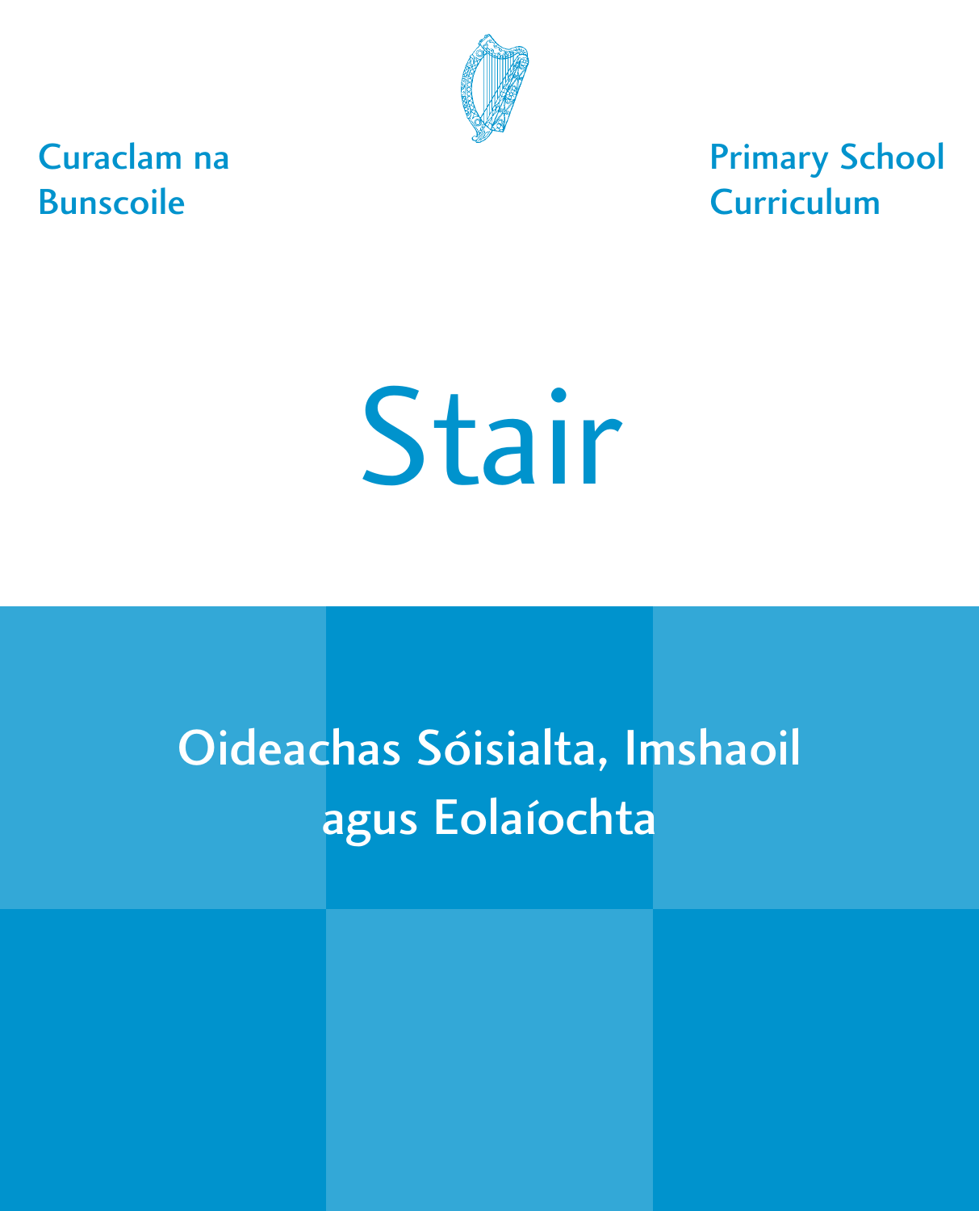Curaclam na Bunscoile

Primary School Curriculum

# Stair

## Oideachas Sóisialta, Imshaoil agus Eolaíochta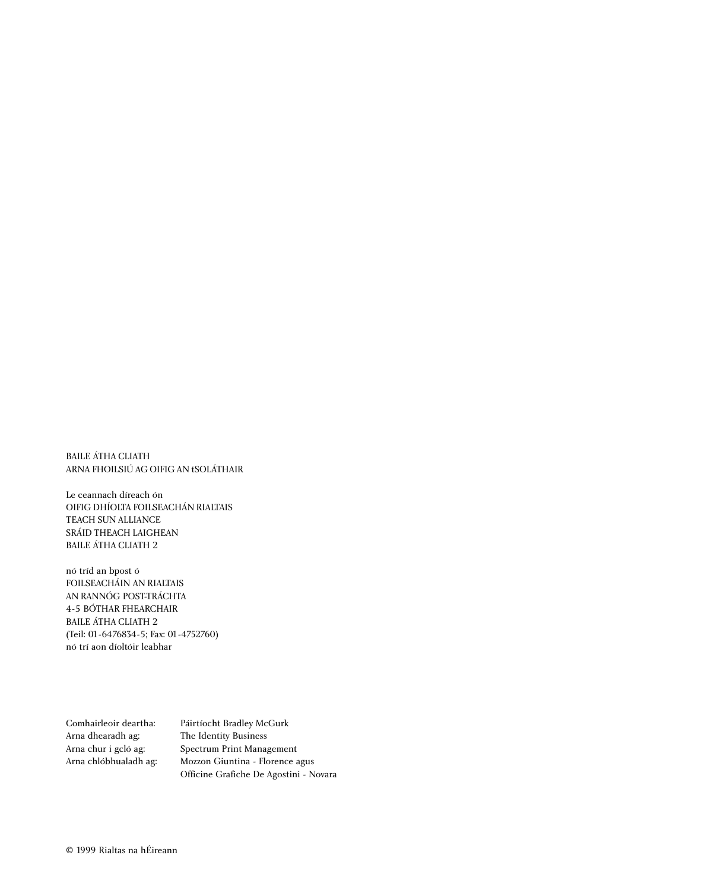BAILE ÁTHA CLIATH
ARNA FHOILSIÚ AG OIFIG AN tSOLÁTHAIR

Le ceannach díreach ón
OIFIG DHÍOLTA FOILSEACHÁN RIALTAIS
TEACH SUN ALLIANCE
SRÁID THEACH LAIGHEAN
BAILE ÁTHA CLIATH 2

nó tríd an bpost ó
FOILSEACHÁIN AN RIALTAIS
AN RANNÓG POST-TRÁCHTA
4-5 BÓTHAR FHEARCHAIR
BAILE ÁTHA CLIATH 2
(Teil: 01-6476834-5; Fax: 01-4752760)
nó trí aon díoltóir leabhar

| | |
|---|---|
| Comhairleoir deartha: | Páirtíocht Bradley McGurk |
| Arna dhearadh ag: | The Identity Business |
| Arna chur i gcló ag: | Spectrum Print Management |
| Arna chlóbhualadh ag: | Mozzon Giuntina - Florence agus Officine Grafiche De Agostini - Novara |

© 1999 Rialtas na hÉireann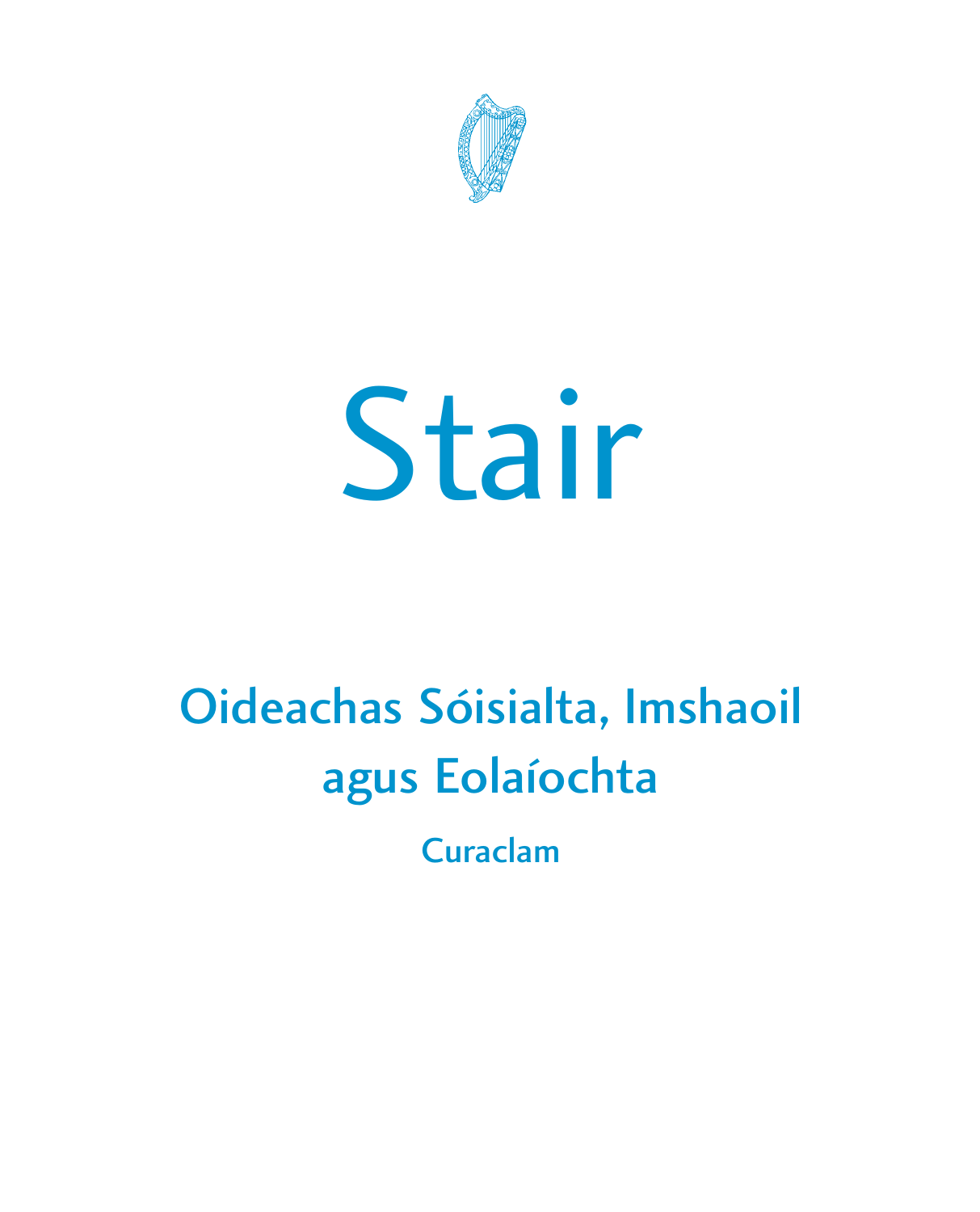# Stair

## Oideachas Sóisialta, Imshaoil agus Eolaíochta

### Curaclam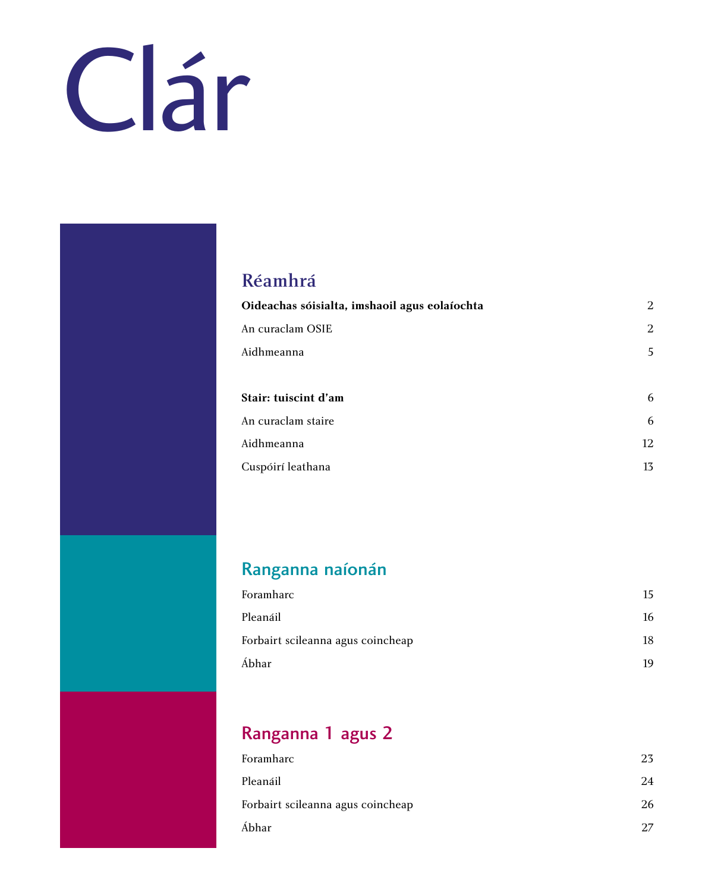# Clár

## Réamhrá

| | |
|---|---|
| **Oideachas sóisialta, imshaoil agus eolaíochta** | 2 |
| An curaclam OSIE | 2 |
| Aidhmeanna | 5 |
| **Stair: tuiscint d'am** | 6 |
| An curaclam staire | 6 |
| Aidhmeanna | 12 |
| Cuspóirí leathana | 13 |

## Ranganna naíonán

| | |
|---|---|
| Foramharc | 15 |
| Pleanáil | 16 |
| Forbairt scileanna agus coincheap | 18 |
| Ábhar | 19 |

## Ranganna 1 agus 2

| | |
|---|---|
| Foramharc | 23 |
| Pleanáil | 24 |
| Forbairt scileanna agus coincheap | 26 |
| Ábhar | 27 |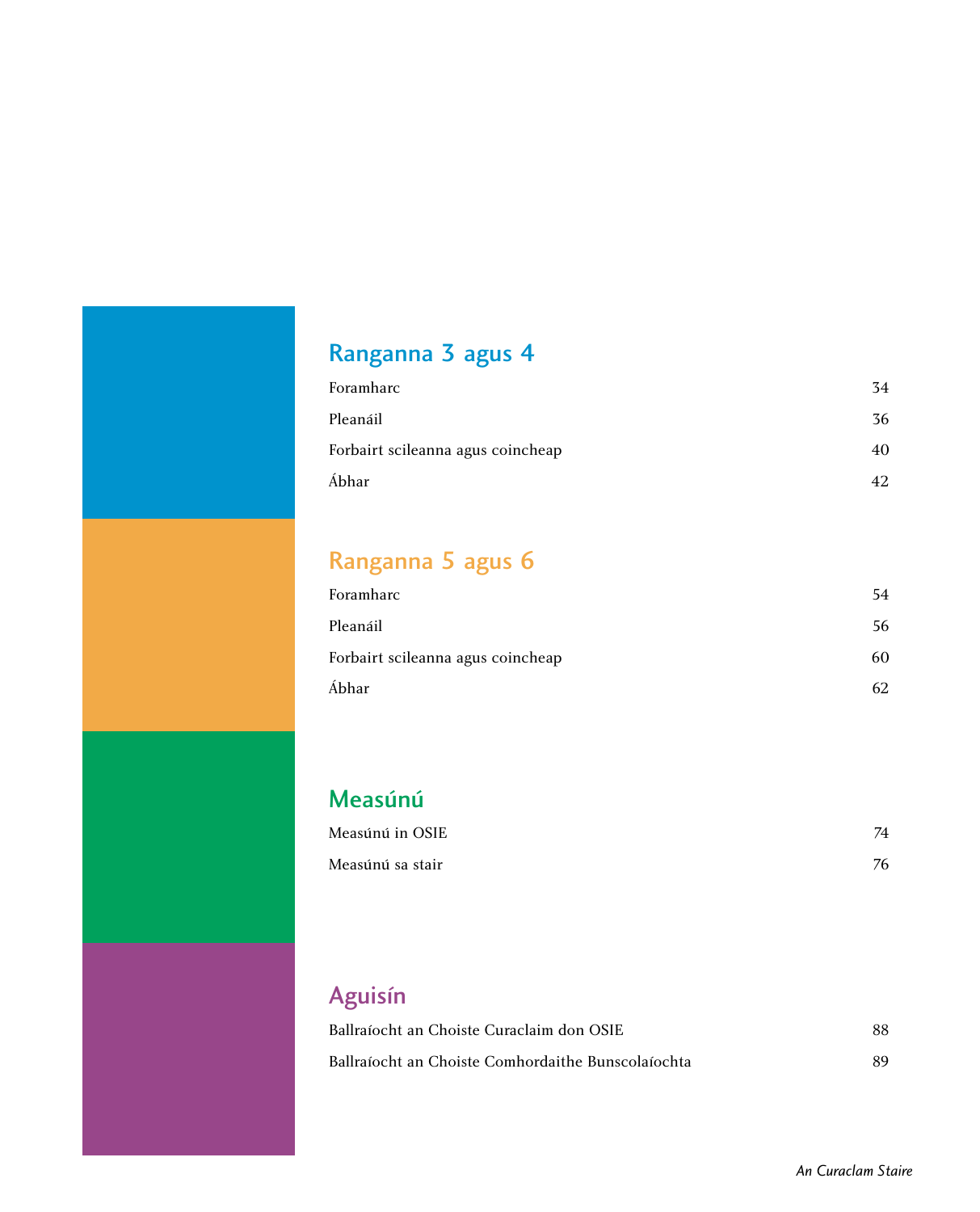## Ranganna 3 agus 4

| | |
|---|---|
| Foramharc | 34 |
| Pleanáil | 36 |
| Forbairt scileanna agus coincheap | 40 |
| Ábhar | 42 |

## Ranganna 5 agus 6

| | |
|---|---|
| Foramharc | 54 |
| Pleanáil | 56 |
| Forbairt scileanna agus coincheap | 60 |
| Ábhar | 62 |

## Measúnú

| | |
|---|---|
| Measúnú in OSIE | 74 |
| Measúnú sa stair | 76 |

## Aguisín

| | |
|---|---|
| Ballraíocht an Choiste Curaclaim don OSIE | 88 |
| Ballraíocht an Choiste Comhordaithe Bunscolaíochta | 89 |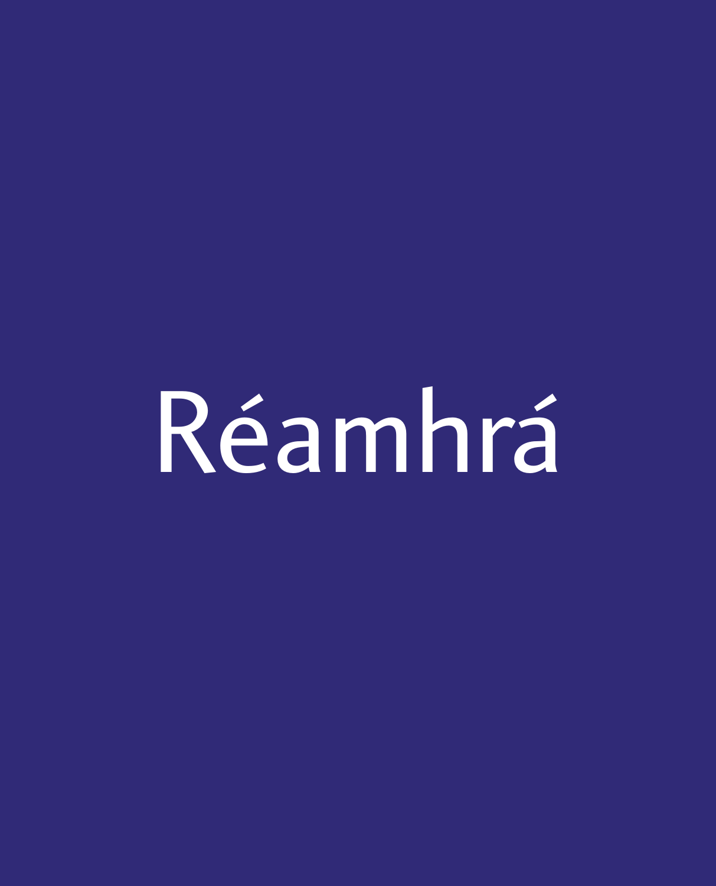# Réamhrá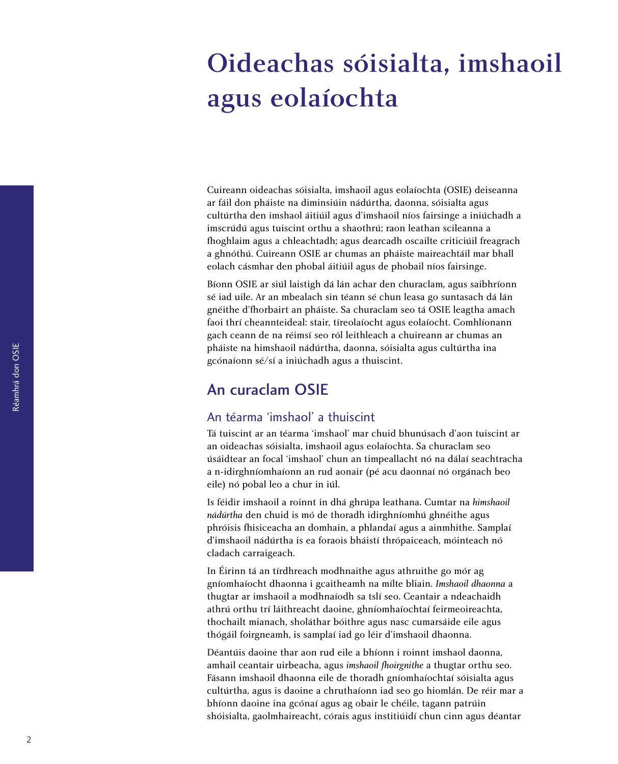# Oideachas sóisialta, imshaoil agus eolaíochta

Cuireann oideachas sóisialta, imshaoil agus eolaíochta (OSIE) deiseanna ar fáil don pháiste na diminsiúin nádúrtha, daonna, sóisialta agus cultúrtha den imshaol áitiúil agus d'imshaoil níos fairsinge a iniúchadh a imscrúdú agus tuiscint orthu a shaothrú; raon leathan scileanna a fhoghlaim agus a chleachtadh; agus dearcadh oscailte criticiúil freagrach a ghnóthú. Cuireann OSIE ar chumas an pháiste maireachtáil mar bhall eolach cásmhar den phobal áitiúil agus de phobail níos fairsinge.

Bíonn OSIE ar siúl laistigh dá lán achar den churaclam, agus saibhríonn sé iad uile. Ar an mbealach sin téann sé chun leasa go suntasach dá lán gnéithe d'fhorbairt an pháiste. Sa churaclam seo tá OSIE leagtha amach faoi thrí cheannteideal: stair, tíreolaíocht agus eolaíocht. Comhlíonann gach ceann de na réimsí seo ról leithleach a chuireann ar chumas an pháiste na himshaoil nádúrtha, daonna, sóisialta agus cultúrtha ina gcónaíonn sé/sí a iniúchadh agus a thuiscint.

## An curaclam OSIE

### An téarma 'imshaol' a thuiscint

Tá tuiscint ar an téarma 'imshaol' mar chuid bhunúsach d'aon tuiscint ar an oideachas sóisialta, imshaoil agus eolaíochta. Sa churaclam seo úsáidtear an focal 'imshaol' chun an timpeallacht nó na dálaí seachtracha a n-idirghníomhaíonn an rud aonair (pé acu daonnaí nó orgánach beo eile) nó pobal leo a chur in iúl.

Is féidir imshaoil a roinnt in dhá ghrúpa leathana. Cumtar na *himshaoil nádúrtha* den chuid is mó de thoradh idirghníomhú ghnéithe agus phróisis fhisiceacha an domhain, a phlandaí agus a ainmhithe. Samplaí d'imshaoil nádúrtha is ea foraois bháistí thrópaiceach, móinteach nó cladach carraigeach.

In Éirinn tá an tírdhreach modhnaithe agus athruithe go mór ag gníomhaíocht dhaonna i gcaitheamh na mílte bliain. *Imshaoil dhaonna* a thugtar ar imshaoil a modhnaíodh sa tslí seo. Ceantair a ndeachaidh athrú orthu trí láithreacht daoine, ghníomhaíochtaí feirmeoireachta, thochailt mianach, sholáthar bóithre agus nasc cumarsáide eile agus thógáil foirgneamh, is samplaí iad go léir d'imshaoil dhaonna.

Déantúis daoine thar aon rud eile a bhíonn i roinnt imshaol daonna, amhail ceantair uirbeacha, agus *imshaoil fhoirgnithe* a thugtar orthu seo. Fásann imshaoil dhaonna eile de thoradh gníomhaíochtaí sóisialta agus cultúrtha, agus is daoine a chruthaíonn iad seo go hiomlán. De réir mar a bhíonn daoine ina gcónaí agus ag obair le chéile, tagann patrúin shóisialta, gaolmhaireacht, córais agus institiúidí chun cinn agus déantar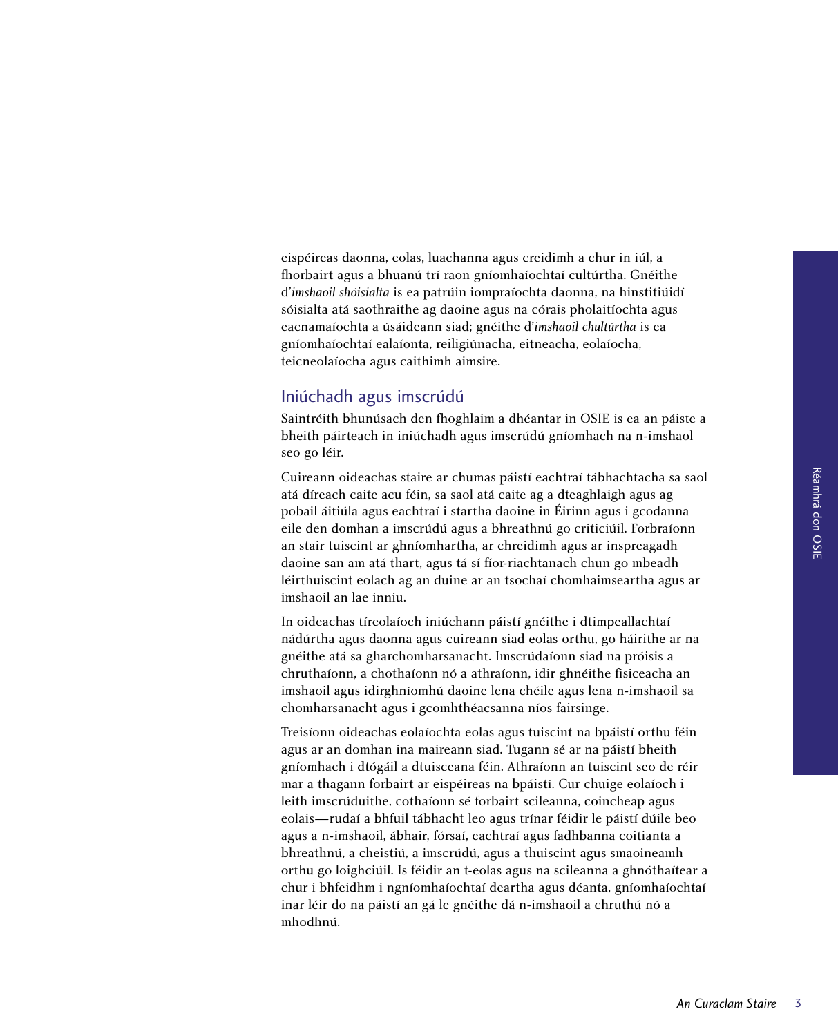eispéireas daonna, eolas, luachanna agus creidimh a chur in iúl, a fhorbairt agus a bhuanú trí raon gníomhaíochtaí cultúrtha. Gnéithe d'*imshaoil shóisialta* is ea patrúin iompraíochta daonna, na hinstitiúidí sóisialta atá saothraithe ag daoine agus na córais pholaitíochta agus eacnamaíochta a úsáideann siad; gnéithe d'*imshaoil chultúrtha* is ea gníomhaíochtaí ealaíonta, reiligiúnacha, eitneacha, eolaíocha, teicneolaíocha agus caithimh aimsire.

## Iniúchadh agus imscrúdú

Saintréith bhunúsach den fhoghlaim a dhéantar in OSIE is ea an páiste a bheith páirteach in iniúchadh agus imscrúdú gníomhach na n-imshaol seo go léir.

Cuireann oideachas staire ar chumas páistí eachtraí tábhachtacha sa saol atá díreach caite acu féin, sa saol atá caite ag a dteaghlaigh agus ag pobail áitiúla agus eachtraí i startha daoine in Éirinn agus i gcodanna eile den domhan a imscrúdú agus a bhreathnú go criticiúil. Forbraíonn an stair tuiscint ar ghníomhartha, ar chreidimh agus ar inspreagadh daoine san am atá thart, agus tá sí fíor-riachtanach chun go mbeadh léirthuiscint eolach ag an duine ar an tsochaí chomhaimseartha agus ar imshaoil an lae inniu.

In oideachas tíreolaíoch iniúchann páistí gnéithe i dtimpeallachtaí nádúrtha agus daonna agus cuireann siad eolas orthu, go háirithe ar na gnéithe atá sa gharchomharsanacht. Imscrúdaíonn siad na próisis a chruthaíonn, a chothaíonn nó a athraíonn, idir ghnéithe fisiceacha an imshaoil agus idirghníomhú daoine lena chéile agus lena n-imshaoil sa chomharsanacht agus i gcomhthéacsanna níos fairsinge.

Treisíonn oideachas eolaíochta eolas agus tuiscint na bpáistí orthu féin agus ar an domhan ina maireann siad. Tugann sé ar na páistí bheith gníomhach i dtógáil a dtuisceana féin. Athraíonn an tuiscint seo de réir mar a thagann forbairt ar eispéireas na bpáistí. Cur chuige eolaíoch i leith imscrúduithe, cothaíonn sé forbairt scileanna, coincheap agus eolais—rudaí a bhfuil tábhacht leo agus trínar féidir le páistí dúile beo agus a n-imshaoil, ábhair, fórsaí, eachtraí agus fadhbanna coitianta a bhreathnú, a cheistiú, a imscrúdú, agus a thuiscint agus smaoineamh orthu go loighciúil. Is féidir an t-eolas agus na scileanna a ghnóthaítear a chur i bhfeidhm i ngníomhaíochtaí deartha agus déanta, gníomhaíochtaí inar léir do na páistí an gá le gnéithe dá n-imshaoil a chruthú nó a mhodhnú.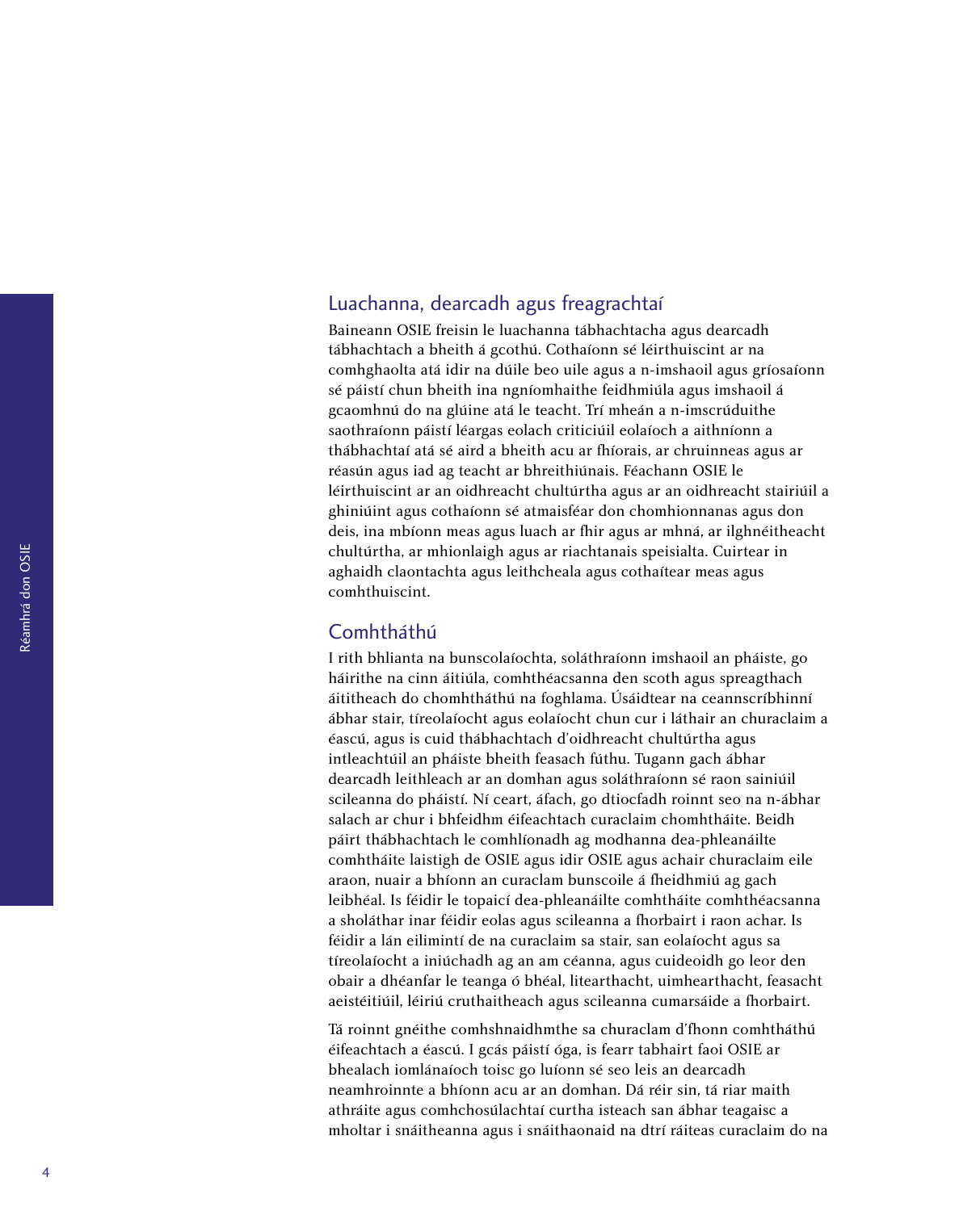## Luachanna, dearcadh agus freagrachtaí

Baineann OSIE freisin le luachanna tábhachtacha agus dearcadh tábhachtach a bheith á gcothú. Cothaíonn sé léirthuiscint ar na comhghaolta atá idir na dúile beo uile agus a n-imshaoil agus gríosaíonn sé páistí chun bheith ina ngníomhaithe feidhmiúla agus imshaoil á gcaomhnú do na glúine atá le teacht. Trí mheán a n-imscrúduithe saothraíonn páistí léargas eolach criticiúil eolaíoch a aithníonn a thábhachtaí atá sé aird a bheith acu ar fhíorais, ar chruinneas agus ar réasún agus iad ag teacht ar bhreithiúnais. Féachann OSIE le léirthuiscint ar an oidhreacht chultúrtha agus ar an oidhreacht stairiúil a ghiniúint agus cothaíonn sé atmaisféar don chomhionnanas agus don deis, ina mbíonn meas agus luach ar fhir agus ar mhná, ar ilghnéitheacht chultúrtha, ar mhionlaigh agus ar riachtanais speisialta. Cuirtear in aghaidh claontachta agus leithcheala agus cothaítear meas agus comhthuiscint.

## Comhtháthú

I rith bhlianta na bunscolaíochta, soláthraíonn imshaoil an pháiste, go háirithe na cinn áitiúla, comhthéacsanna den scoth agus spreagthach áititheach do chomhtháthú na foghlama. Úsáidtear na ceannscríbhinní ábhar stair, tíreolaíocht agus eolaíocht chun cur i láthair an churaclaim a éascú, agus is cuid thábhachtach d'oidhreacht chultúrtha agus intleachtúil an pháiste bheith feasach fúthu. Tugann gach ábhar dearcadh leithleach ar an domhan agus soláthraíonn sé raon sainiúil scileanna do pháistí. Ní ceart, áfach, go dtiocfadh roinnt seo na n-ábhar salach ar chur i bhfeidhm éifeachtach curaclaim chomhtháite. Beidh páirt thábhachtach le comhlíonadh ag modhanna dea-phleanáilte comhtháite laistigh de OSIE agus idir OSIE agus achair churaclaim eile araon, nuair a bhíonn an curaclam bunscoile á fheidhmiú ag gach leibhéal. Is féidir le topaicí dea-phleanáilte comhtháite comhthéacsanna a sholáthar inar féidir eolas agus scileanna a fhorbairt i raon achar. Is féidir a lán eilimintí de na curaclaim sa stair, san eolaíocht agus sa tíreolaíocht a iniúchadh ag an am céanna, agus cuideoidh go leor den obair a dhéanfar le teanga ó bhéal, litearthacht, uimhearthacht, feasacht aeistéitiúil, léiriú cruthaitheach agus scileanna cumarsáide a fhorbairt.

Tá roinnt gnéithe comhshnaidhmthe sa churaclam d'fhonn comhtháthú éifeachtach a éascú. I gcás páistí óga, is fearr tabhairt faoi OSIE ar bhealach iomlánaíoch toisc go luíonn sé seo leis an dearcadh neamhroinnte a bhíonn acu ar an domhan. Dá réir sin, tá riar maith athráite agus comhchosúlachtaí curtha isteach san ábhar teagaisc a mholtar i snáitheanna agus i snáithaonaid na dtrí ráiteas curaclaim do na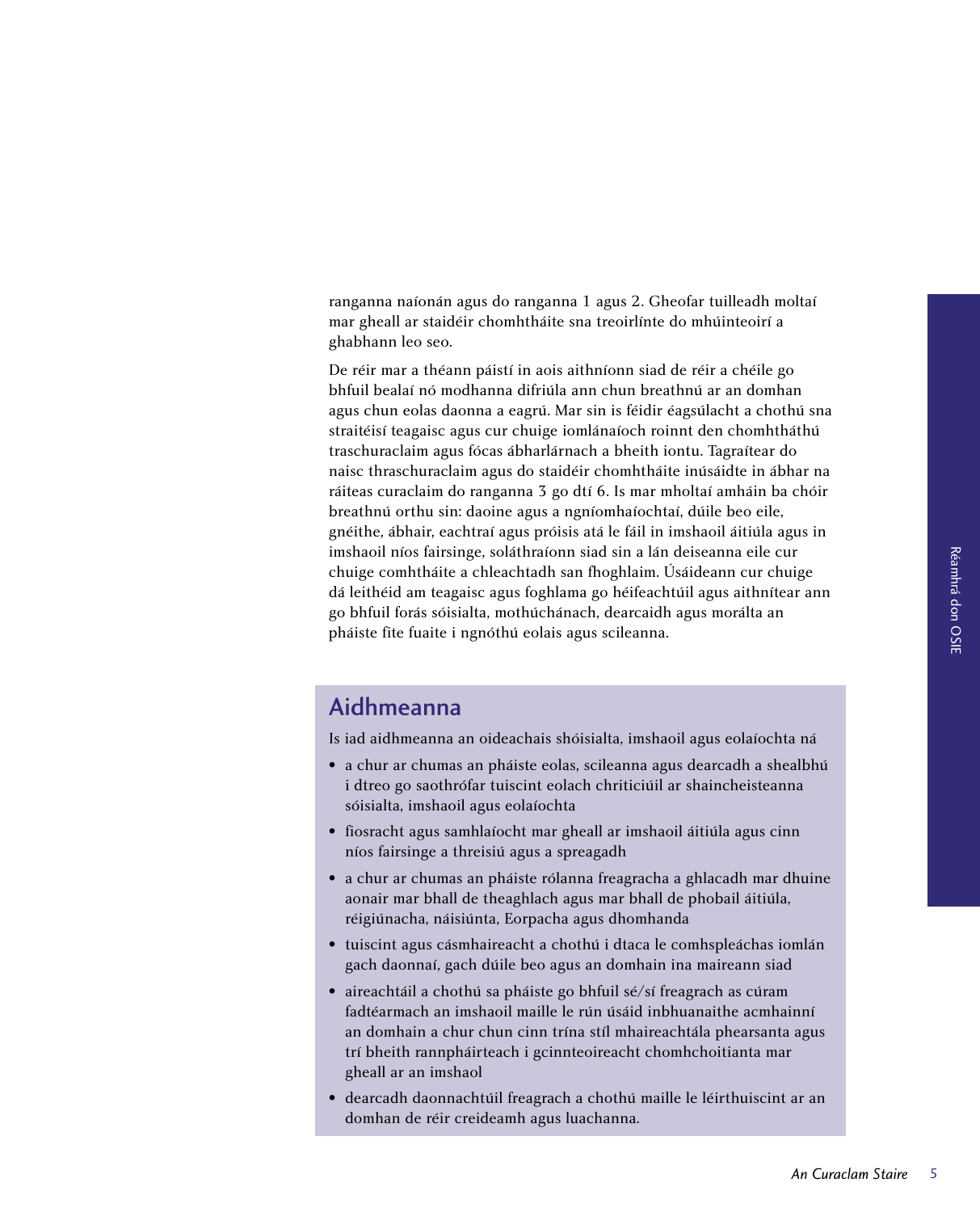ranganna naíonán agus do ranganna 1 agus 2. Gheofar tuilleadh moltaí mar gheall ar staidéir chomhtháite sna treoirlínte do mhúinteoirí a ghabhann leo seo.

De réir mar a théann páistí in aois aithníonn siad de réir a chéile go bhfuil bealaí nó modhanna difriúla ann chun breathnú ar an domhan agus chun eolas daonna a eagrú. Mar sin is féidir éagsúlacht a chothú sna straitéisí teagaisc agus cur chuige iomlánaíoch roinnt den chomhtháthú traschuraclaim agus fócas ábharlárnach a bheith iontu. Tagraítear do naisc thraschuraclaim agus do staidéir chomhtháite inúsáidte in ábhar na ráiteas curaclaim do ranganna 3 go dtí 6. Is mar mholtaí amháin ba chóir breathnú orthu sin: daoine agus a ngníomhaíochtaí, dúile beo eile, gnéithe, ábhair, eachtraí agus próisis atá le fáil in imshaoil áitiúla agus in imshaoil níos fairsinge, soláthraíonn siad sin a lán deiseanna eile cur chuige comhtháite a chleachtadh san fhoghlaim. Úsáideann cur chuige dá leithéid am teagaisc agus foghlama go héifeachtúil agus aithnítear ann go bhfuil forás sóisialta, mothúchánach, dearcaidh agus morálta an pháiste fite fuaite i ngnóthú eolais agus scileanna.

## Aidhmeanna

Is iad aidhmeanna an oideachais shóisialta, imshaoil agus eolaíochta ná

- a chur ar chumas an pháiste eolas, scileanna agus dearcadh a shealbhú i dtreo go saothrófar tuiscint eolach chriticiúil ar shaincheisteanna sóisialta, imshaoil agus eolaíochta
- fiosracht agus samhlaíocht mar gheall ar imshaoil áitiúla agus cinn níos fairsinge a threisiú agus a spreagadh
- a chur ar chumas an pháiste rólanna freagracha a ghlacadh mar dhuine aonair mar bhall de theaghlach agus mar bhall de phobail áitiúla, réigiúnacha, náisiúnta, Eorpacha agus dhomhanda
- tuiscint agus cásmhaireacht a chothú i dtaca le comhspleáchas iomlán gach daonnaí, gach dúile beo agus an domhain ina maireann siad
- aireachtáil a chothú sa pháiste go bhfuil sé/sí freagrach as cúram fadtéarmach an imshaoil maille le rún úsáid inbhuanaithe acmhainní an domhain a chur chun cinn trína stíl mhaireachtála phearsanta agus trí bheith rannpháirteach i gcinnteoireacht chomhchoitianta mar gheall ar an imshaol
- dearcadh daonnachtúil freagrach a chothú maille le léirthuiscint ar an domhan de réir creideamh agus luachanna.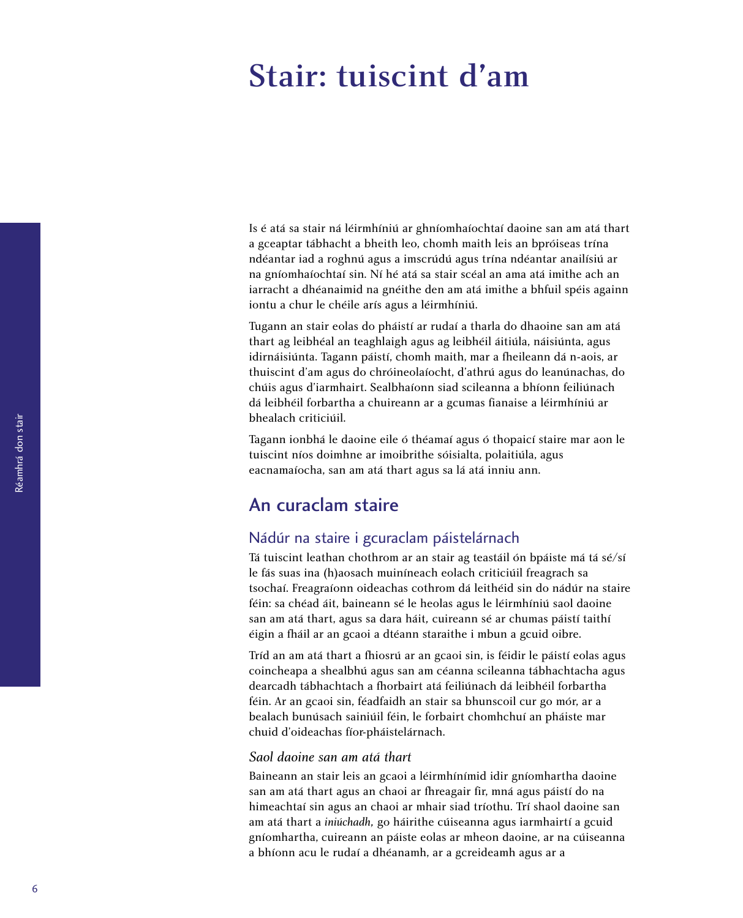# Stair: tuiscint d'am

Is é atá sa stair ná léirmhíniú ar ghníomhaíochtaí daoine san am atá thart a gceaptar tábhacht a bheith leo, chomh maith leis an bpróiseas trína ndéantar iad a roghnú agus a imscrúdú agus trína ndéantar anailísiú ar na gníomhaíochtaí sin. Ní hé atá sa stair scéal an ama atá imithe ach an iarracht a dhéanaimid na gnéithe den am atá imithe a bhfuil spéis againn iontu a chur le chéile arís agus a léirmhíniú.

Tugann an stair eolas do pháistí ar rudaí a tharla do dhaoine san am atá thart ag leibhéal an teaghlaigh agus ag leibhéil áitiúla, náisiúnta, agus idirnáisiúnta. Tagann páistí, chomh maith, mar a fheileann dá n-aois, ar thuiscint d'am agus do chróineolaíocht, d'athrú agus do leanúnachas, do chúis agus d'iarmhairt. Sealbhaíonn siad scileanna a bhíonn feiliúnach dá leibhéil forbartha a chuireann ar a gcumas fianaise a léirmhíniú ar bhealach criticiúil.

Tagann ionbhá le daoine eile ó théamaí agus ó thopaicí staire mar aon le tuiscint níos doimhne ar imoibrithe sóisialta, polaitiúla, agus eacnamaíocha, san am atá thart agus sa lá atá inniu ann.

## An curaclam staire

### Nádúr na staire i gcuraclam páistelárnach

Tá tuiscint leathan chothrom ar an stair ag teastáil ón bpáiste má tá sé/sí le fás suas ina (h)aosach muiníneach eolach criticiúil freagrach sa tsochaí. Freagraíonn oideachas cothrom dá leithéid sin do nádúr na staire féin: sa chéad áit, baineann sé le heolas agus le léirmhíniú saol daoine san am atá thart, agus sa dara háit, cuireann sé ar chumas páistí taithí éigin a fháil ar an gcaoi a dtéann staraithe i mbun a gcuid oibre.

Tríd an am atá thart a fhiosrú ar an gcaoi sin, is féidir le páistí eolas agus coincheapa a shealbhú agus san am céanna scileanna tábhachtacha agus dearcadh tábhachtach a fhorbairt atá feiliúnach dá leibhéil forbartha féin. Ar an gcaoi sin, féadfaidh an stair sa bhunscoil cur go mór, ar a bealach bunúsach sainiúil féin, le forbairt chomhchuí an pháiste mar chuid d'oideachas fíor-pháistelárnach.

#### *Saol daoine san am atá thart*

Baineann an stair leis an gcaoi a léirmhínímid idir gníomhartha daoine san am atá thart agus an chaoi ar fhreagair fir, mná agus páistí do na himeachtaí sin agus an chaoi ar mhair siad tríothu. Trí shaol daoine san am atá thart a *iniúchadh,* go háirithe cúiseanna agus iarmhairtí a gcuid gníomhartha, cuireann an páiste eolas ar mheon daoine, ar na cúiseanna a bhíonn acu le rudaí a dhéanamh, ar a gcreideamh agus ar a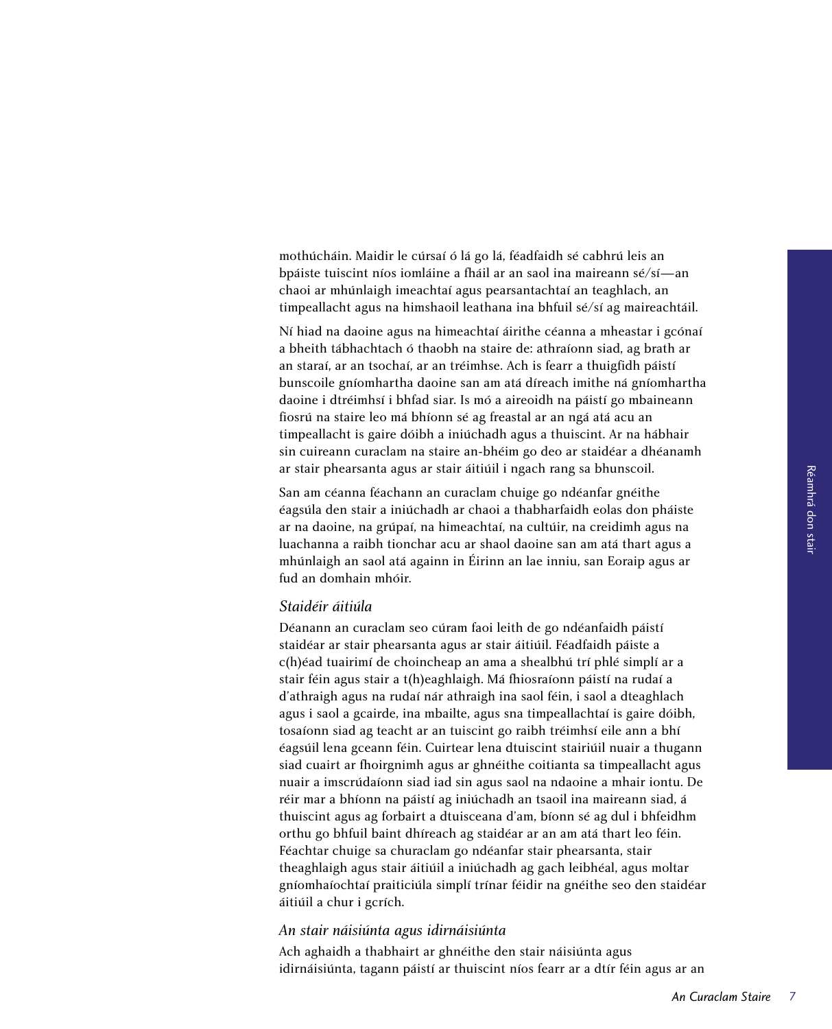mothúcháin. Maidir le cúrsaí ó lá go lá, féadfaidh sé cabhrú leis an bpáiste tuiscint níos iomláine a fháil ar an saol ina maireann sé/sí—an chaoi ar mhúnlaigh imeachtaí agus pearsantachtaí an teaghlach, an timpeallacht agus na himshaoil leathana ina bhfuil sé/sí ag maireachtáil.

Ní hiad na daoine agus na himeachtaí áirithe céanna a mheastar i gcónaí a bheith tábhachtach ó thaobh na staire de: athraíonn siad, ag brath ar an staraí, ar an tsochaí, ar an tréimhse. Ach is fearr a thuigfidh páistí bunscoile gníomhartha daoine san am atá díreach imithe ná gníomhartha daoine i dtréimhsí i bhfad siar. Is mó a aireoidh na páistí go mbaineann fiosrú na staire leo má bhíonn sé ag freastal ar an ngá atá acu an timpeallacht is gaire dóibh a iniúchadh agus a thuiscint. Ar na hábhair sin cuireann curaclam na staire an-bhéim go deo ar staidéar a dhéanamh ar stair phearsanta agus ar stair áitiúil i ngach rang sa bhunscoil.

San am céanna féachann an curaclam chuige go ndéanfar gnéithe éagsúla den stair a iniúchadh ar chaoi a thabharfaidh eolas don pháiste ar na daoine, na grúpaí, na himeachtaí, na cultúir, na creidimh agus na luachanna a raibh tionchar acu ar shaol daoine san am atá thart agus a mhúnlaigh an saol atá againn in Éirinn an lae inniu, san Eoraip agus ar fud an domhain mhóir.

### *Staidéir áitiúla*

Déanann an curaclam seo cúram faoi leith de go ndéanfaidh páistí staidéar ar stair phearsanta agus ar stair áitiúil. Féadfaidh páiste a c(h)éad tuairimí de choincheap an ama a shealbhú trí phlé simplí ar a stair féin agus stair a t(h)eaghlaigh. Má fhiosraíonn páistí na rudaí a d'athraigh agus na rudaí nár athraigh ina saol féin, i saol a dteaghlach agus i saol a gcairde, ina mbailte, agus sna timpeallachtaí is gaire dóibh, tosaíonn siad ag teacht ar an tuiscint go raibh tréimhsí eile ann a bhí éagsúil lena gceann féin. Cuirtear lena dtuiscint stairiúil nuair a thugann siad cuairt ar fhoirgnimh agus ar ghnéithe coitianta sa timpeallacht agus nuair a imscrúdaíonn siad iad sin agus saol na ndaoine a mhair iontu. De réir mar a bhíonn na páistí ag iniúchadh an tsaoil ina maireann siad, á thuiscint agus ag forbairt a dtuisceana d'am, bíonn sé ag dul i bhfeidhm orthu go bhfuil baint dhíreach ag staidéar ar an am atá thart leo féin. Féachtar chuige sa churaclam go ndéanfar stair phearsanta, stair theaghlaigh agus stair áitiúil a iniúchadh ag gach leibhéal, agus moltar gníomhaíochtaí praiticiúla simplí trínar féidir na gnéithe seo den staidéar áitiúil a chur i gcrích.

### *An stair náisiúnta agus idirnáisiúnta*

Ach aghaidh a thabhairt ar ghnéithe den stair náisiúnta agus idirnáisiúnta, tagann páistí ar thuiscint níos fearr ar a dtír féin agus ar an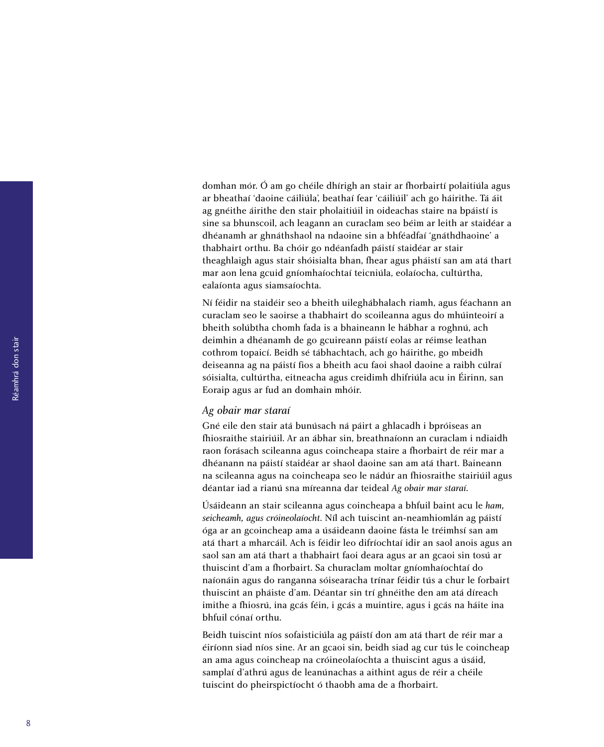domhan mór. Ó am go chéile dhírigh an stair ar fhorbairtí polaitiúla agus ar bheathaí 'daoine cáiliúla', beathaí fear 'cáiliúil' ach go háirithe. Tá áit ag gnéithe áirithe den stair pholaitiúil in oideachas staire na bpáistí is sine sa bhunscoil, ach leagann an curaclam seo béim ar leith ar staidéar a dhéanamh ar ghnáthshaol na ndaoine sin a bhféadfaí 'gnáthdhaoine' a thabhairt orthu. Ba chóir go ndéanfadh páistí staidéar ar stair theaghlaigh agus stair shóisialta bhan, fhear agus pháistí san am atá thart mar aon lena gcuid gníomhaíochtaí teicniúla, eolaíocha, cultúrtha, ealaíonta agus siamsaíochta.

Ní féidir na staidéir seo a bheith uileghábhalach riamh, agus féachann an curaclam seo le saoirse a thabhairt do scoileanna agus do mhúinteoirí a bheith solúbtha chomh fada is a bhaineann le hábhar a roghnú, ach deimhin a dhéanamh de go gcuireann páistí eolas ar réimse leathan cothrom topaicí. Beidh sé tábhachtach, ach go háirithe, go mbeidh deiseanna ag na páistí fios a bheith acu faoi shaol daoine a raibh cúlraí sóisialta, cultúrtha, eitneacha agus creidimh dhifriúla acu in Éirinn, san Eoraip agus ar fud an domhain mhóir.

### *Ag obair mar staraí*

Gné eile den stair atá bunúsach ná páirt a ghlacadh i bpróiseas an fhiosraithe stairiúil. Ar an ábhar sin, breathnaíonn an curaclam i ndiaidh raon forásach scileanna agus coincheapa staire a fhorbairt de réir mar a dhéanann na páistí staidéar ar shaol daoine san am atá thart. Baineann na scileanna agus na coincheapa seo le nádúr an fhiosraithe stairiúil agus déantar iad a rianú sna míreanna dar teideal *Ag obair mar staraí*.

Úsáideann an stair scileanna agus coincheapa a bhfuil baint acu le *ham, seicheamh, agus cróineolaíocht*. Níl ach tuiscint an-neamhiomlán ag páistí óga ar an gcoincheap ama a úsáideann daoine fásta le tréimhsí san am atá thart a mharcáil. Ach is féidir leo difríochtaí idir an saol anois agus an saol san am atá thart a thabhairt faoi deara agus ar an gcaoi sin tosú ar thuiscint d'am a fhorbairt. Sa churaclam moltar gníomhaíochtaí do naíonáin agus do ranganna sóisearacha trínar féidir tús a chur le forbairt thuiscint an pháiste d'am. Déantar sin trí ghnéithe den am atá díreach imithe a fhiosrú, ina gcás féin, i gcás a muintire, agus i gcás na háite ina bhfuil cónaí orthu.

Beidh tuiscint níos sofaisticiúla ag páistí don am atá thart de réir mar a éiríonn siad níos sine. Ar an gcaoi sin, beidh siad ag cur tús le coincheap an ama agus coincheap na cróineolaíochta a thuiscint agus a úsáid, samplaí d'athrú agus de leanúnachas a aithint agus de réir a chéile tuiscint do pheirspictíocht ó thaobh ama de a fhorbairt.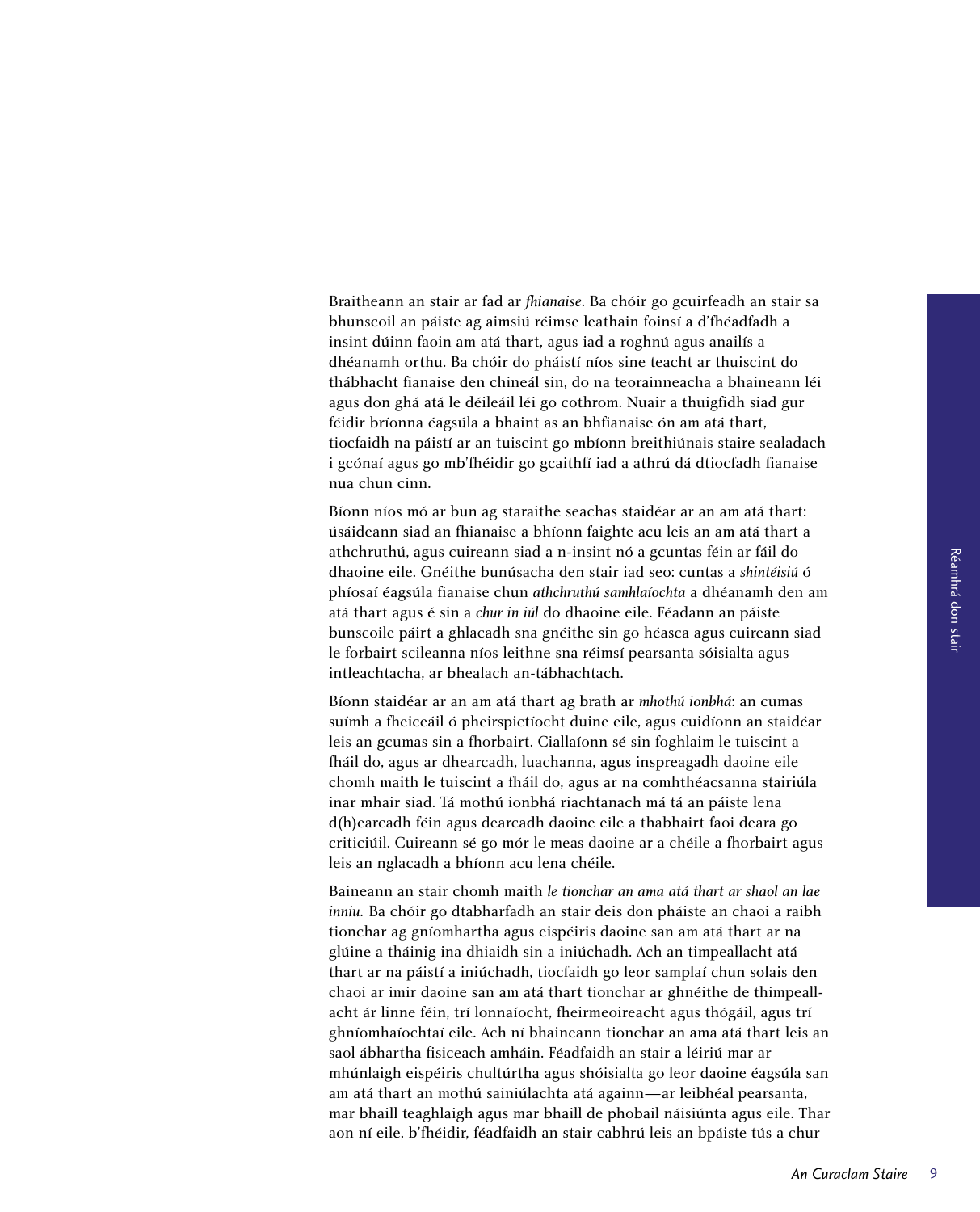Braitheann an stair ar fad ar *fhianaise*. Ba chóir go gcuirfeadh an stair sa bhunscoil an páiste ag aimsiú réimse leathain foinsí a d'fhéadfadh a insint dúinn faoin am atá thart, agus iad a roghnú agus anailís a dhéanamh orthu. Ba chóir do pháistí níos sine teacht ar thuiscint do thábhacht fianaise den chineál sin, do na teorainneacha a bhaineann léi agus don ghá atá le déileáil léi go cothrom. Nuair a thuigfidh siad gur féidir bríonna éagsúla a bhaint as an bhfianaise ón am atá thart, tiocfaidh na páistí ar an tuiscint go mbíonn breithiúnais staire sealadach i gcónaí agus go mb'fhéidir go gcaithfí iad a athrú dá dtiocfadh fianaise nua chun cinn.

Bíonn níos mó ar bun ag staraithe seachas staidéar ar an am atá thart: úsáideann siad an fhianaise a bhíonn faighte acu leis an am atá thart a athchruthú, agus cuireann siad a n-insint nó a gcuntas féin ar fáil do dhaoine eile. Gnéithe bunúsacha den stair iad seo: cuntas a *shintéisiú* ó phíosaí éagsúla fianaise chun *athchruthú samhlaíochta* a dhéanamh den am atá thart agus é sin a *chur in iúl* do dhaoine eile. Féadann an páiste bunscoile páirt a ghlacadh sna gnéithe sin go héasca agus cuireann siad le forbairt scileanna níos leithne sna réimsí pearsanta sóisialta agus intleachtacha, ar bhealach an-tábhachtach.

Bíonn staidéar ar an am atá thart ag brath ar *mhothú ionbhá*: an cumas suímh a fheiceáil ó pheirspictíocht duine eile, agus cuidíonn an staidéar leis an gcumas sin a fhorbairt. Ciallaíonn sé sin foghlaim le tuiscint a fháil do, agus ar dhearcadh, luachanna, agus inspreagadh daoine eile chomh maith le tuiscint a fháil do, agus ar na comhthéacsanna stairiúla inar mhair siad. Tá mothú ionbhá riachtanach má tá an páiste lena d(h)earcadh féin agus dearcadh daoine eile a thabhairt faoi deara go criticiúil. Cuireann sé go mór le meas daoine ar a chéile a fhorbairt agus leis an nglacadh a bhíonn acu lena chéile.

Baineann an stair chomh maith *le tionchar an ama atá thart ar shaol an lae inniu.* Ba chóir go dtabharfadh an stair deis don pháiste an chaoi a raibh tionchar ag gníomhartha agus eispéiris daoine san am atá thart ar na glúine a tháinig ina dhiaidh sin a iniúchadh. Ach an timpeallacht atá thart ar na páistí a iniúchadh, tiocfaidh go leor samplaí chun solais den chaoi ar imir daoine san am atá thart tionchar ar ghnéithe de thimpeallacht ár linne féin, trí lonnaíocht, fheirmeoireacht agus thógáil, agus trí ghníomhaíochtaí eile. Ach ní bhaineann tionchar an ama atá thart leis an saol ábhartha fisiceach amháin. Féadfaidh an stair a léiriú mar ar mhúnlaigh eispéiris chultúrtha agus shóisialta go leor daoine éagsúla san am atá thart an mothú sainiúlachta atá againn—ar leibhéal pearsanta, mar bhaill teaghlaigh agus mar bhaill de phobail náisiúnta agus eile. Thar aon ní eile, b'fhéidir, féadfaidh an stair cabhrú leis an bpáiste tús a chur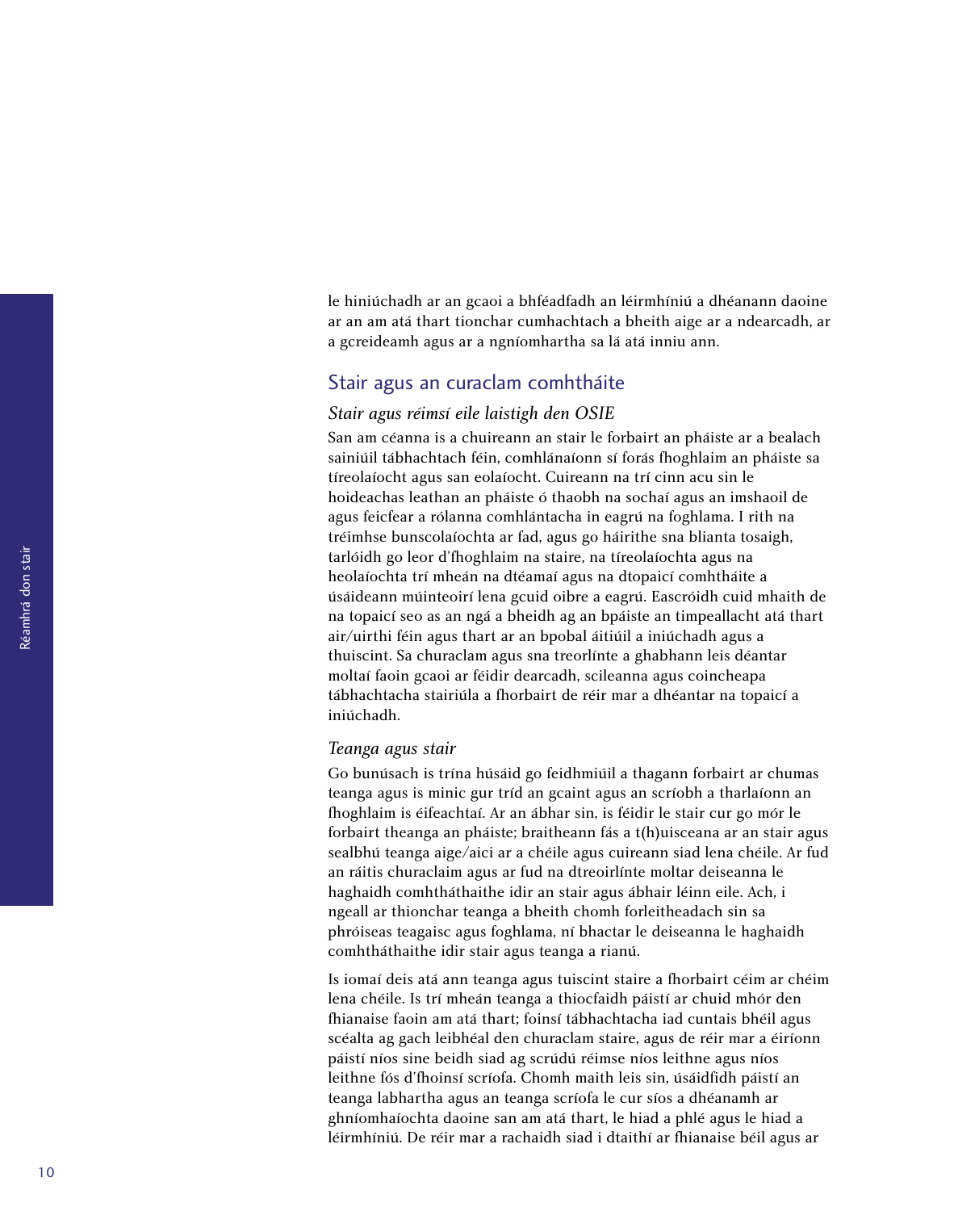le hiniúchadh ar an gcaoi a bhféadfadh an léirmhíniú a dhéanann daoine ar an am atá thart tionchar cumhachtach a bheith aige ar a ndearcadh, ar a gcreideamh agus ar a ngníomhartha sa lá atá inniu ann.

## Stair agus an curaclam comhtháite

### *Stair agus réimsí eile laistigh den OSIE*

San am céanna is a chuireann an stair le forbairt an pháiste ar a bealach sainiúil tábhachtach féin, comhlánaíonn sí forás fhoghlaim an pháiste sa tíreolaíocht agus san eolaíocht. Cuireann na trí cinn acu sin le hoideachas leathan an pháiste ó thaobh na sochaí agus an imshaoil de agus feicfear a rólanna comhlántacha in eagrú na foghlama. I rith na tréimhse bunscolaíochta ar fad, agus go háirithe sna blianta tosaigh, tarlóidh go leor d'fhoghlaim na staire, na tíreolaíochta agus na heolaíochta trí mheán na dtéamaí agus na dtopaicí comhtháite a úsáideann múinteoirí lena gcuid oibre a eagrú. Eascróidh cuid mhaith de na topaicí seo as an ngá a bheidh ag an bpáiste an timpeallacht atá thart air/uirthi féin agus thart ar an bpobal áitiúil a iniúchadh agus a thuiscint. Sa churaclam agus sna treorlínte a ghabhann leis déantar moltaí faoin gcaoi ar féidir dearcadh, scileanna agus coincheapa tábhachtacha stairiúla a fhorbairt de réir mar a dhéantar na topaicí a iniúchadh.

### *Teanga agus stair*

Go bunúsach is trína húsáid go feidhmiúil a thagann forbairt ar chumas teanga agus is minic gur tríd an gcaint agus an scríobh a tharlaíonn an fhoghlaim is éifeachtaí. Ar an ábhar sin, is féidir le stair cur go mór le forbairt theanga an pháiste; braitheann fás a t(h)uisceana ar an stair agus sealbhú teanga aige/aici ar a chéile agus cuireann siad lena chéile. Ar fud an ráitis churaclaim agus ar fud na dtreoirlínte moltar deiseanna le haghaidh comhtháthaithe idir an stair agus ábhair léinn eile. Ach, i ngeall ar thionchar teanga a bheith chomh forleitheadach sin sa phróiseas teagaisc agus foghlama, ní bhactar le deiseanna le haghaidh comhtháthaithe idir stair agus teanga a rianú.

Is iomaí deis atá ann teanga agus tuiscint staire a fhorbairt céim ar chéim lena chéile. Is trí mheán teanga a thiocfaidh páistí ar chuid mhór den fhianaise faoin am atá thart; foinsí tábhachtacha iad cuntais bhéil agus scéalta ag gach leibhéal den churaclam staire, agus de réir mar a éiríonn páistí níos sine beidh siad ag scrúdú réimse níos leithne agus níos leithne fós d'fhoinsí scríofa. Chomh maith leis sin, úsáidfidh páistí an teanga labhartha agus an teanga scríofa le cur síos a dhéanamh ar ghníomhaíochta daoine san am atá thart, le hiad a phlé agus le hiad a léirmhíniú. De réir mar a rachaidh siad i dtaithí ar fhianaise béil agus ar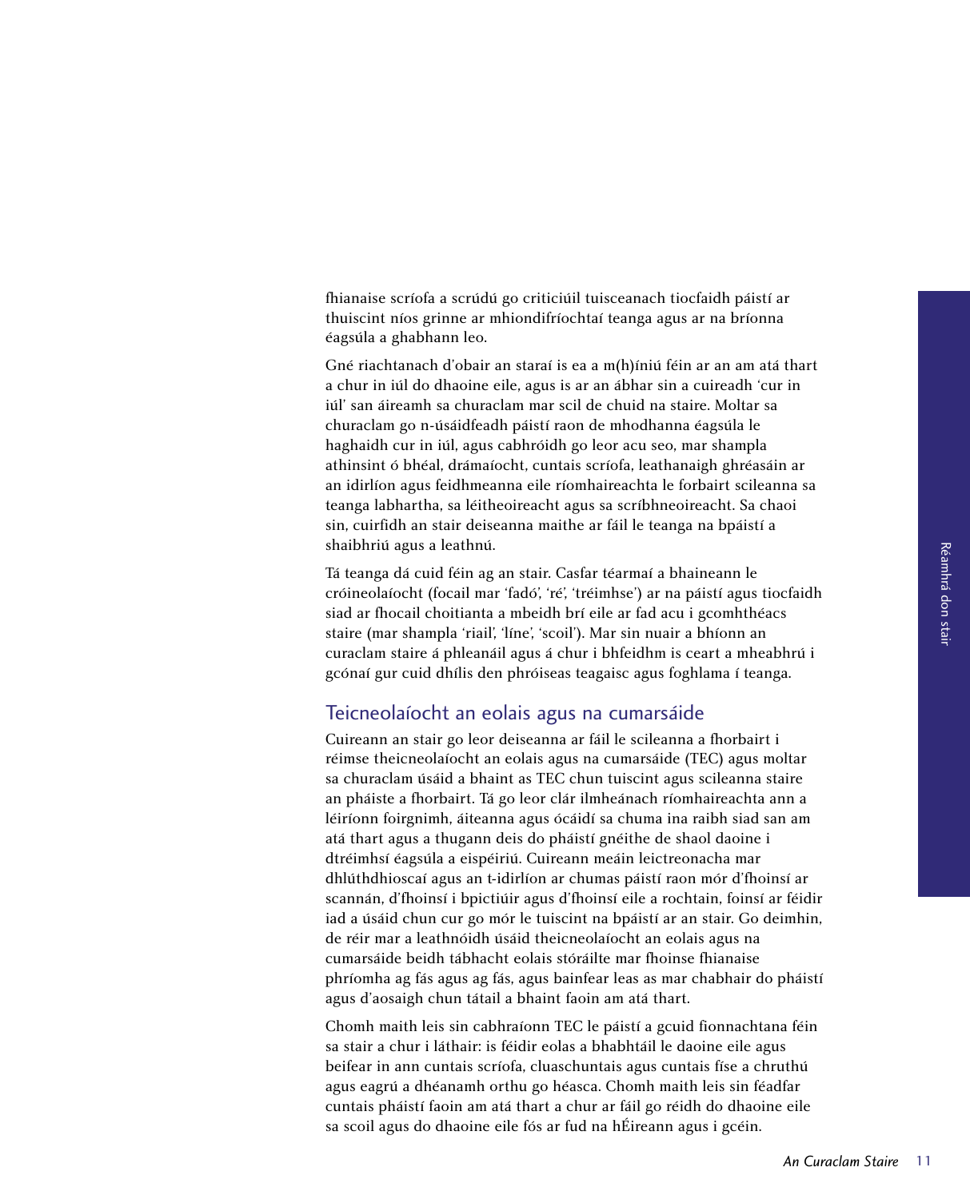fhianaise scríofa a scrúdú go criticiúil tuisceanach tiocfaidh páistí ar thuiscint níos grinne ar mhiondifríochtaí teanga agus ar na bríonna éagsúla a ghabhann leo.

Gné riachtanach d'obair an staraí is ea a m(h)íniú féin ar an am atá thart a chur in iúl do dhaoine eile, agus is ar an ábhar sin a cuireadh 'cur in iúl' san áireamh sa churaclam mar scil de chuid na staire. Moltar sa churaclam go n-úsáidfeadh páistí raon de mhodhanna éagsúla le haghaidh cur in iúl, agus cabhróidh go leor acu seo, mar shampla athinsint ó bhéal, drámaíocht, cuntais scríofa, leathanaigh ghréasáin ar an idirlíon agus feidhmeanna eile ríomhaireachta le forbairt scileanna sa teanga labhartha, sa léitheoireacht agus sa scríbhneoireacht. Sa chaoi sin, cuirfidh an stair deiseanna maithe ar fáil le teanga na bpáistí a shaibhriú agus a leathnú.

Tá teanga dá cuid féin ag an stair. Casfar téarmaí a bhaineann le cróineolaíocht (focail mar 'fadó', 'ré', 'tréimhse') ar na páistí agus tiocfaidh siad ar fhocail choitianta a mbeidh brí eile ar fad acu i gcomhthéacs staire (mar shampla 'riail', 'líne', 'scoil'). Mar sin nuair a bhíonn an curaclam staire á phleanáil agus á chur i bhfeidhm is ceart a mheabhrú i gcónaí gur cuid dhílis den phróiseas teagaisc agus foghlama í teanga.

## Teicneolaíocht an eolais agus na cumarsáide

Cuireann an stair go leor deiseanna ar fáil le scileanna a fhorbairt i réimse theicneolaíocht an eolais agus na cumarsáide (TEC) agus moltar sa churaclam úsáid a bhaint as TEC chun tuiscint agus scileanna staire an pháiste a fhorbairt. Tá go leor clár ilmheánach ríomhaireachta ann a léiríonn foirgnimh, áiteanna agus ócáidí sa chuma ina raibh siad san am atá thart agus a thugann deis do pháistí gnéithe de shaol daoine i dtréimhsí éagsúla a eispéiriú. Cuireann meáin leictreonacha mar dhlúthdhioscaí agus an t-idirlíon ar chumas páistí raon mór d'fhoinsí ar scannán, d'fhoinsí i bpictiúir agus d'fhoinsí eile a rochtain, foinsí ar féidir iad a úsáid chun cur go mór le tuiscint na bpáistí ar an stair. Go deimhin, de réir mar a leathnóidh úsáid theicneolaíocht an eolais agus na cumarsáide beidh tábhacht eolais stóráilte mar fhoinse fhianaise phríomha ag fás agus ag fás, agus bainfear leas as mar chabhair do pháistí agus d'aosaigh chun tátail a bhaint faoin am atá thart.

Chomh maith leis sin cabhraíonn TEC le páistí a gcuid fionnachtana féin sa stair a chur i láthair: is féidir eolas a bhabhtáil le daoine eile agus beifear in ann cuntais scríofa, cluaschuntais agus cuntais físe a chruthú agus eagrú a dhéanamh orthu go héasca. Chomh maith leis sin féadfar cuntais pháistí faoin am atá thart a chur ar fáil go réidh do dhaoine eile sa scoil agus do dhaoine eile fós ar fud na hÉireann agus i gcéin.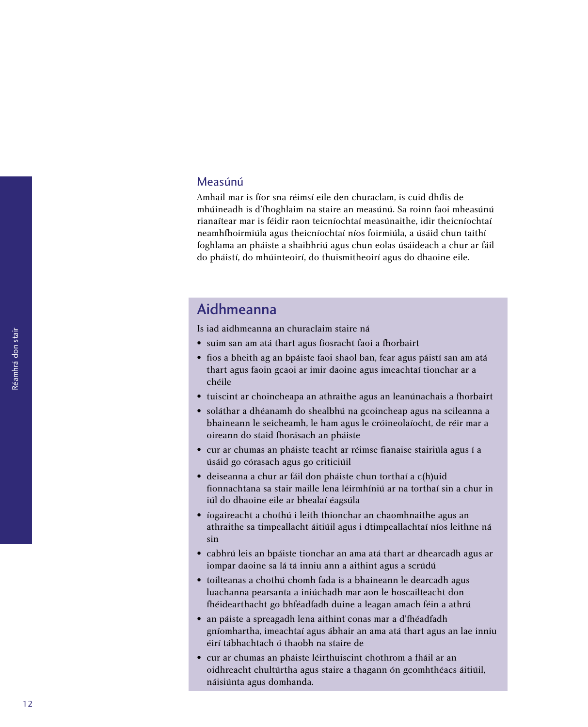## Measúnú

Amhail mar is fíor sna réimsí eile den churaclam, is cuid dhílis de mhúineadh is d'fhoghlaim na staire an measúnú. Sa roinn faoi mheasúnú rianaítear mar is féidir raon teicníochtaí measúnaithe, idir theicníochtaí neamhfhoirmiúla agus theicníochtaí níos foirmiúla, a úsáid chun taithí foghlama an pháiste a shaibhriú agus chun eolas úsáideach a chur ar fáil do pháistí, do mhúinteoirí, do thuismitheoirí agus do dhaoine eile.

## Aidhmeanna

Is iad aidhmeanna an churaclaim staire ná

- suim san am atá thart agus fiosracht faoi a fhorbairt
- fios a bheith ag an bpáiste faoi shaol ban, fear agus páistí san am atá thart agus faoin gcaoi ar imir daoine agus imeachtaí tionchar ar a chéile
- tuiscint ar choincheapa an athraithe agus an leanúnachais a fhorbairt
- soláthar a dhéanamh do shealbhú na gcoincheap agus na scileanna a bhaineann le seicheamh, le ham agus le cróineolaíocht, de réir mar a oireann do staid fhorásach an pháiste
- cur ar chumas an pháiste teacht ar réimse fianaise stairiúla agus í a úsáid go córasach agus go criticiúil
- deiseanna a chur ar fáil don pháiste chun torthaí a c(h)uid fionnachtana sa stair maille lena léirmhíniú ar na torthaí sin a chur in iúl do dhaoine eile ar bhealaí éagsúla
- íogaireacht a chothú i leith thionchar an chaomhnaithe agus an athraithe sa timpeallacht áitiúil agus i dtimpeallachtaí níos leithne ná sin
- cabhrú leis an bpáiste tionchar an ama atá thart ar dhearcadh agus ar iompar daoine sa lá tá inniu ann a aithint agus a scrúdú
- toilteanas a chothú chomh fada is a bhaineann le dearcadh agus luachanna pearsanta a iniúchadh mar aon le hoscailteacht don fhéidearthacht go bhféadfadh duine a leagan amach féin a athrú
- an páiste a spreagadh lena aithint conas mar a d'fhéadfadh gníomhartha, imeachtaí agus ábhair an ama atá thart agus an lae inniu éirí tábhachtach ó thaobh na staire de
- cur ar chumas an pháiste léirthuiscint chothrom a fháil ar an oidhreacht chultúrtha agus staire a thagann ón gcomhthéacs áitiúil, náisiúnta agus domhanda.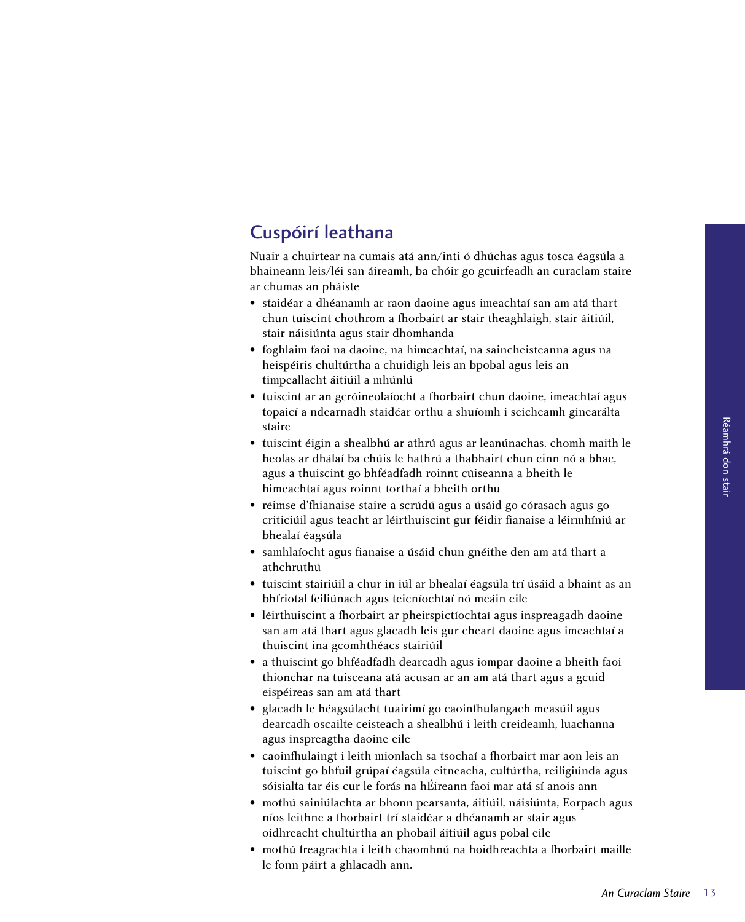## Cuspóirí leathana

Nuair a chuirtear na cumais atá ann/inti ó dhúchas agus tosca éagsúla a bhaineann leis/léi san áireamh, ba chóir go gcuirfeadh an curaclam staire ar chumas an pháiste

- staidéar a dhéanamh ar raon daoine agus imeachtaí san am atá thart chun tuiscint chothrom a fhorbairt ar stair theaghlaigh, stair áitiúil, stair náisiúnta agus stair dhomhanda
- foghlaim faoi na daoine, na himeachtaí, na saincheisteanna agus na heispéiris chultúrtha a chuidigh leis an bpobal agus leis an timpeallacht áitiúil a mhúnlú
- tuiscint ar an gcróineolaíocht a fhorbairt chun daoine, imeachtaí agus topaicí a ndearnadh staidéar orthu a shuíomh i seicheamh ginearálta staire
- tuiscint éigin a shealbhú ar athrú agus ar leanúnachas, chomh maith le heolas ar dhálaí ba chúis le hathrú a thabhairt chun cinn nó a bhac, agus a thuiscint go bhféadfadh roinnt cúiseanna a bheith le himeachtaí agus roinnt torthaí a bheith orthu
- réimse d'fhianaise staire a scrúdú agus a úsáid go córasach agus go criticiúil agus teacht ar léirthuiscint gur féidir fianaise a léirmhíniú ar bhealaí éagsúla
- samhlaíocht agus fianaise a úsáid chun gnéithe den am atá thart a athchruthú
- tuiscint stairiúil a chur in iúl ar bhealaí éagsúla trí úsáid a bhaint as an bhfriotal feiliúnach agus teicníochtaí nó meáin eile
- léirthuiscint a fhorbairt ar pheirspictíochtaí agus inspreagadh daoine san am atá thart agus glacadh leis gur cheart daoine agus imeachtaí a thuiscint ina gcomhthéacs stairiúil
- a thuiscint go bhféadfadh dearcadh agus iompar daoine a bheith faoi thionchar na tuisceana atá acusan ar an am atá thart agus a gcuid eispéireas san am atá thart
- glacadh le héagsúlacht tuairimí go caoinfhulangach measúil agus dearcadh oscailte ceisteach a shealbhú i leith creideamh, luachanna agus inspreagtha daoine eile
- caoinfhulaingt i leith mionlach sa tsochaí a fhorbairt mar aon leis an tuiscint go bhfuil grúpaí éagsúla eitneacha, cultúrtha, reiligiúnda agus sóisialta tar éis cur le forás na hÉireann faoi mar atá sí anois ann
- mothú sainiúlachta ar bhonn pearsanta, áitiúil, náisiúnta, Eorpach agus níos leithne a fhorbairt trí staidéar a dhéanamh ar stair agus oidhreacht chultúrtha an phobail áitiúil agus pobal eile
- mothú freagrachta i leith chaomhnú na hoidhreachta a fhorbairt maille le fonn páirt a ghlacadh ann.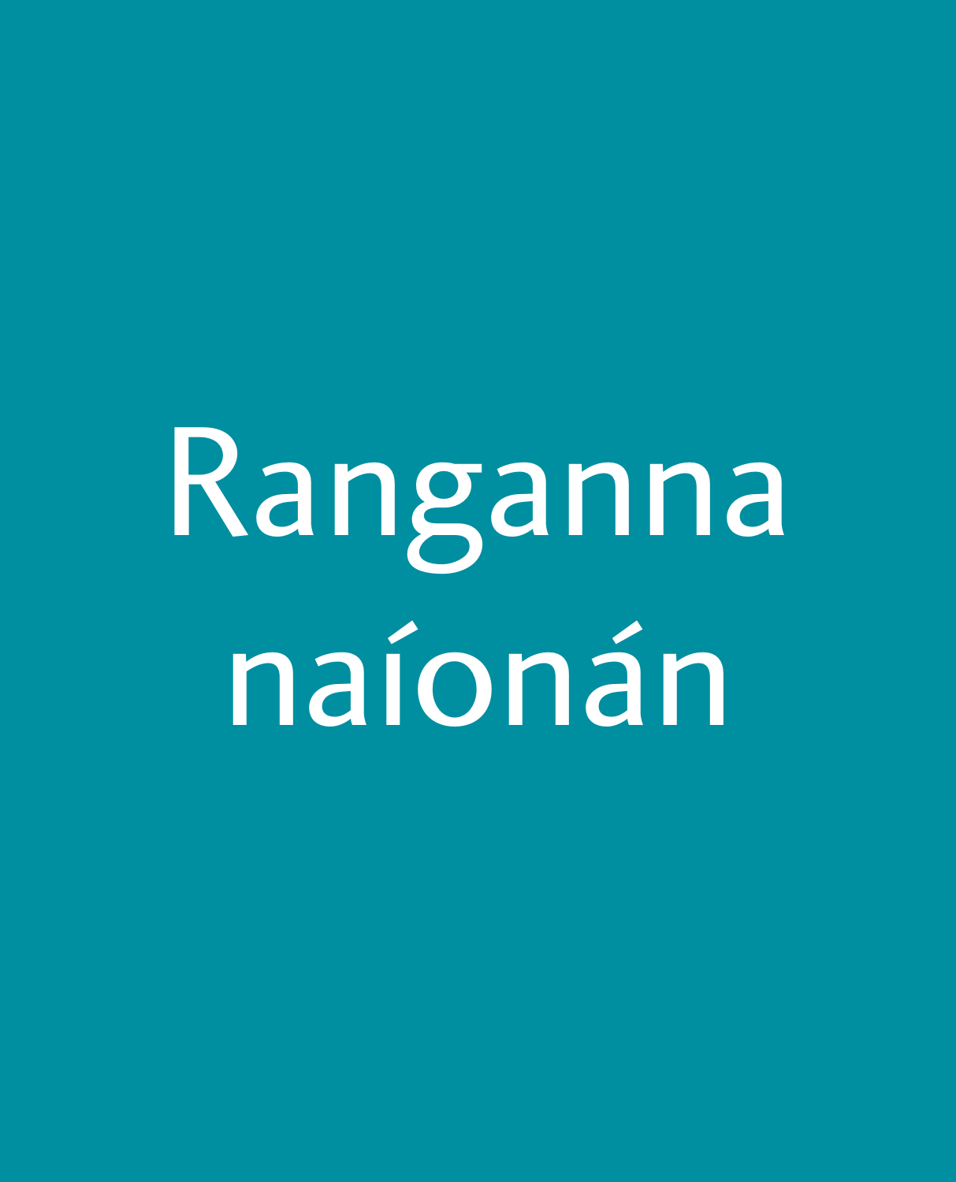# Ranganna naíonán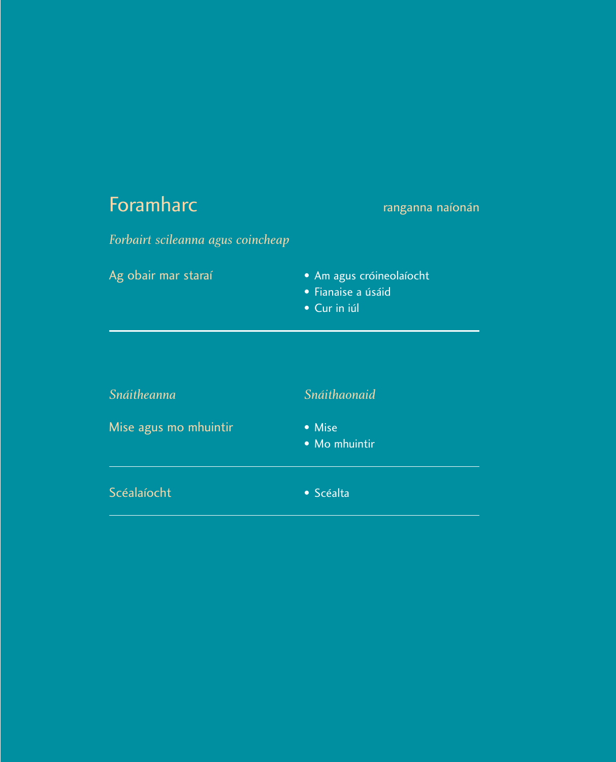## Foramharc

ranganna naíonán

*Forbairt scileanna agus coincheap*

| Ag obair mar staraí | • Am agus cróineolaíocht<br>• Fianaise a úsáid<br>• Cur in iúl |
| --- | --- |

| *Snáitheanna* | *Snáithaonaid* |
| --- | --- |
| Mise agus mo mhuintir | • Mise<br>• Mo mhuintir |
| Scéalaíocht | • Scéalta |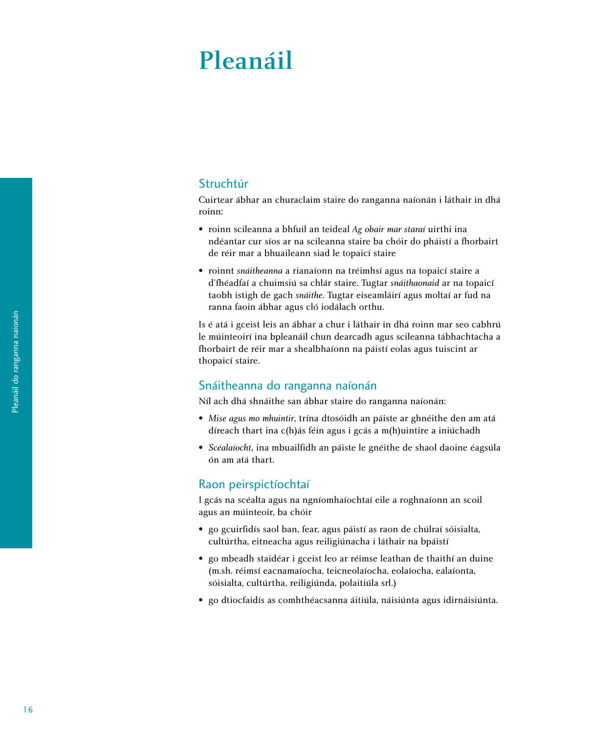# Pleanáil

## Struchtúr

Cuirtear ábhar an churaclaim staire do ranganna naíonán i láthair in dhá roinn:

- roinn scileanna a bhfuil an teideal *Ag obair mar staraí* uirthi ina ndéantar cur síos ar na scileanna staire ba chóir do pháistí a fhorbairt de réir mar a bhuaileann siad le topaicí staire
- roinnt *snáitheanna* a rianaíonn na tréimhsí agus na topaicí staire a d'fhéadfaí a chuimsiú sa chlár staire. Tugtar *snáithaonaid* ar na topaicí taobh istigh de gach *snáithe*. Tugtar eiseamláirí agus moltaí ar fud na ranna faoin ábhar agus cló iodálach orthu.

Is é atá i gceist leis an ábhar a chur i láthair in dhá roinn mar seo cabhrú le múinteoirí ina bpleanáil chun dearcadh agus scileanna tábhachtacha a fhorbairt de réir mar a shealbhaíonn na páistí eolas agus tuiscint ar thopaicí staire.

## Snáitheanna do ranganna naíonán

Níl ach dhá shnáithe san ábhar staire do ranganna naíonán:

- *Mise agus mo mhuintir*, trína dtosóidh an páiste ar ghnéithe den am atá díreach thart ina c(h)ás féin agus i gcás a m(h)uintire a iniúchadh
- *Scéalaíocht*, ina mbuailfidh an páiste le gnéithe de shaol daoine éagsúla ón am atá thart.

## Raon peirspictíochtaí

I gcás na scéalta agus na ngníomhaíochtaí eile a roghnaíonn an scoil agus an múinteoir, ba chóir

- go gcuirfidís saol ban, fear, agus páistí as raon de chúlraí sóisialta, cultúrtha, eitneacha agus reiligiúnacha i láthair na bpáistí
- go mbeadh staidéar i gceist leo ar réimse leathan de thaithí an duine (m.sh. réimsí eacnamaíocha, teicneolaíocha, eolaíocha, ealaíonta, sóisialta, cultúrtha, reiligiúnda, polaitiúla srl.)
- go dtiocfaidís as comhthéacsanna áitiúla, náisiúnta agus idirnáisiúnta.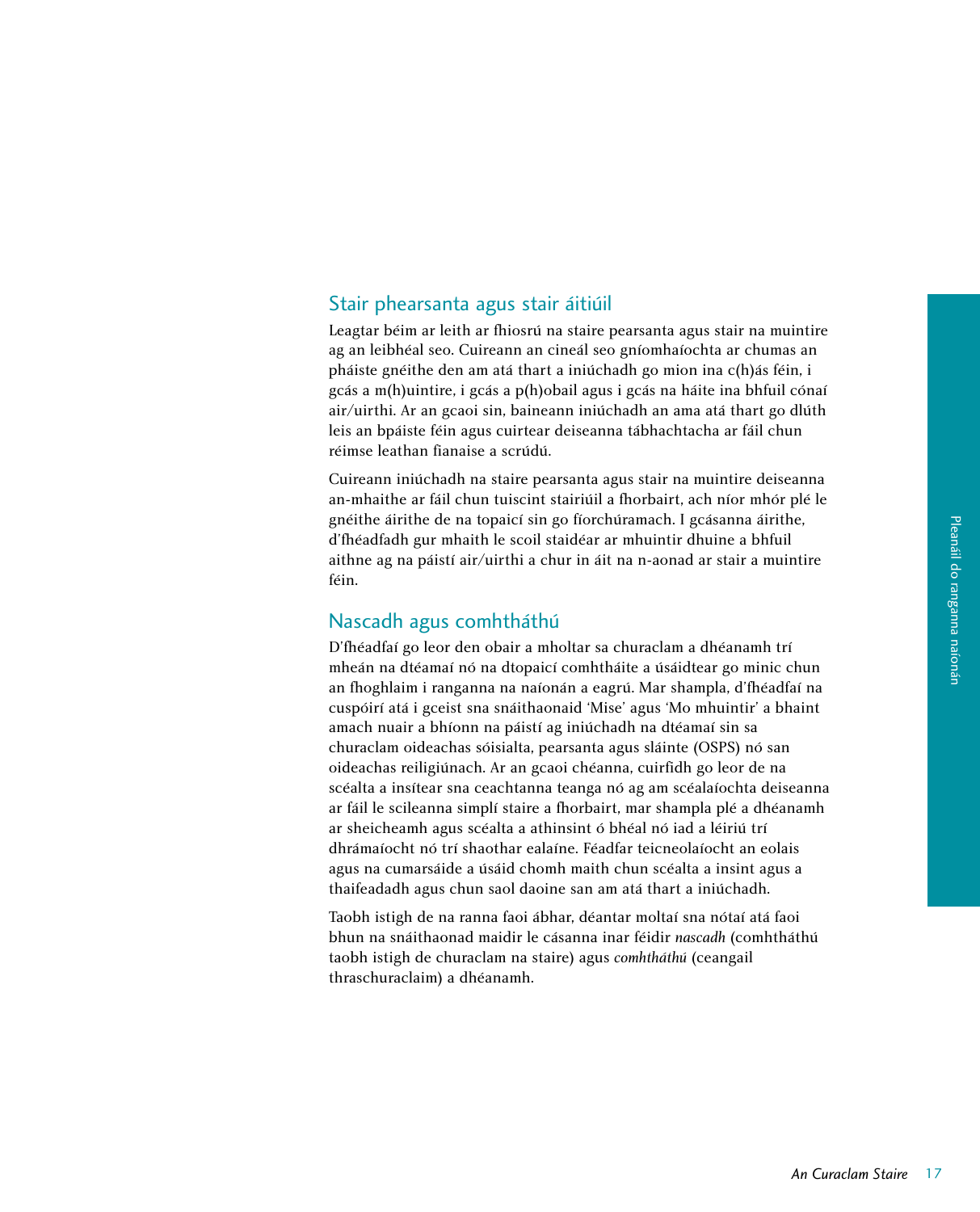## Stair phearsanta agus stair áitiúil

Leagtar béim ar leith ar fhiosrú na staire pearsanta agus stair na muintire ag an leibhéal seo. Cuireann an cineál seo gníomhaíochta ar chumas an pháiste gnéithe den am atá thart a iniúchadh go mion ina c(h)ás féin, i gcás a m(h)uintire, i gcás a p(h)obail agus i gcás na háite ina bhfuil cónaí air/uirthi. Ar an gcaoi sin, baineann iniúchadh an ama atá thart go dlúth leis an bpáiste féin agus cuirtear deiseanna tábhachtacha ar fáil chun réimse leathan fianaise a scrúdú.

Cuireann iniúchadh na staire pearsanta agus stair na muintire deiseanna an-mhaithe ar fáil chun tuiscint stairiúil a fhorbairt, ach níor mhór plé le gnéithe áirithe de na topaicí sin go fíorchúramach. I gcásanna áirithe, d'fhéadfadh gur mhaith le scoil staidéar ar mhuintir dhuine a bhfuil aithne ag na páistí air/uirthi a chur in áit na n-aonad ar stair a muintire féin.

## Nascadh agus comhtháthú

D'fhéadfaí go leor den obair a mholtar sa churaclam a dhéanamh trí mheán na dtéamaí nó na dtopaicí comhtháite a úsáidtear go minic chun an fhoghlaim i ranganna na naíonán a eagrú. Mar shampla, d'fhéadfaí na cuspóirí atá i gceist sna snáithaonaid 'Mise' agus 'Mo mhuintir' a bhaint amach nuair a bhíonn na páistí ag iniúchadh na dtéamaí sin sa churaclam oideachas sóisialta, pearsanta agus sláinte (OSPS) nó san oideachas reiligiúnach. Ar an gcaoi chéanna, cuirfidh go leor de na scéalta a insítear sna ceachtanna teanga nó ag am scéalaíochta deiseanna ar fáil le scileanna simplí staire a fhorbairt, mar shampla plé a dhéanamh ar sheicheamh agus scéalta a athinsint ó bhéal nó iad a léiriú trí dhrámaíocht nó trí shaothar ealaíne. Féadfar teicneolaíocht an eolais agus na cumarsáide a úsáid chomh maith chun scéalta a insint agus a thaifeadadh agus chun saol daoine san am atá thart a iniúchadh.

Taobh istigh de na ranna faoi ábhar, déantar moltaí sna nótaí atá faoi bhun na snáithaonad maidir le cásanna inar féidir *nascadh* (comhtháthú taobh istigh de churaclam na staire) agus *comhtháthú* (ceangail thraschuraclaim) a dhéanamh.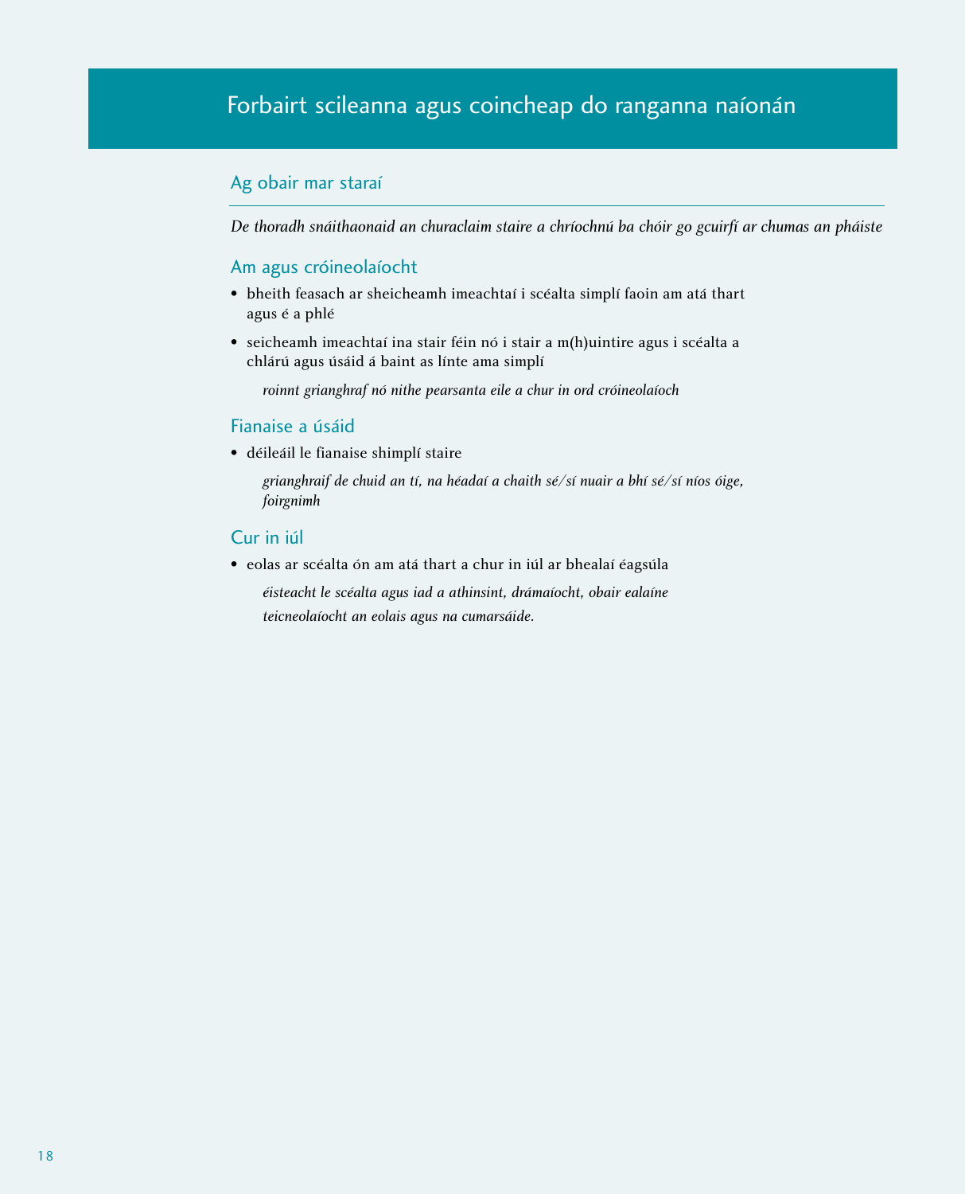# Forbairt scileanna agus coincheap do ranganna naíonán

## Ag obair mar staraí

*De thoradh snáithaonaid an churaclaim staire a chríochnú ba chóir go gcuirfí ar chumas an pháiste*

### Am agus cróineolaíocht

- bheith feasach ar sheicheamh imeachtaí i scéalta simplí faoin am atá thart agus é a phlé
- seicheamh imeachtaí ina stair féin nó i stair a m(h)uintire agus i scéalta a chlárú agus úsáid á baint as línte ama simplí

  *roinnt grianghraf nó nithe pearsanta eile a chur in ord cróineolaíoch*

### Fianaise a úsáid

- déileáil le fianaise shimplí staire

  *grianghraif de chuid an tí, na héadaí a chaith sé/sí nuair a bhí sé/sí níos óige, foirgnimh*

### Cur in iúl

- eolas ar scéalta ón am atá thart a chur in iúl ar bhealaí éagsúla

  *éisteacht le scéalta agus iad a athinsint, drámaíocht, obair ealaíne*
  *teicneolaíocht an eolais agus na cumarsáide.*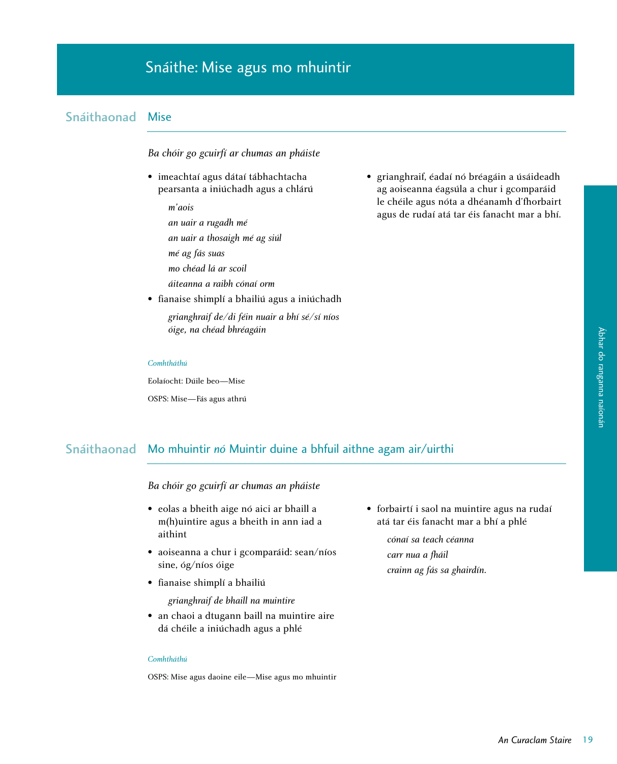# Snáithe: Mise agus mo mhuintir

## Snáithaonad Mise

*Ba chóir go gcuirfí ar chumas an pháiste*

- imeachtaí agus dátaí tábhachtacha pearsanta a iniúchadh agus a chlárú

  *m'aois*

  *an uair a rugadh mé*

  *an uair a thosaigh mé ag siúl*

  *mé ag fás suas*

  *mo chéad lá ar scoil*

  *áiteanna a raibh cónaí orm*

- fianaise shimplí a bhailiú agus a iniúchadh

  *grianghraif de/di féin nuair a bhí sé/sí níos óige, na chéad bhréagáin*

- grianghraif, éadaí nó bréagáin a úsáideadh ag aoiseanna éagsúla a chur i gcomparáid le chéile agus nóta a dhéanamh d'fhorbairt agus de rudaí atá tar éis fanacht mar a bhí.

*Comhtháthú*

Eolaíocht: Dúile beo—Mise

OSPS: Mise—Fás agus athrú

## Snáithaonad Mo mhuintir *nó* Muintir duine a bhfuil aithne agam air/uirthi

*Ba chóir go gcuirfí ar chumas an pháiste*

- eolas a bheith aige nó aici ar bhaill a m(h)uintire agus a bheith in ann iad a aithint
- aoiseanna a chur i gcomparáid: sean/níos sine, óg/níos óige
- fianaise shimplí a bhailiú

  *grianghraif de bhaill na muintire*

- an chaoi a dtugann baill na muintire aire dá chéile a iniúchadh agus a phlé
- forbairtí i saol na muintire agus na rudaí atá tar éis fanacht mar a bhí a phlé

  *cónaí sa teach céanna*

  *carr nua a fháil*

  *crainn ag fás sa ghairdín.*

*Comhtháthú*

OSPS: Mise agus daoine eile—Mise agus mo mhuintir

Ábhar do ranganna naíonán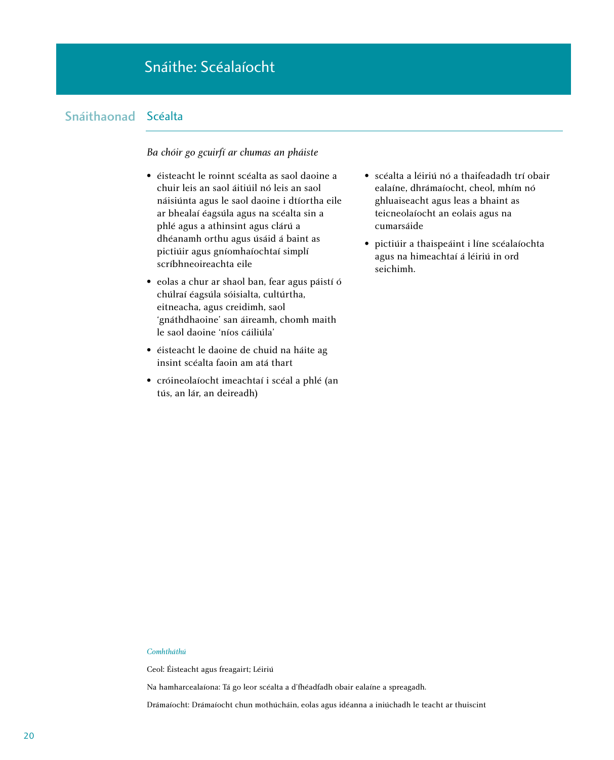# Snáithe: Scéalaíocht

## Snáithaonad Scéalta

*Ba chóir go gcuirfí ar chumas an pháiste*

- éisteacht le roinnt scéalta as saol daoine a chuir leis an saol áitiúil nó leis an saol náisiúnta agus le saol daoine i dtíortha eile ar bhealaí éagsúla agus na scéalta sin a phlé agus a athinsint agus clárú a dhéanamh orthu agus úsáid á baint as pictiúir agus gníomhaíochtaí simplí scríbhneoireachta eile
- eolas a chur ar shaol ban, fear agus páistí ó chúlraí éagsúla sóisialta, cultúrtha, eitneacha, agus creidimh, saol 'gnáthdhaoine' san áireamh, chomh maith le saol daoine 'níos cáiliúla'
- éisteacht le daoine de chuid na háite ag insint scéalta faoin am atá thart
- cróineolaíocht imeachtaí i scéal a phlé (an tús, an lár, an deireadh)
- scéalta a léiriú nó a thaifeadadh trí obair ealaíne, dhrámaíocht, cheol, mhím nó ghluaiseacht agus leas a bhaint as teicneolaíocht an eolais agus na cumarsáide
- pictiúir a thaispeáint i líne scéalaíochta agus na himeachtaí á léiriú in ord seichimh.

*Comhtháthú*

Ceol: Éisteacht agus freagairt; Léiriú

Na hamharcealaíona: Tá go leor scéalta a d'fhéadfadh obair ealaíne a spreagadh.

Drámaíocht: Drámaíocht chun mothúcháin, eolas agus idéanna a iniúchadh le teacht ar thuiscint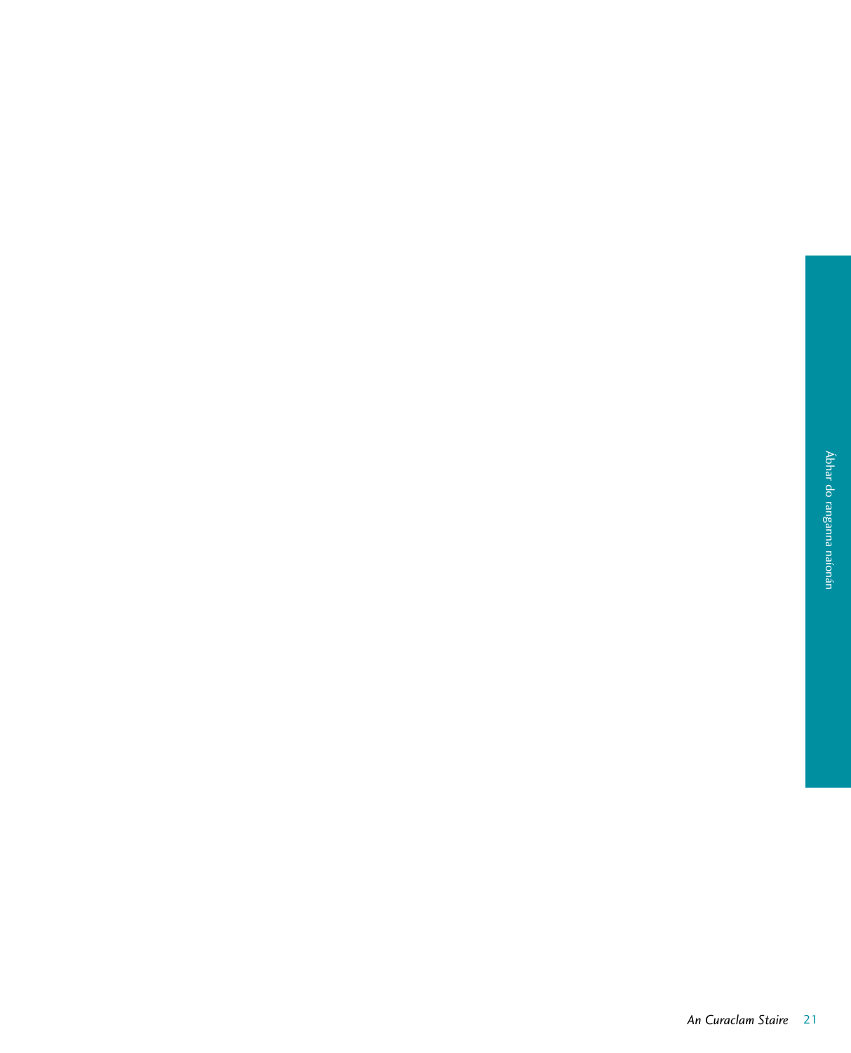Ábhar do ranganna naíonán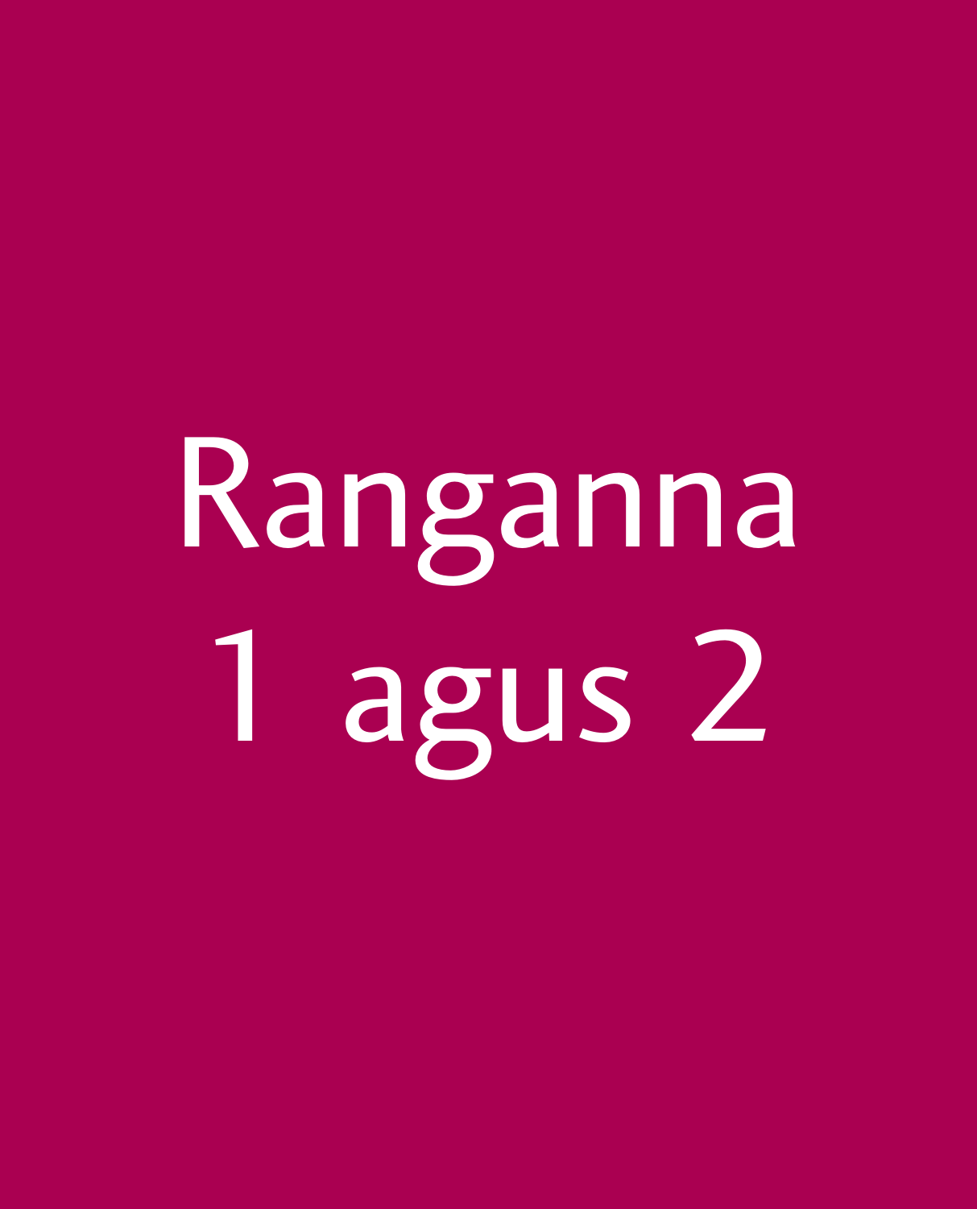# Ranganna 1 agus 2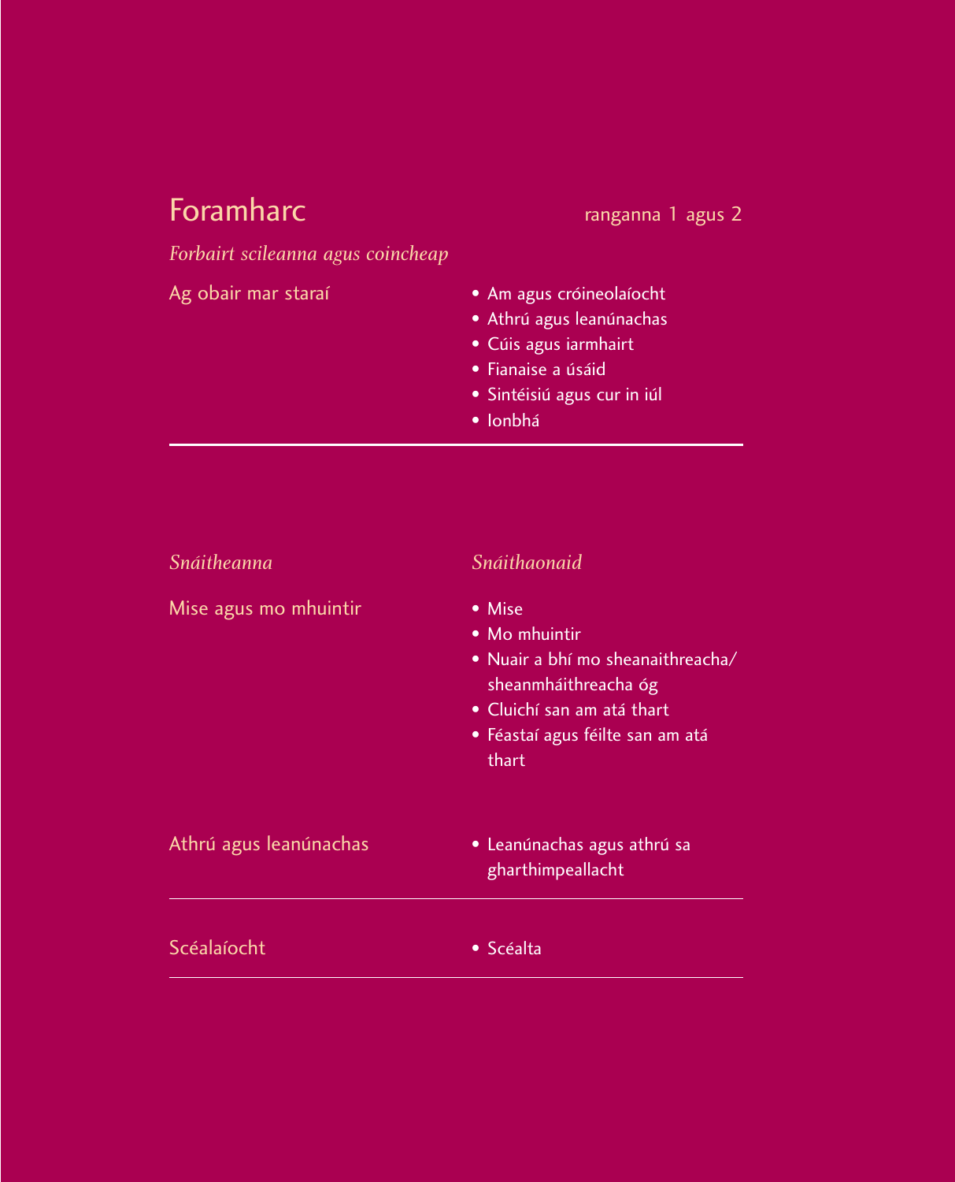## Foramharc

ranganna 1 agus 2

*Forbairt scileanna agus coincheap*

| Ag obair mar staraí | • Am agus cróineolaíocht<br>• Athrú agus leanúnachas<br>• Cúis agus iarmhairt<br>• Fianaise a úsáid<br>• Sintéisiú agus cur in iúl<br>• Ionbhá |
|---|---|

| *Snáitheanna* | *Snáithaonaid* |
|---|---|
| Mise agus mo mhuintir | • Mise<br>• Mo mhuintir<br>• Nuair a bhí mo sheanaithreacha/ sheanmháithreacha óg<br>• Cluichí san am atá thart<br>• Féastaí agus féilte san am atá thart |
| Athrú agus leanúnachas | • Leanúnachas agus athrú sa gharthimpeallacht |
| Scéalaíocht | • Scéalta |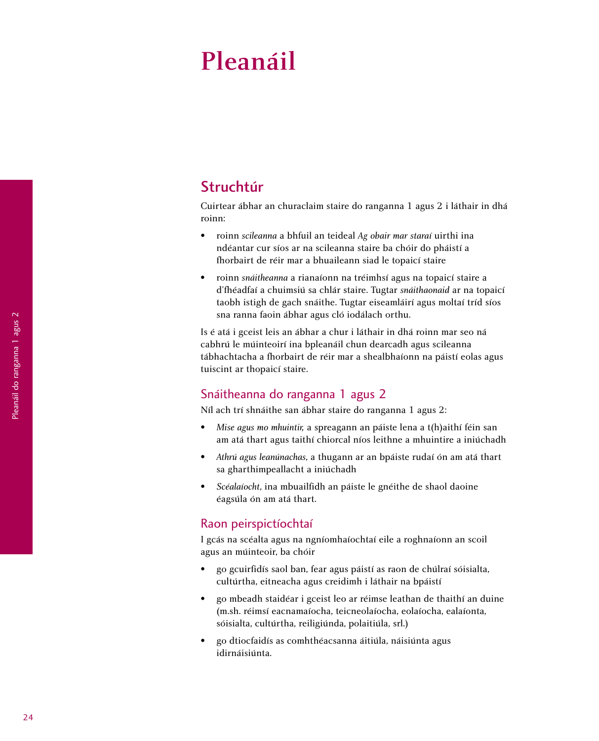# Pleanáil

## Struchtúr

Cuirtear ábhar an churaclaim staire do ranganna 1 agus 2 i láthair in dhá roinn:

- roinn *scileanna* a bhfuil an teideal *Ag obair mar staraí* uirthi ina ndéantar cur síos ar na scileanna staire ba chóir do pháistí a fhorbairt de réir mar a bhuaileann siad le topaicí staire
- roinn *snáitheanna* a rianaíonn na tréimhsí agus na topaicí staire a d'fhéadfaí a chuimsiú sa chlár staire. Tugtar *snáithaonaid* ar na topaicí taobh istigh de gach snáithe. Tugtar eiseamláirí agus moltaí tríd síos sna ranna faoin ábhar agus cló iodálach orthu.

Is é atá i gceist leis an ábhar a chur i láthair in dhá roinn mar seo ná cabhrú le múinteoirí ina bpleanáil chun dearcadh agus scileanna tábhachtacha a fhorbairt de réir mar a shealbhaíonn na páistí eolas agus tuiscint ar thopaicí staire.

### Snáitheanna do ranganna 1 agus 2

Níl ach trí shnáithe san ábhar staire do ranganna 1 agus 2:

- *Mise agus mo mhuintir,* a spreagann an páiste lena a t(h)aithí féin san am atá thart agus taithí chiorcal níos leithne a mhuintire a iniúchadh
- *Athrú agus leanúnachas*, a thugann ar an bpáiste rudaí ón am atá thart sa gharthimpeallacht a iniúchadh
- *Scéalaíocht*, ina mbuailfidh an páiste le gnéithe de shaol daoine éagsúla ón am atá thart.

### Raon peirspictíochtaí

I gcás na scéalta agus na ngníomhaíochtaí eile a roghnaíonn an scoil agus an múinteoir, ba chóir

- go gcuirfidís saol ban, fear agus páistí as raon de chúlraí sóisialta, cultúrtha, eitneacha agus creidimh i láthair na bpáistí
- go mbeadh staidéar i gceist leo ar réimse leathan de thaithí an duine (m.sh. réimsí eacnamaíocha, teicneolaíocha, eolaíocha, ealaíonta, sóisialta, cultúrtha, reiligiúnda, polaitiúla, srl.)
- go dtiocfaidís as comhthéacsanna áitiúla, náisiúnta agus idirnáisiúnta.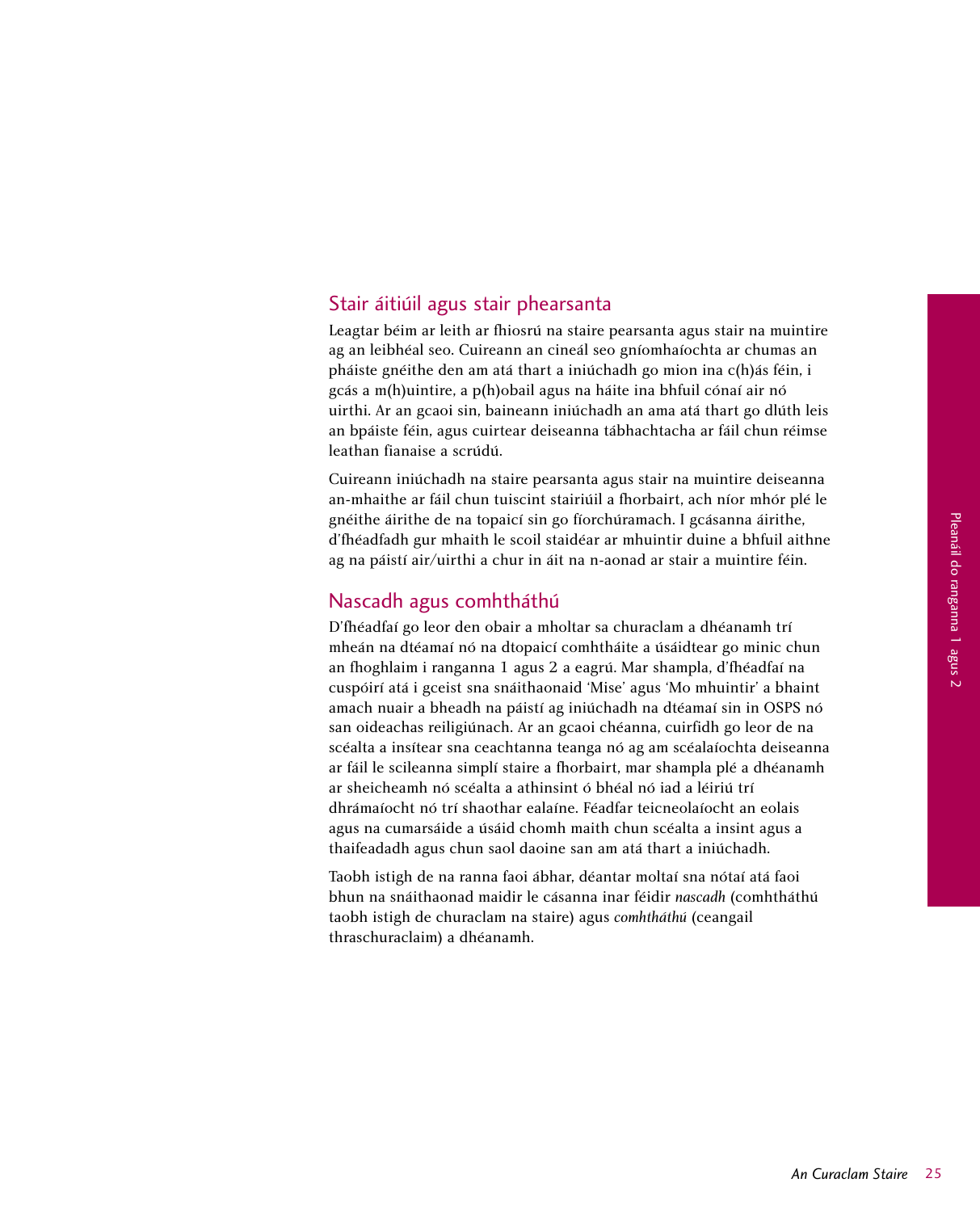## Stair áitiúil agus stair phearsanta

Leagtar béim ar leith ar fhiosrú na staire pearsanta agus stair na muintire ag an leibhéal seo. Cuireann an cineál seo gníomhaíochta ar chumas an pháiste gnéithe den am atá thart a iniúchadh go mion ina c(h)ás féin, i gcás a m(h)uintire, a p(h)obail agus na háite ina bhfuil cónaí air nó uirthi. Ar an gcaoi sin, baineann iniúchadh an ama atá thart go dlúth leis an bpáiste féin, agus cuirtear deiseanna tábhachtacha ar fáil chun réimse leathan fianaise a scrúdú.

Cuireann iniúchadh na staire pearsanta agus stair na muintire deiseanna an-mhaithe ar fáil chun tuiscint stairiúil a fhorbairt, ach níor mhór plé le gnéithe áirithe de na topaicí sin go fíorchúramach. I gcásanna áirithe, d'fhéadfadh gur mhaith le scoil staidéar ar mhuintir duine a bhfuil aithne ag na páistí air/uirthi a chur in áit na n-aonad ar stair a muintire féin.

## Nascadh agus comhtháthú

D'fhéadfaí go leor den obair a mholtar sa churaclam a dhéanamh trí mheán na dtéamaí nó na dtopaicí comhtháite a úsáidtear go minic chun an fhoghlaim i ranganna 1 agus 2 a eagrú. Mar shampla, d'fhéadfaí na cuspóirí atá i gceist sna snáithaonaid 'Mise' agus 'Mo mhuintir' a bhaint amach nuair a bheadh na páistí ag iniúchadh na dtéamaí sin in OSPS nó san oideachas reiligiúnach. Ar an gcaoi chéanna, cuirfidh go leor de na scéalta a insítear sna ceachtanna teanga nó ag am scéalaíochta deiseanna ar fáil le scileanna simplí staire a fhorbairt, mar shampla plé a dhéanamh ar sheicheamh nó scéalta a athinsint ó bhéal nó iad a léiriú trí dhrámaíocht nó trí shaothar ealaíne. Féadfar teicneolaíocht an eolais agus na cumarsáide a úsáid chomh maith chun scéalta a insint agus a thaifeadadh agus chun saol daoine san am atá thart a iniúchadh.

Taobh istigh de na ranna faoi ábhar, déantar moltaí sna nótaí atá faoi bhun na snáithaonad maidir le cásanna inar féidir *nascadh* (comhtháthú taobh istigh de churaclam na staire) agus *comhtháthú* (ceangail thraschuraclaim) a dhéanamh.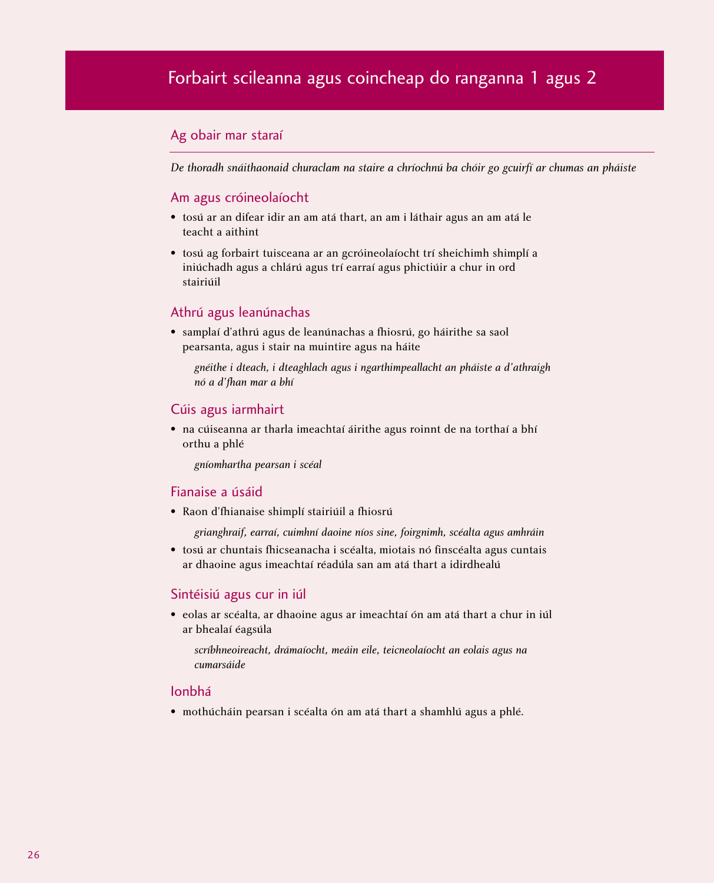# Forbairt scileanna agus coincheap do ranganna 1 agus 2

## Ag obair mar staraí

*De thoradh snáithaonaid churaclam na staire a chríochnú ba chóir go gcuirfí ar chumas an pháiste*

### Am agus cróineolaíocht

- tosú ar an difear idir an am atá thart, an am i láthair agus an am atá le teacht a aithint
- tosú ag forbairt tuisceana ar an gcróineolaíocht trí sheichimh shimplí a iniúchadh agus a chlárú agus trí earraí agus phictiúir a chur in ord stairiúil

### Athrú agus leanúnachas

- samplaí d'athrú agus de leanúnachas a fhiosrú, go háirithe sa saol pearsanta, agus i stair na muintire agus na háite

  *gnéithe i dteach, i dteaghlach agus i ngarthimpeallacht an pháiste a d'athraigh nó a d'fhan mar a bhí*

### Cúis agus iarmhairt

- na cúiseanna ar tharla imeachtaí áirithe agus roinnt de na torthaí a bhí orthu a phlé

  *gníomhartha pearsan i scéal*

### Fianaise a úsáid

- Raon d'fhianaise shimplí stairiúil a fhiosrú

  *grianghraif, earraí, cuimhní daoine níos sine, foirgnimh, scéalta agus amhráin*

- tosú ar chuntais fhicseanacha i scéalta, miotais nó finscéalta agus cuntais ar dhaoine agus imeachtaí réadúla san am atá thart a idirdhealú

### Sintéisiú agus cur in iúl

- eolas ar scéalta, ar dhaoine agus ar imeachtaí ón am atá thart a chur in iúl ar bhealaí éagsúla

  *scríbhneoireacht, drámaíocht, meáin eile, teicneolaíocht an eolais agus na cumarsáide*

### Ionbhá

- mothúcháin pearsan i scéalta ón am atá thart a shamhlú agus a phlé.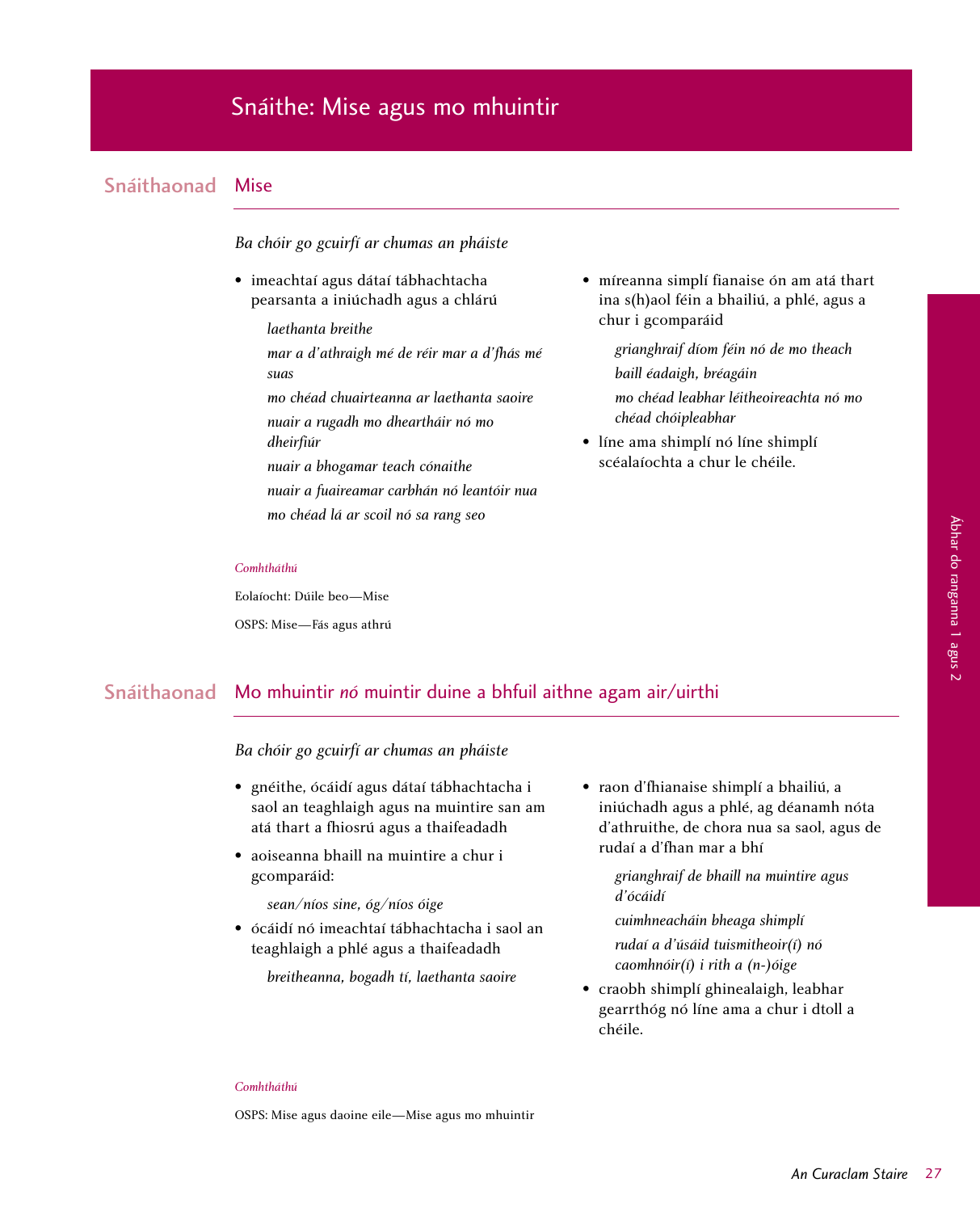# Snáithe: Mise agus mo mhuintir

## Snáithaonad Mise

*Ba chóir go gcuirfí ar chumas an pháiste*

- imeachtaí agus dátaí tábhachtacha pearsanta a iniúchadh agus a chlárú

  *laethanta breithe*

  *mar a d'athraigh mé de réir mar a d'fhás mé suas*

  *mo chéad chuairteanna ar laethanta saoire*

  *nuair a rugadh mo dheartháir nó mo dheirfiúr*

  *nuair a bhogamar teach cónaithe*

  *nuair a fuaireamar carbhán nó leantóir nua*

  *mo chéad lá ar scoil nó sa rang seo*

- míreanna simplí fianaise ón am atá thart ina s(h)aol féin a bhailiú, a phlé, agus a chur i gcomparáid

  *grianghraif díom féin nó de mo theach*

  *baill éadaigh, bréagáin*

  *mo chéad leabhar léitheoireachta nó mo chéad chóipleabhar*

- líne ama shimplí nó líne shimplí scéalaíochta a chur le chéile.

*Comhtháthú*

Eolaíocht: Dúile beo—Mise

OSPS: Mise—Fás agus athrú

## Snáithaonad Mo mhuintir *nó* muintir duine a bhfuil aithne agam air/uirthi

*Ba chóir go gcuirfí ar chumas an pháiste*

- gnéithe, ócáidí agus dátaí tábhachtacha i saol an teaghlaigh agus na muintire san am atá thart a fhiosrú agus a thaifeadadh
- aoiseanna bhaill na muintire a chur i gcomparáid:

  *sean/níos sine, óg/níos óige*

- ócáidí nó imeachtaí tábhachtacha i saol an teaghlaigh a phlé agus a thaifeadadh

  *breitheanna, bogadh tí, laethanta saoire*

- raon d'fhianaise shimplí a bhailiú, a iniúchadh agus a phlé, ag déanamh nóta d'athruithe, de chora nua sa saol, agus de rudaí a d'fhan mar a bhí

  *grianghraif de bhaill na muintire agus d'ócáidí*

  *cuimhneacháin bheaga shimplí*

  *rudaí a d'úsáid tuismitheoir(í) nó caomhnóir(í) i rith a (n-)óige*

- craobh shimplí ghinealaigh, leabhar gearrthóg nó líne ama a chur i dtoll a chéile.

*Comhtháthú*

OSPS: Mise agus daoine eile—Mise agus mo mhuintir

Ábhar do ranganna 1 agus 2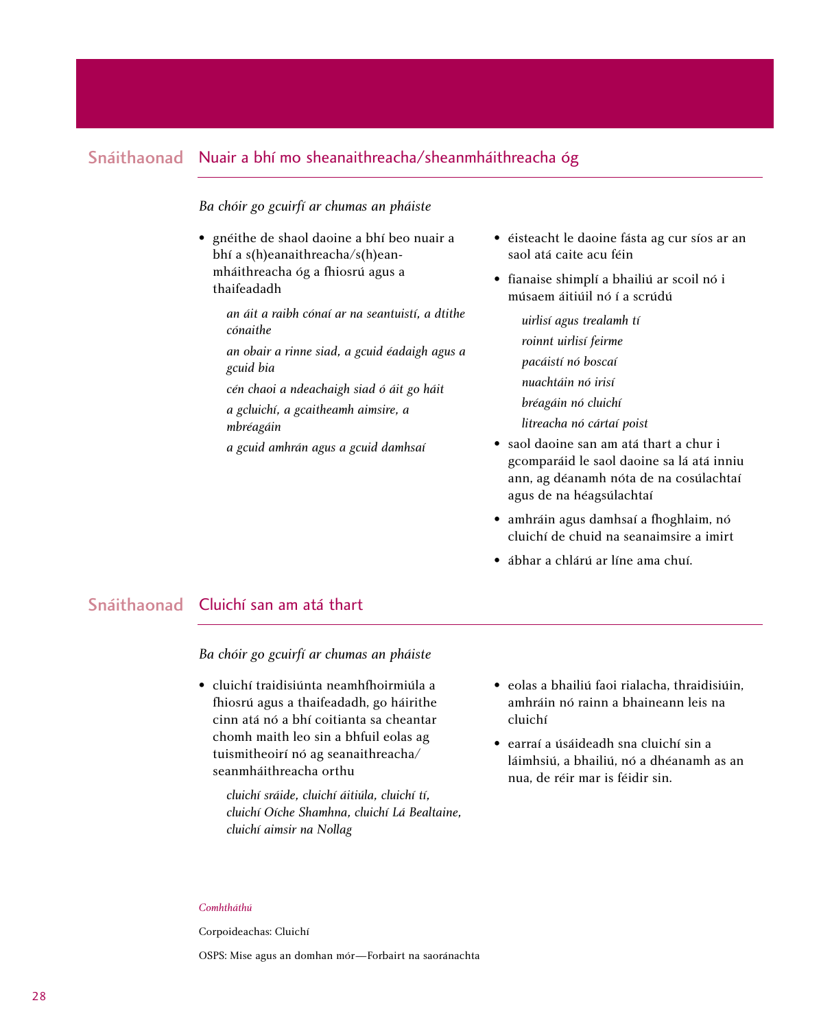## Snáithaonad Nuair a bhí mo sheanaithreacha/sheanmháithreacha óg

*Ba chóir go gcuirfí ar chumas an pháiste*

- gnéithe de shaol daoine a bhí beo nuair a bhí a s(h)eanaithreacha/s(h)eanmháithreacha óg a fhiosrú agus a thaifeadadh

  *an áit a raibh cónaí ar na seantuistí, a dtithe cónaithe*

  *an obair a rinne siad, a gcuid éadaigh agus a gcuid bia*

  *cén chaoi a ndeachaigh siad ó áit go háit*

  *a gcluichí, a gcaitheamh aimsire, a mbréagáin*

  *a gcuid amhrán agus a gcuid damhsaí*

- éisteacht le daoine fásta ag cur síos ar an saol atá caite acu féin
- fianaise shimplí a bhailiú ar scoil nó i músaem áitiúil nó í a scrúdú

  *uirlisí agus trealamh tí*

  *roinnt uirlisí feirme*

  *pacáistí nó boscaí*

  *nuachtáin nó irisí*

  *bréagáin nó cluichí*

  *litreacha nó cártaí poist*

- saol daoine san am atá thart a chur i gcomparáid le saol daoine sa lá atá inniu ann, ag déanamh nóta de na cosúlachtaí agus de na héagsúlachtaí
- amhráin agus damhsaí a fhoghlaim, nó cluichí de chuid na seanaimsire a imirt
- ábhar a chlárú ar líne ama chuí.

## Snáithaonad Cluichí san am atá thart

*Ba chóir go gcuirfí ar chumas an pháiste*

- cluichí traidisiúnta neamhfhoirmiúla a fhiosrú agus a thaifeadadh, go háirithe cinn atá nó a bhí coitianta sa cheantar chomh maith leo sin a bhfuil eolas ag tuismitheoirí nó ag seanaithreacha/seanmháithreacha orthu

  *cluichí sráide, cluichí áitiúla, cluichí tí, cluichí Oíche Shamhna, cluichí Lá Bealtaine, cluichí aimsir na Nollag*

- eolas a bhailiú faoi rialacha, thraidisiúin, amhráin nó rainn a bhaineann leis na cluichí
- earraí a úsáideadh sna cluichí sin a láimhsiú, a bhailiú, nó a dhéanamh as an nua, de réir mar is féidir sin.

*Comhtháthú*

Corpoideachas: Cluichí

OSPS: Mise agus an domhan mór—Forbairt na saoránachta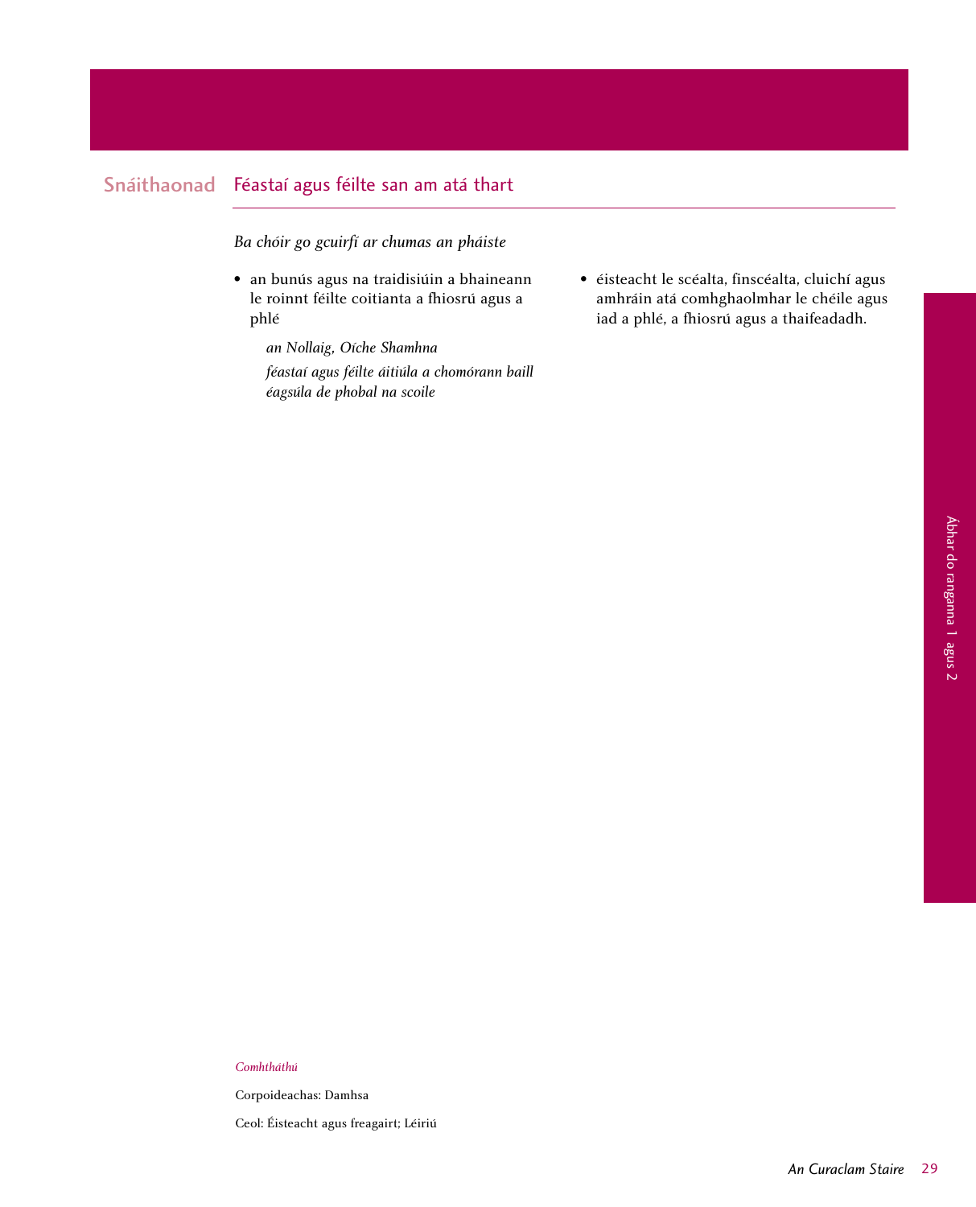## Snáithaonad Féastaí agus féilte san am atá thart

*Ba chóir go gcuirfí ar chumas an pháiste*

- an bunús agus na traidisiúin a bhaineann le roinnt féilte coitianta a fhiosrú agus a phlé

  *an Nollaig, Oíche Shamhna*

  *féastaí agus féilte áitiúla a chomórann baill éagsúla de phobal na scoile*

- éisteacht le scéalta, finscéalta, cluichí agus amhráin atá comhghaolmhar le chéile agus iad a phlé, a fhiosrú agus a thaifeadadh.

*Comhtháthú*

Corpoideachas: Damhsa

Ceol: Éisteacht agus freagairt; Léiriú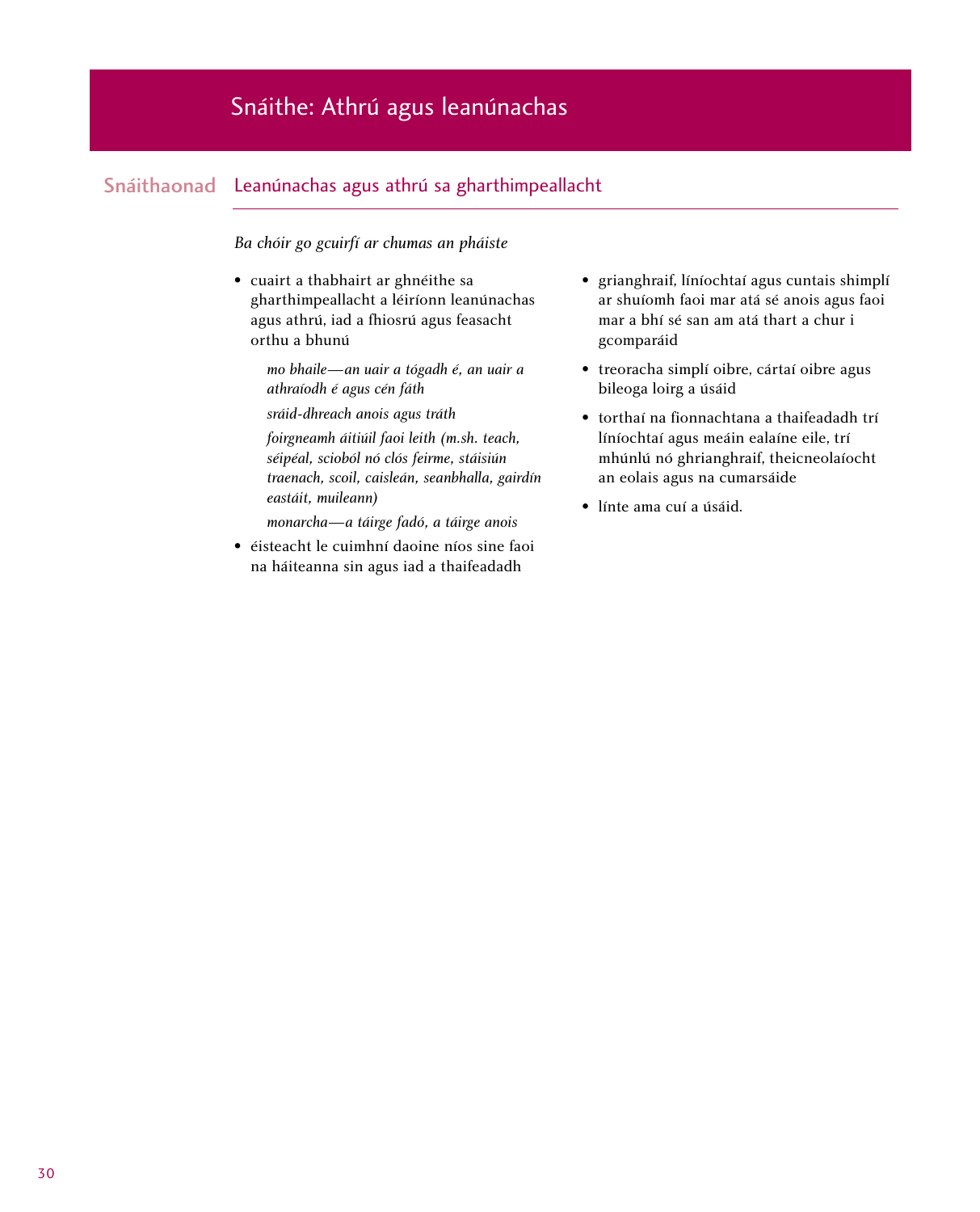# Snáithe: Athrú agus leanúnachas

## Snáithaonad Leanúnachas agus athrú sa gharthimpeallacht

*Ba chóir go gcuirfí ar chumas an pháiste*

- cuairt a thabhairt ar ghnéithe sa gharthimpeallacht a léiríonn leanúnachas agus athrú, iad a fhiosrú agus feasacht orthu a bhunú

  *mo bhaile—an uair a tógadh é, an uair a athraíodh é agus cén fáth*

  *sráid-dhreach anois agus tráth*

  *foirgneamh áitiúil faoi leith (m.sh. teach, séipéal, scioból nó clós feirme, stáisiún traenach, scoil, caisleán, seanbhalla, gairdín eastáit, muileann)*

  *monarcha—a táirge fadó, a táirge anois*

- éisteacht le cuimhní daoine níos sine faoi na háiteanna sin agus iad a thaifeadadh
- grianghraif, líníochtaí agus cuntais shimplí ar shuíomh faoi mar atá sé anois agus faoi mar a bhí sé san am atá thart a chur i gcomparáid
- treoracha simplí oibre, cártaí oibre agus bileoga loirg a úsáid
- torthaí na fionnachtana a thaifeadadh trí líníochtaí agus meáin ealaíne eile, trí mhúnlú nó ghrianghraif, theicneolaíocht an eolais agus na cumarsáide
- línte ama cuí a úsáid.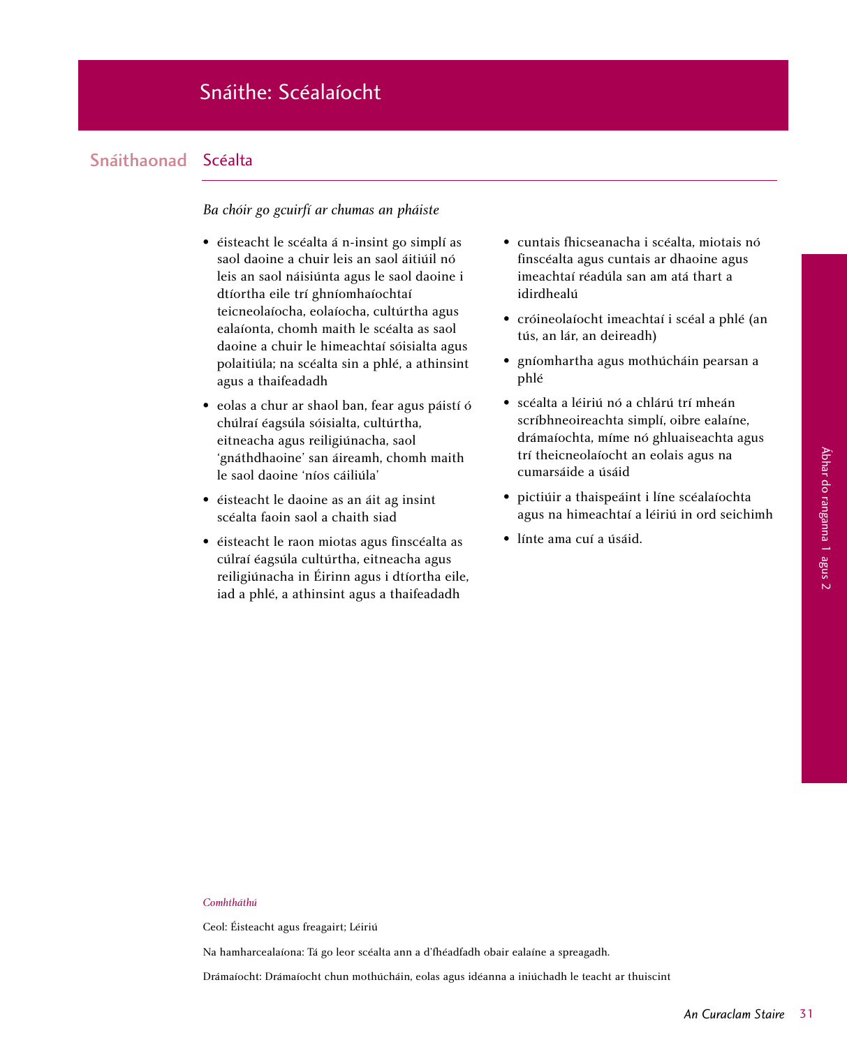# Snáithe: Scéalaíocht

## Snáithaonad Scéalta

*Ba chóir go gcuirfí ar chumas an pháiste*

- éisteacht le scéalta á n-insint go simplí as saol daoine a chuir leis an saol áitiúil nó leis an saol náisiúnta agus le saol daoine i dtíortha eile trí ghníomhaíochtaí teicneolaíocha, eolaíocha, cultúrtha agus ealaíonta, chomh maith le scéalta as saol daoine a chuir le himeachtaí sóisialta agus polaitiúla; na scéalta sin a phlé, a athinsint agus a thaifeadadh
- eolas a chur ar shaol ban, fear agus páistí ó chúlraí éagsúla sóisialta, cultúrtha, eitneacha agus reiligiúnacha, saol 'gnáthdhaoine' san áireamh, chomh maith le saol daoine 'níos cáiliúla'
- éisteacht le daoine as an áit ag insint scéalta faoin saol a chaith siad
- éisteacht le raon miotas agus finscéalta as cúlraí éagsúla cultúrtha, eitneacha agus reiligiúnacha in Éirinn agus i dtíortha eile, iad a phlé, a athinsint agus a thaifeadadh
- cuntais fhicseanacha i scéalta, miotais nó finscéalta agus cuntais ar dhaoine agus imeachtaí réadúla san am atá thart a idirdhealú
- cróineolaíocht imeachtaí i scéal a phlé (an tús, an lár, an deireadh)
- gníomhartha agus mothúcháin pearsan a phlé
- scéalta a léiriú nó a chlárú trí mheán scríbhneoireachta simplí, oibre ealaíne, drámaíochta, míme nó ghluaiseachta agus trí theicneolaíocht an eolais agus na cumarsáide a úsáid
- pictiúir a thaispeáint i líne scéalaíochta agus na himeachtaí a léiriú in ord seichimh
- línte ama cuí a úsáid.

*Comhtháthú*

Ceol: Éisteacht agus freagairt; Léiriú

Na hamharcealaíona: Tá go leor scéalta ann a d'fhéadfadh obair ealaíne a spreagadh.

Drámaíocht: Drámaíocht chun mothúcháin, eolas agus idéanna a iniúchadh le teacht ar thuiscint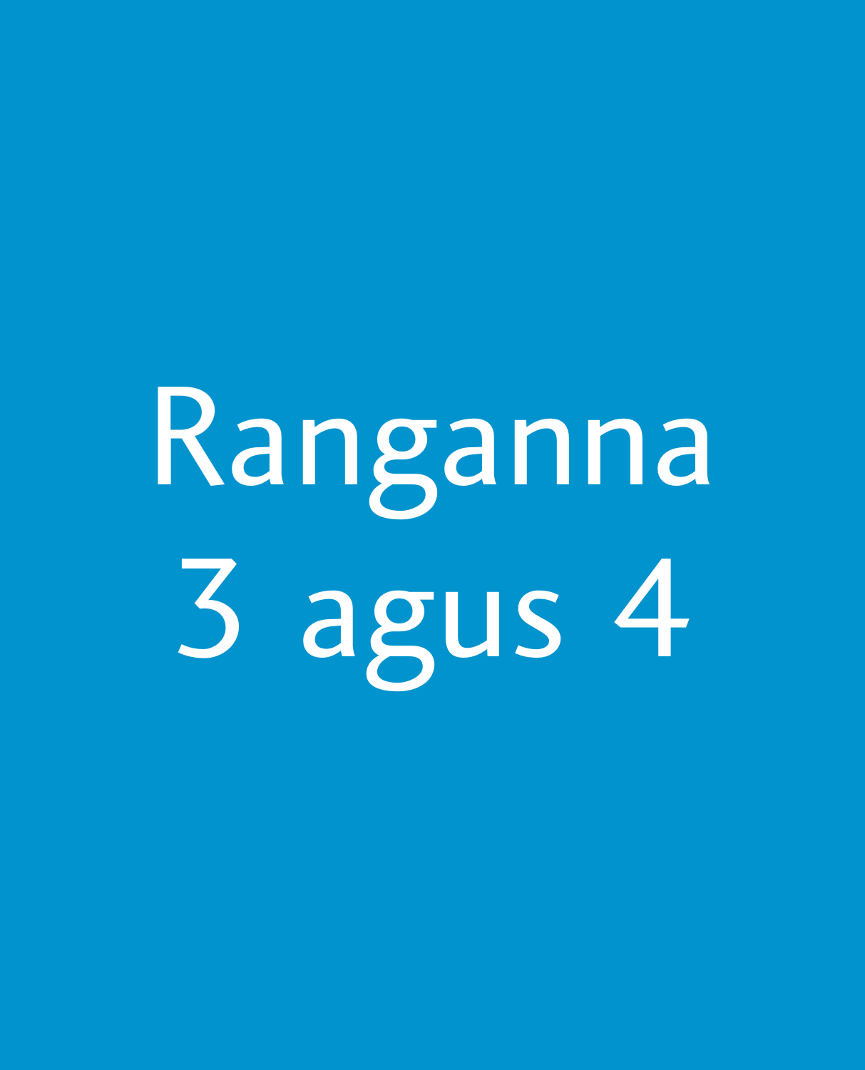# Ranganna 3 agus 4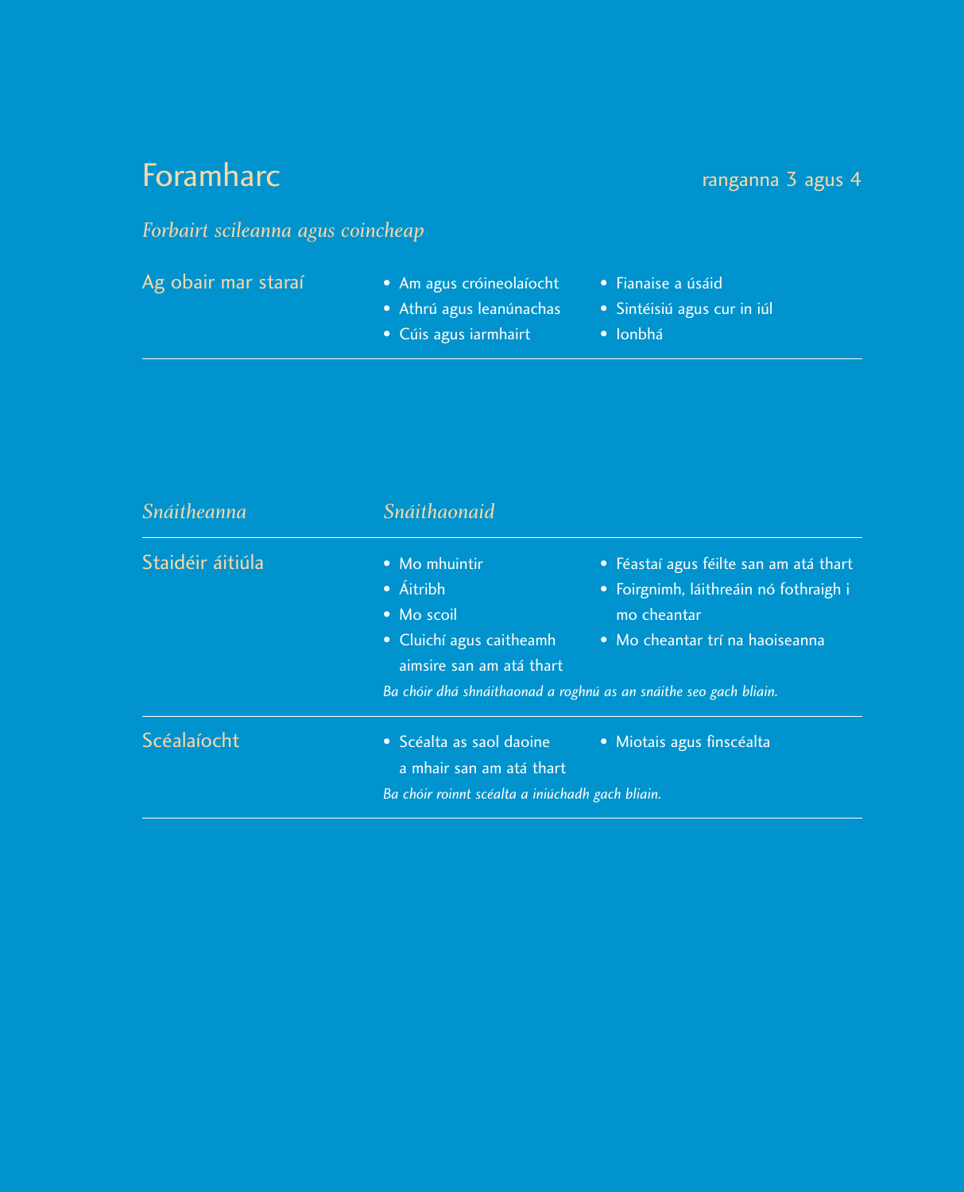# Foramharc

ranganna 3 agus 4

*Forbairt scileanna agus coincheap*

| Ag obair mar staraí | |
|---|---|
| | • Am agus cróineolaíocht<br>• Athrú agus leanúnachas<br>• Cúis agus iarmhairt<br>• Fianaise a úsáid<br>• Sintéisiú agus cur in iúl<br>• Ionbhá |

| *Snáitheanna* | *Snáithaonaid* |
|---|---|
| Staidéir áitiúla | • Mo mhuintir<br>• Áitribh<br>• Mo scoil<br>• Cluichí agus caitheamh aimsire san am atá thart<br>• Féastaí agus féilte san am atá thart<br>• Foirgnimh, láithreáin nó fothraigh i mo cheantar<br>• Mo cheantar trí na haoiseanna<br>*Ba chóir dhá shnáithaonad a roghnú as an snáithe seo gach bliain.* |
| Scéalaíocht | • Scéalta as saol daoine a mhair san am atá thart<br>• Miotais agus finscéalta<br>*Ba chóir roinnt scéalta a iniúchadh gach bliain.* |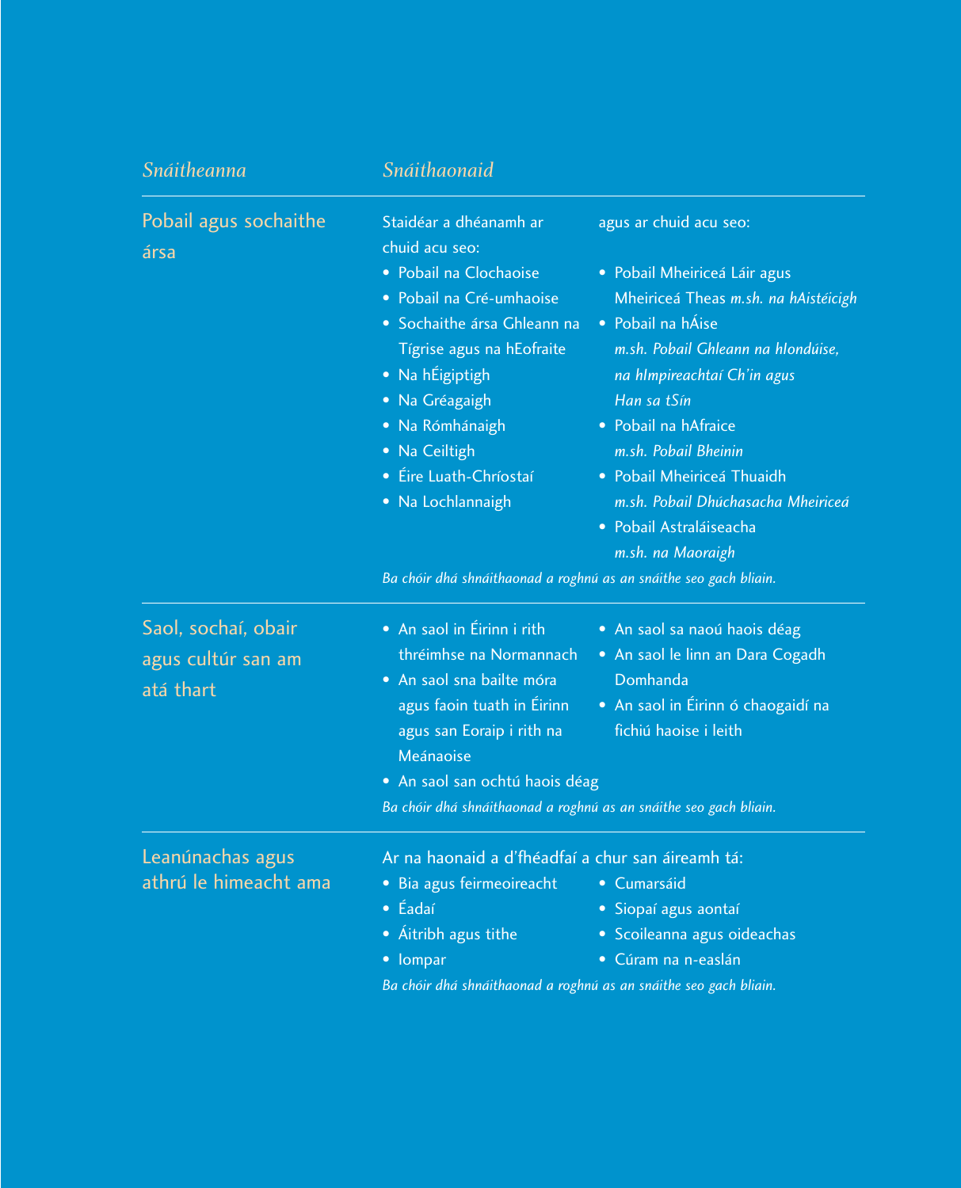| *Snáitheanna* | *Snáithaonaid* |
|---|---|
| Pobail agus sochaithe ársa | Staidéar a dhéanamh ar chuid acu seo:<br>• Pobail na Clochaoise<br>• Pobail na Cré-umhaoise<br>• Sochaithe ársa Ghleann na Tígrise agus na hEofraite<br>• Na hÉigiptigh<br>• Na Gréagaigh<br>• Na Rómhánaigh<br>• Na Ceiltigh<br>• Éire Luath-Chríostaí<br>• Na Lochlannaigh<br><br>agus ar chuid acu seo:<br>• Pobail Mheiriceá Láir agus Mheiriceá Theas *m.sh. na hAistéicigh*<br>• Pobail na hÁise *m.sh. Pobail Ghleann na hIondúise, na hImpireachtaí Ch'in agus Han sa tSín*<br>• Pobail na hAfraice *m.sh. Pobail Bheinin*<br>• Pobail Mheiriceá Thuaidh *m.sh. Pobail Dhúchasacha Mheiriceá*<br>• Pobail Astraláiseacha *m.sh. na Maoraigh*<br><br>*Ba chóir dhá shnáithaonad a roghnú as an snáithe seo gach bliain.* |
| Saol, sochaí, obair agus cultúr san am atá thart | • An saol in Éirinn i rith thréimhse na Normannach<br>• An saol sna bailte móra agus faoin tuath in Éirinn agus san Eoraip i rith na Meánaoise<br>• An saol san ochtú haois déag<br>• An saol sa naoú haois déag<br>• An saol le linn an Dara Cogadh Domhanda<br>• An saol in Éirinn ó chaogaidí na fichiú haoise i leith<br><br>*Ba chóir dhá shnáithaonad a roghnú as an snáithe seo gach bliain.* |
| Leanúnachas agus athrú le himeacht ama | Ar na haonaid a d'fhéadfaí a chur san áireamh tá:<br>• Bia agus feirmeoireacht<br>• Éadaí<br>• Áitribh agus tithe<br>• Iompar<br>• Cumarsáid<br>• Siopaí agus aontaí<br>• Scoileanna agus oideachas<br>• Cúram na n-easlán<br><br>*Ba chóir dhá shnáithaonad a roghnú as an snáithe seo gach bliain.* |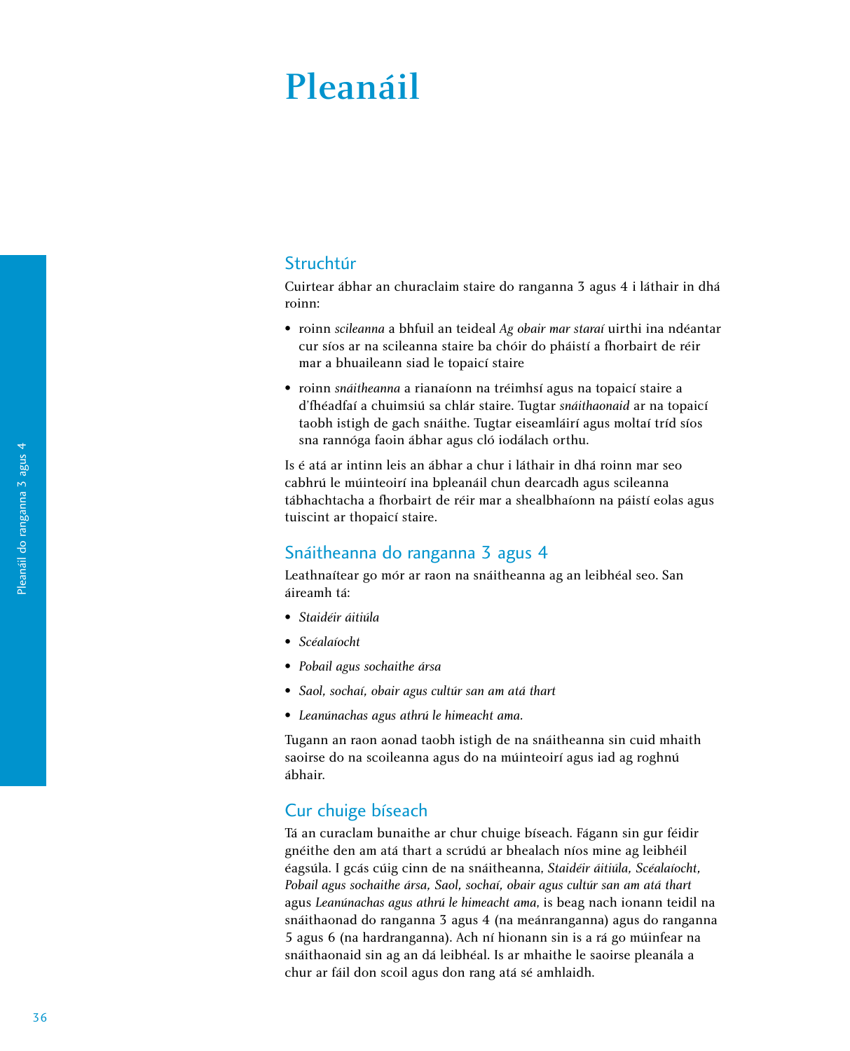# Pleanáil

## Struchtúr

Cuirtear ábhar an churaclaim staire do ranganna 3 agus 4 i láthair in dhá roinn:

- roinn *scileanna* a bhfuil an teideal *Ag obair mar staraí* uirthi ina ndéantar cur síos ar na scileanna staire ba chóir do pháistí a fhorbairt de réir mar a bhuaileann siad le topaicí staire
- roinn *snáitheanna* a rianaíonn na tréimhsí agus na topaicí staire a d'fhéadfaí a chuimsiú sa chlár staire. Tugtar *snáithaonaid* ar na topaicí taobh istigh de gach snáithe. Tugtar eiseamláirí agus moltaí tríd síos sna rannóga faoin ábhar agus cló iodálach orthu.

Is é atá ar intinn leis an ábhar a chur i láthair in dhá roinn mar seo cabhrú le múinteoirí ina bpleanáil chun dearcadh agus scileanna tábhachtacha a fhorbairt de réir mar a shealbhaíonn na páistí eolas agus tuiscint ar thopaicí staire.

## Snáitheanna do ranganna 3 agus 4

Leathnaítear go mór ar raon na snáitheanna ag an leibhéal seo. San áireamh tá:

- *Staidéir áitiúla*
- *Scéalaíocht*
- *Pobail agus sochaithe ársa*
- *Saol, sochaí, obair agus cultúr san am atá thart*
- *Leanúnachas agus athrú le himeacht ama.*

Tugann an raon aonad taobh istigh de na snáitheanna sin cuid mhaith saoirse do na scoileanna agus do na múinteoirí agus iad ag roghnú ábhair.

## Cur chuige bíseach

Tá an curaclam bunaithe ar chur chuige bíseach. Fágann sin gur féidir gnéithe den am atá thart a scrúdú ar bhealach níos mine ag leibhéil éagsúla. I gcás cúig cinn de na snáitheanna, *Staidéir áitiúla, Scéalaíocht, Pobail agus sochaithe ársa, Saol, sochaí, obair agus cultúr san am atá thart* agus *Leanúnachas agus athrú le himeacht ama,* is beag nach ionann teidil na snáithaonad do ranganna 3 agus 4 (na meánranganna) agus do ranganna 5 agus 6 (na hardranganna). Ach ní hionann sin is a rá go múinfear na snáithaonaid sin ag an dá leibhéal. Is ar mhaithe le saoirse pleanála a chur ar fáil don scoil agus don rang atá sé amhlaidh.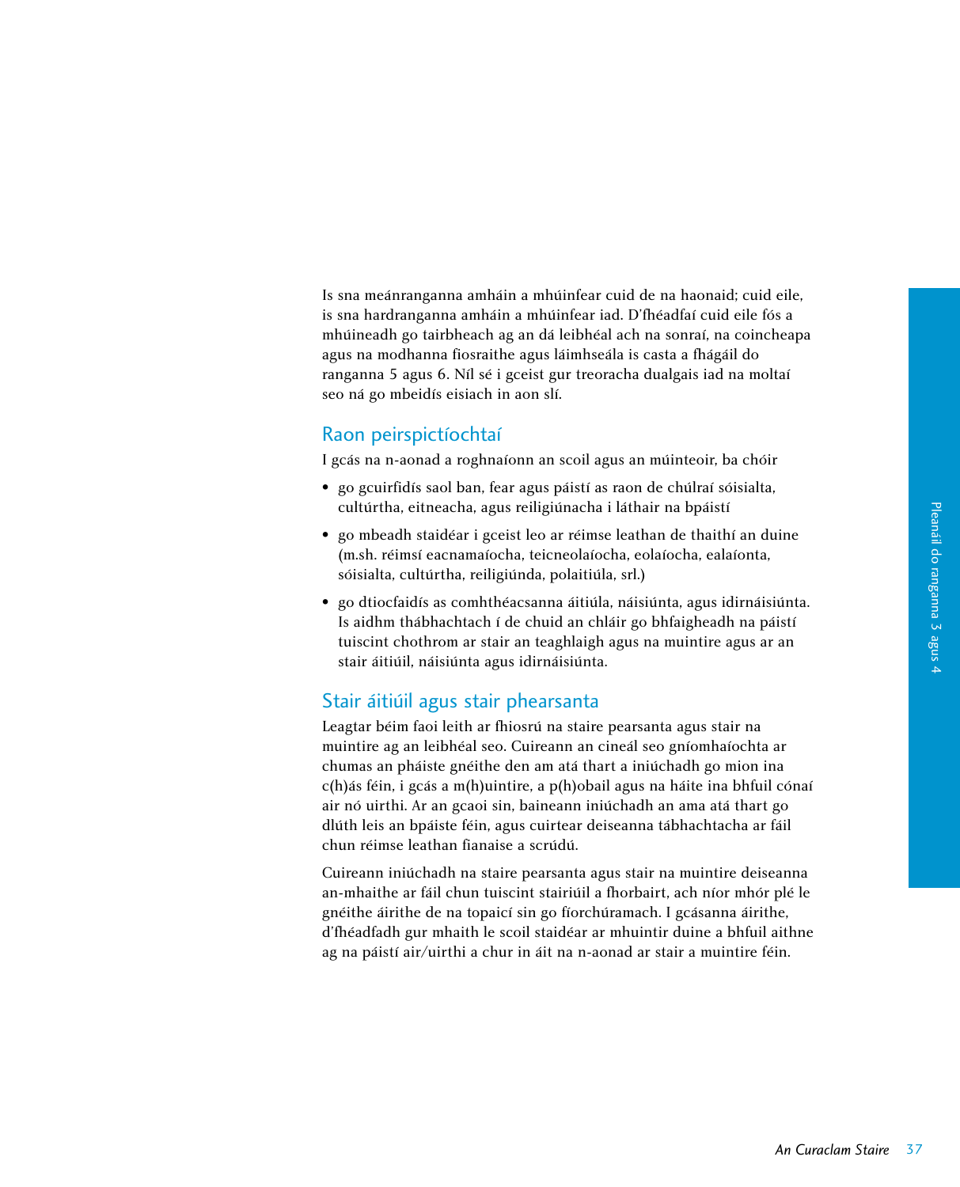Is sna meánranganna amháin a mhúinfear cuid de na haonaid; cuid eile, is sna hardranganna amháin a mhúinfear iad. D'fhéadfaí cuid eile fós a mhúineadh go tairbheach ag an dá leibhéal ach na sonraí, na coincheapa agus na modhanna fiosraithe agus láimhseála is casta a fhágáil do ranganna 5 agus 6. Níl sé i gceist gur treoracha dualgais iad na moltaí seo ná go mbeidís eisiach in aon slí.

## Raon peirspictíochtaí

I gcás na n-aonad a roghnaíonn an scoil agus an múinteoir, ba chóir

- go gcuirfidís saol ban, fear agus páistí as raon de chúlraí sóisialta, cultúrtha, eitneacha, agus reiligiúnacha i láthair na bpáistí
- go mbeadh staidéar i gceist leo ar réimse leathan de thaithí an duine (m.sh. réimsí eacnamaíocha, teicneolaíocha, eolaíocha, ealaíonta, sóisialta, cultúrtha, reiligiúnda, polaitiúla, srl.)
- go dtiocfaidís as comhthéacsanna áitiúla, náisiúnta, agus idirnáisiúnta. Is aidhm thábhachtach í de chuid an chláir go bhfaigheadh na páistí tuiscint chothrom ar stair an teaghlaigh agus na muintire agus ar an stair áitiúil, náisiúnta agus idirnáisiúnta.

## Stair áitiúil agus stair phearsanta

Leagtar béim faoi leith ar fhiosrú na staire pearsanta agus stair na muintire ag an leibhéal seo. Cuireann an cineál seo gníomhaíochta ar chumas an pháiste gnéithe den am atá thart a iniúchadh go mion ina c(h)ás féin, i gcás a m(h)uintire, a p(h)obail agus na háite ina bhfuil cónaí air nó uirthi. Ar an gcaoi sin, baineann iniúchadh an ama atá thart go dlúth leis an bpáiste féin, agus cuirtear deiseanna tábhachtacha ar fáil chun réimse leathan fianaise a scrúdú.

Cuireann iniúchadh na staire pearsanta agus stair na muintire deiseanna an-mhaithe ar fáil chun tuiscint stairiúil a fhorbairt, ach níor mhór plé le gnéithe áirithe de na topaicí sin go fíorchúramach. I gcásanna áirithe, d'fhéadfadh gur mhaith le scoil staidéar ar mhuintir duine a bhfuil aithne ag na páistí air/uirthi a chur in áit na n-aonad ar stair a muintire féin.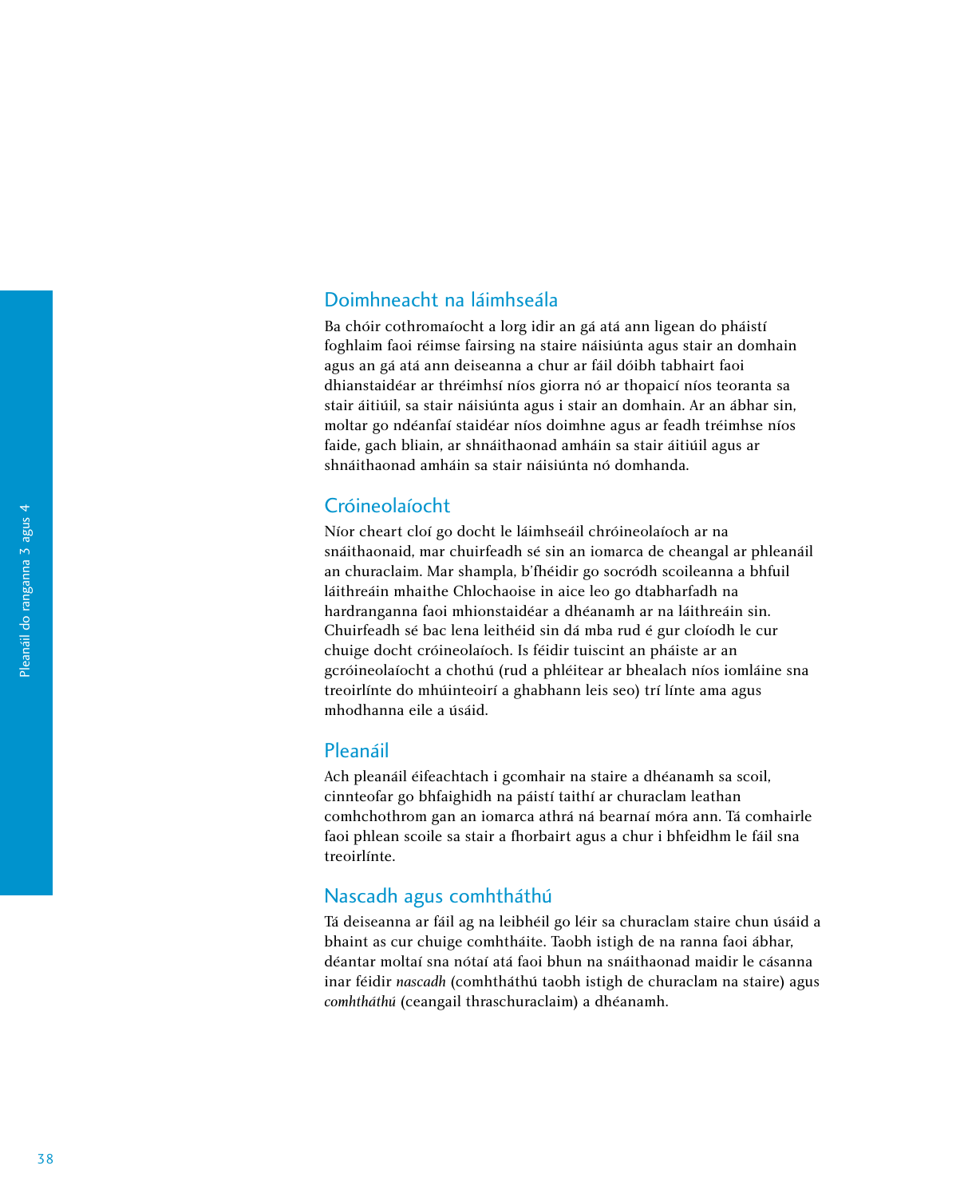## Doimhneacht na láimhseála

Ba chóir cothromaíocht a lorg idir an gá atá ann ligean do pháistí foghlaim faoi réimse fairsing na staire náisiúnta agus stair an domhain agus an gá atá ann deiseanna a chur ar fáil dóibh tabhairt faoi dhianstaidéar ar thréimhsí níos giorra nó ar thopaicí níos teoranta sa stair áitiúil, sa stair náisiúnta agus i stair an domhain. Ar an ábhar sin, moltar go ndéanfaí staidéar níos doimhne agus ar feadh tréimhse níos faide, gach bliain, ar shnáithaonad amháin sa stair áitiúil agus ar shnáithaonad amháin sa stair náisiúnta nó domhanda.

## Cróineolaíocht

Níor cheart cloí go docht le láimhseáil chróineolaíoch ar na snáithaonaid, mar chuirfeadh sé sin an iomarca de cheangal ar phleanáil an churaclaim. Mar shampla, b'fhéidir go socródh scoileanna a bhfuil láithreáin mhaithe Chlochaoise in aice leo go dtabharfadh na hardranganna faoi mhionstaidéar a dhéanamh ar na láithreáin sin. Chuirfeadh sé bac lena leithéid sin dá mba rud é gur cloíodh le cur chuige docht cróineolaíoch. Is féidir tuiscint an pháiste ar an gcróineolaíocht a chothú (rud a phléitear ar bhealach níos iomláine sna treoirlínte do mhúinteoirí a ghabhann leis seo) trí línte ama agus mhodhanna eile a úsáid.

## Pleanáil

Ach pleanáil éifeachtach i gcomhair na staire a dhéanamh sa scoil, cinnteofar go bhfaighidh na páistí taithí ar churaclam leathan comhchothrom gan an iomarca athrá ná bearnaí móra ann. Tá comhairle faoi phlean scoile sa stair a fhorbairt agus a chur i bhfeidhm le fáil sna treoirlínte.

## Nascadh agus comhtháthú

Tá deiseanna ar fáil ag na leibhéil go léir sa churaclam staire chun úsáid a bhaint as cur chuige comhtháite. Taobh istigh de na ranna faoi ábhar, déantar moltaí sna nótaí atá faoi bhun na snáithaonad maidir le cásanna inar féidir *nascadh* (comhtháthú taobh istigh de churaclam na staire) agus *comhtháthú* (ceangail thraschuraclaim) a dhéanamh.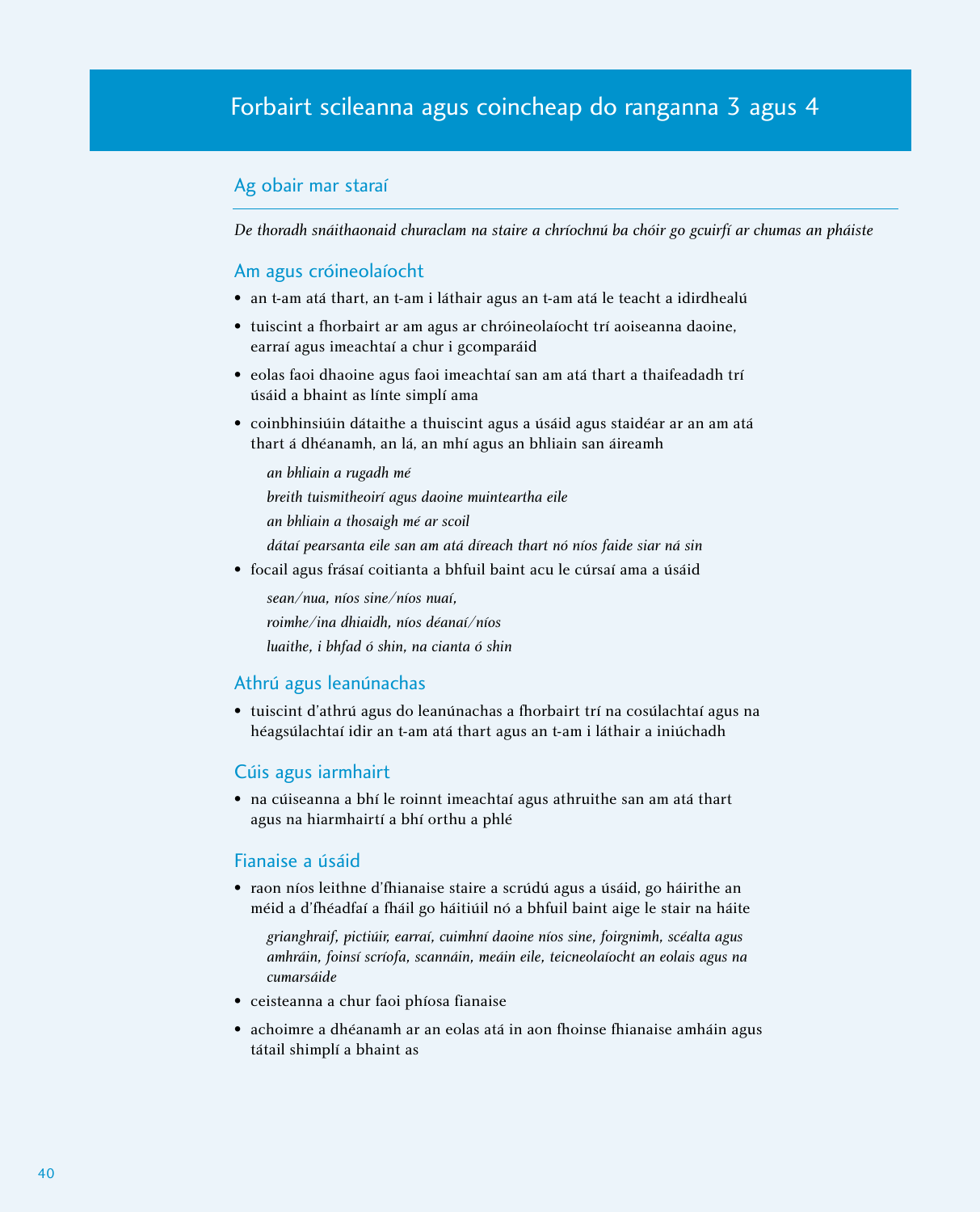# Forbairt scileanna agus coincheap do ranganna 3 agus 4

## Ag obair mar staraí

*De thoradh snáithaonaid churaclam na staire a chríochnú ba chóir go gcuirfí ar chumas an pháiste*

### Am agus cróineolaíocht

- an t-am atá thart, an t-am i láthair agus an t-am atá le teacht a idirdhealú
- tuiscint a fhorbairt ar am agus ar chróineolaíocht trí aoiseanna daoine, earraí agus imeachtaí a chur i gcomparáid
- eolas faoi dhaoine agus faoi imeachtaí san am atá thart a thaifeadadh trí úsáid a bhaint as línte simplí ama
- coinbhinsiúin dátaithe a thuiscint agus a úsáid agus staidéar ar an am atá thart á dhéanamh, an lá, an mhí agus an bhliain san áireamh

  *an bhliain a rugadh mé*
  *breith tuismitheoirí agus daoine muinteartha eile*
  *an bhliain a thosaigh mé ar scoil*
  *dátaí pearsanta eile san am atá díreach thart nó níos faide siar ná sin*

- focail agus frásaí coitianta a bhfuil baint acu le cúrsaí ama a úsáid

  *sean/nua, níos sine/níos nuaí,*
  *roimhe/ina dhiaidh, níos déanaí/níos*
  *luaithe, i bhfad ó shin, na cianta ó shin*

### Athrú agus leanúnachas

- tuiscint d'athrú agus do leanúnachas a fhorbairt trí na cosúlachtaí agus na héagsúlachtaí idir an t-am atá thart agus an t-am i láthair a iniúchadh

### Cúis agus iarmhairt

- na cúiseanna a bhí le roinnt imeachtaí agus athruithe san am atá thart agus na hiarmhairtí a bhí orthu a phlé

### Fianaise a úsáid

- raon níos leithne d'fhianaise staire a scrúdú agus a úsáid, go háirithe an méid a d'fhéadfaí a fháil go háitiúil nó a bhfuil baint aige le stair na háite

  *grianghraif, pictiúir, earraí, cuimhní daoine níos sine, foirgnimh, scéalta agus amhráin, foinsí scríofa, scannáin, meáin eile, teicneolaíocht an eolais agus na cumarsáide*

- ceisteanna a chur faoi phíosa fianaise
- achoimre a dhéanamh ar an eolas atá in aon fhoinse fhianaise amháin agus tátail shimplí a bhaint as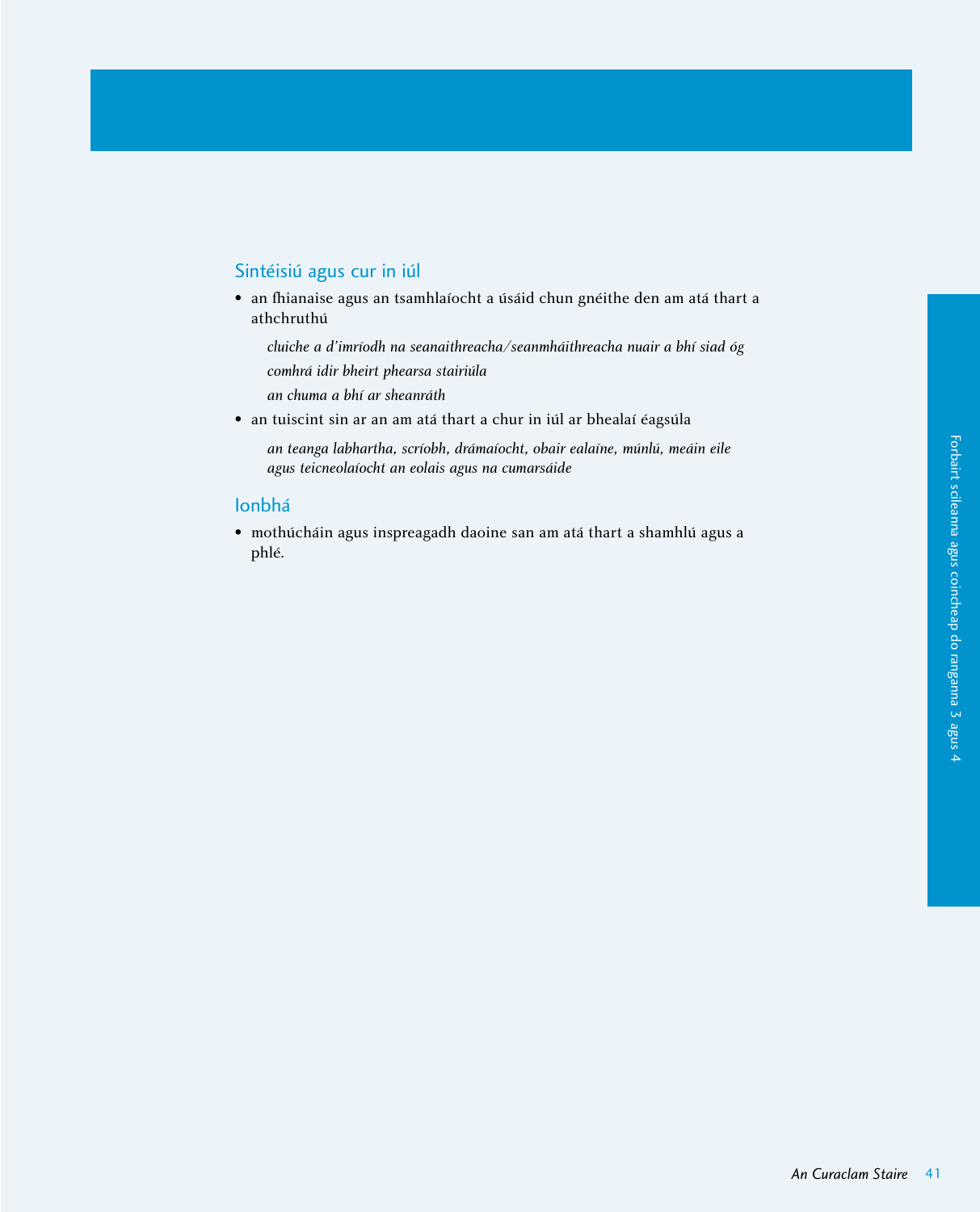## Sintéisiú agus cur in iúl

- an fhianaise agus an tsamhlaíocht a úsáid chun gnéithe den am atá thart a athchruthú

  *cluiche a d'imríodh na seanaithreacha/seanmháithreacha nuair a bhí siad óg*

  *comhrá idir bheirt phearsa stairiúla*

  *an chuma a bhí ar sheanráth*

- an tuiscint sin ar an am atá thart a chur in iúl ar bhealaí éagsúla

  *an teanga labhartha, scríobh, drámaíocht, obair ealaíne, múnlú, meáin eile agus teicneolaíocht an eolais agus na cumarsáide*

## Ionbhá

- mothúcháin agus inspreagadh daoine san am atá thart a shamhlú agus a phlé.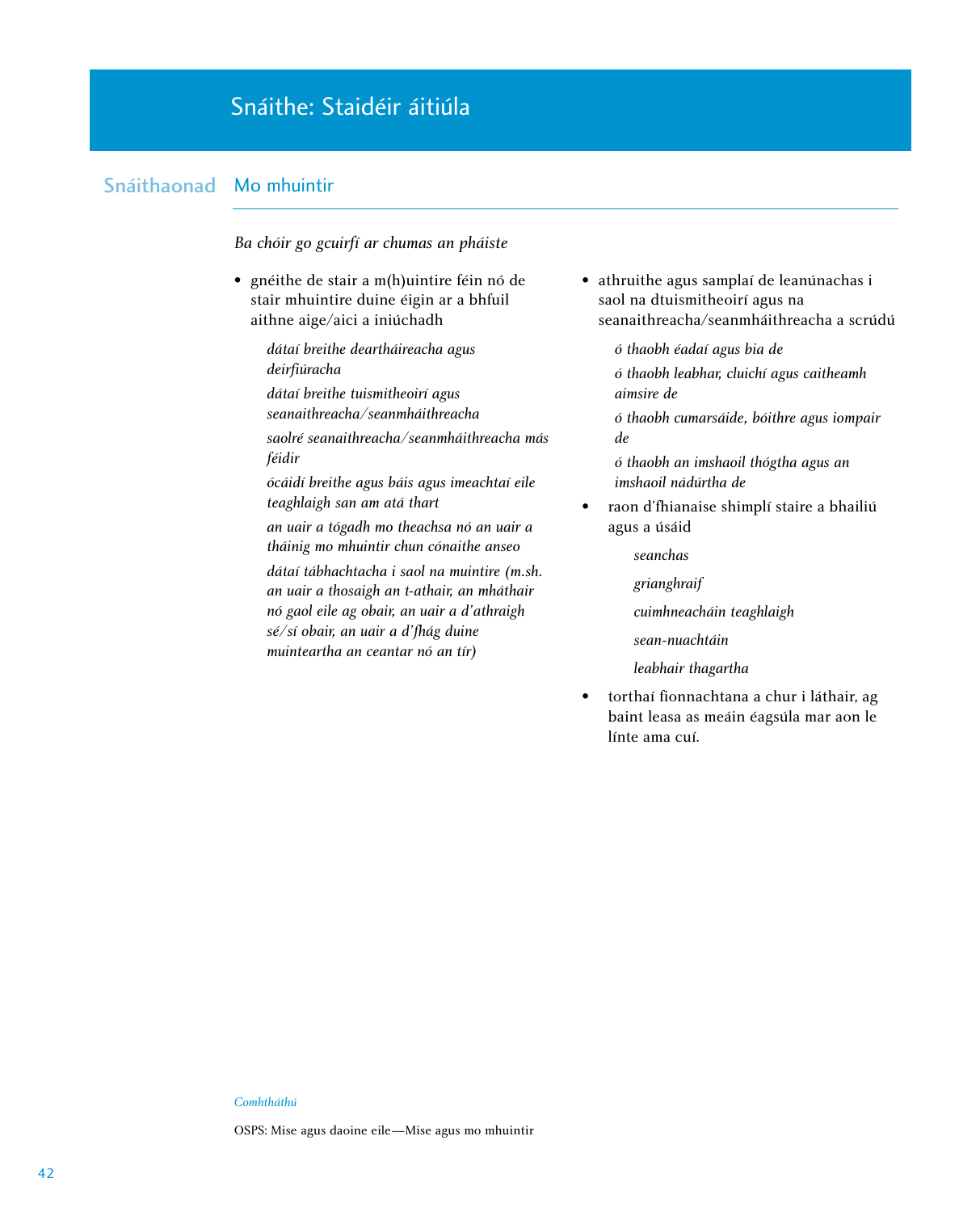# Snáithe: Staidéir áitiúla

## Snáithaonad Mo mhuintir

*Ba chóir go gcuirfí ar chumas an pháiste*

- gnéithe de stair a m(h)uintire féin nó de stair mhuintire duine éigin ar a bhfuil aithne aige/aici a iniúchadh

  *dátaí breithe deartháireacha agus deirfiúracha*

  *dátaí breithe tuismitheoirí agus seanaithreacha/seanmháithreacha*

  *saolré seanaithreacha/seanmháithreacha más féidir*

  *ócáidí breithe agus báis agus imeachtaí eile teaghlaigh san am atá thart*

  *an uair a tógadh mo theachsa nó an uair a tháinig mo mhuintir chun cónaithe anseo*

  *dátaí tábhachtacha i saol na muintire (m.sh. an uair a thosaigh an t-athair, an mháthair nó gaol eile ag obair, an uair a d'athraigh sé/sí obair, an uair a d'fhág duine muinteartha an ceantar nó an tír)*

- athruithe agus samplaí de leanúnachas i saol na dtuismitheoirí agus na seanaithreacha/seanmháithreacha a scrúdú

  *ó thaobh éadaí agus bia de*

  *ó thaobh leabhar, cluichí agus caitheamh aimsire de*

  *ó thaobh cumarsáide, bóithre agus iompair de*

  *ó thaobh an imshaoil thógtha agus an imshaoil nádúrtha de*

- raon d'fhianaise shimplí staire a bhailiú agus a úsáid

  *seanchas*

  *grianghraif*

  *cuimhneacháin teaghlaigh*

  *sean-nuachtáin*

  *leabhair thagartha*

- torthaí fionnachtana a chur i láthair, ag baint leasa as meáin éagsúla mar aon le línte ama cuí.

*Comhtháthú*

OSPS: Mise agus daoine eile—Mise agus mo mhuintir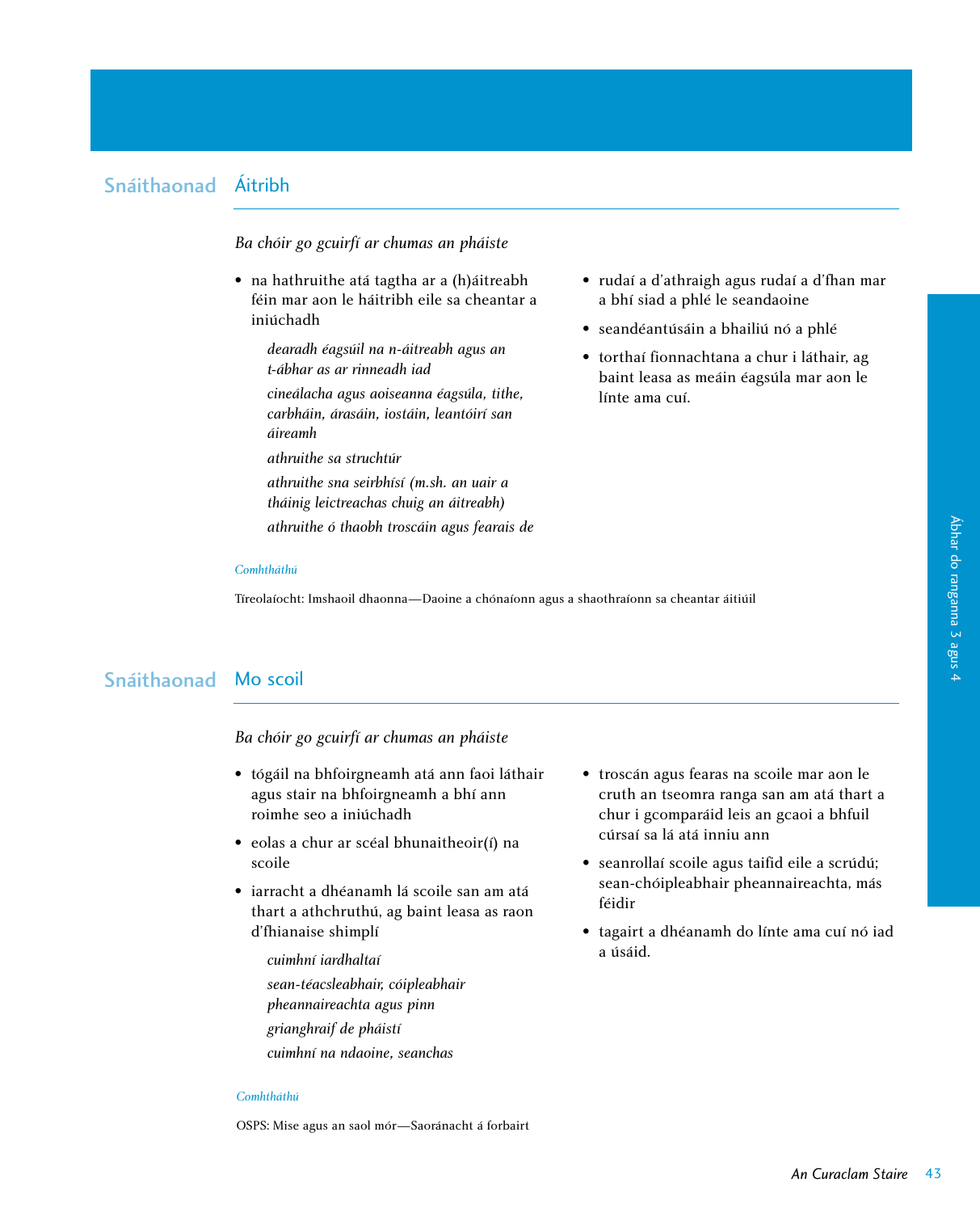## Snáithaonad Áitribh

*Ba chóir go gcuirfí ar chumas an pháiste*

- na hathruithe atá tagtha ar a (h)áitreabh féin mar aon le háitribh eile sa cheantar a iniúchadh

  *dearadh éagsúil na n-áitreabh agus an t-ábhar as ar rinneadh iad*

  *cineálacha agus aoiseanna éagsúla, tithe, carbháin, árasáin, iostáin, leantóirí san áireamh*

  *athruithe sa struchtúr*

  *athruithe sna seirbhísí (m.sh. an uair a tháinig leictreachas chuig an áitreabh)*

  *athruithe ó thaobh troscáin agus fearais de*

- rudaí a d'athraigh agus rudaí a d'fhan mar a bhí siad a phlé le seandaoine
- seandéantúsáin a bhailiú nó a phlé
- torthaí fionnachtana a chur i láthair, ag baint leasa as meáin éagsúla mar aon le línte ama cuí.

*Comhtháthú*

Tíreolaíocht: Imshaoil dhaonna—Daoine a chónaíonn agus a shaothraíonn sa cheantar áitiúil

## Snáithaonad Mo scoil

*Ba chóir go gcuirfí ar chumas an pháiste*

- tógáil na bhfoirgneamh atá ann faoi láthair agus stair na bhfoirgneamh a bhí ann roimhe seo a iniúchadh
- eolas a chur ar scéal bhunaitheoir(í) na scoile
- iarracht a dhéanamh lá scoile san am atá thart a athchruthú, ag baint leasa as raon d'fhianaise shimplí

  *cuimhní iardhaltaí*

  *sean-téacsleabhair, cóipleabhair pheannaireachta agus pinn*

  *grianghraif de pháistí*

  *cuimhní na ndaoine, seanchas*

- troscán agus fearas na scoile mar aon le cruth an tseomra ranga san am atá thart a chur i gcomparáid leis an gcaoi a bhfuil cúrsaí sa lá atá inniu ann
- seanrollaí scoile agus taifid eile a scrúdú; sean-chóipleabhair pheannaireachta, más féidir
- tagairt a dhéanamh do línte ama cuí nó iad a úsáid.

*Comhtháthú*

OSPS: Mise agus an saol mór—Saoránacht á forbairt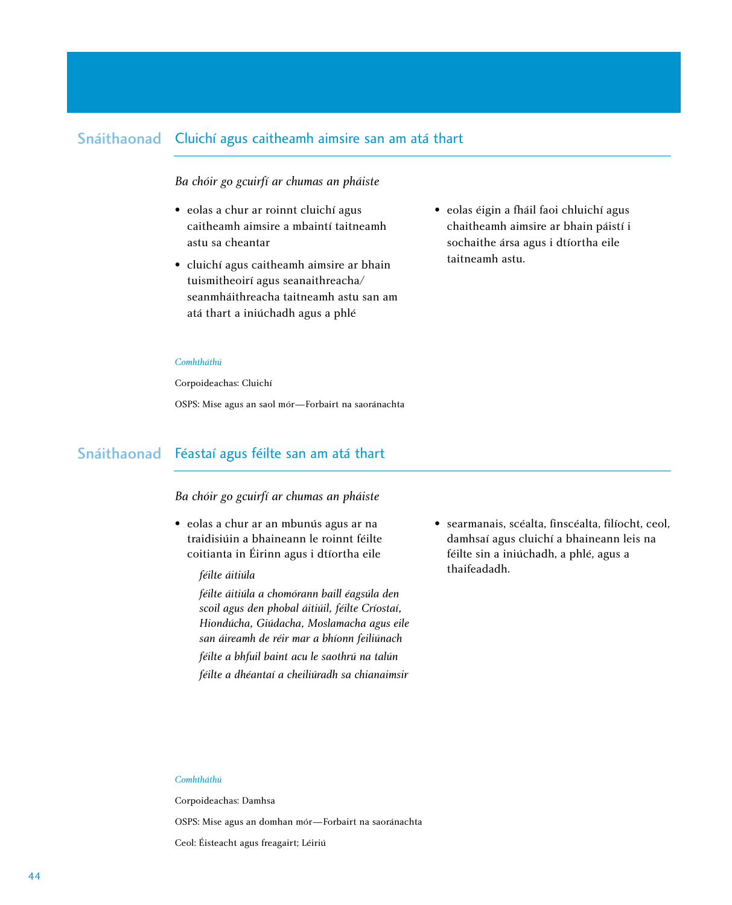## Snáithaonad Cluichí agus caitheamh aimsire san am atá thart

*Ba chóir go gcuirfí ar chumas an pháiste*

- eolas a chur ar roinnt cluichí agus caitheamh aimsire a mbaintí taitneamh astu sa cheantar
- cluichí agus caitheamh aimsire ar bhain tuismitheoirí agus seanaithreacha/ seanmháithreacha taitneamh astu san am atá thart a iniúchadh agus a phlé
- eolas éigin a fháil faoi chluichí agus chaitheamh aimsire ar bhain páistí i sochaithe ársa agus i dtíortha eile taitneamh astu.

*Comhtháthú*

Corpoideachas: Cluichí

OSPS: Mise agus an saol mór—Forbairt na saoránachta

## Snáithaonad Féastaí agus féilte san am atá thart

*Ba chóir go gcuirfí ar chumas an pháiste*

- eolas a chur ar an mbunús agus ar na traidisiúin a bhaineann le roinnt féilte coitianta in Éirinn agus i dtíortha eile

  *féilte áitiúla*

  *féilte áitiúla a chomórann baill éagsúla den scoil agus den phobal áitiúil, féilte Críostaí, Hiondúcha, Giúdacha, Moslamacha agus eile san áireamh de réir mar a bhíonn feiliúnach*

  *féilte a bhfuil baint acu le saothrú na talún*

  *féilte a dhéantaí a cheiliúradh sa chianaimsir*

- searmanais, scéalta, finscéalta, filíocht, ceol, damhsaí agus cluichí a bhaineann leis na féilte sin a iniúchadh, a phlé, agus a thaifeadadh.

*Comhtháthú*

Corpoideachas: Damhsa

OSPS: Mise agus an domhan mór—Forbairt na saoránachta

Ceol: Éisteacht agus freagairt; Léiriú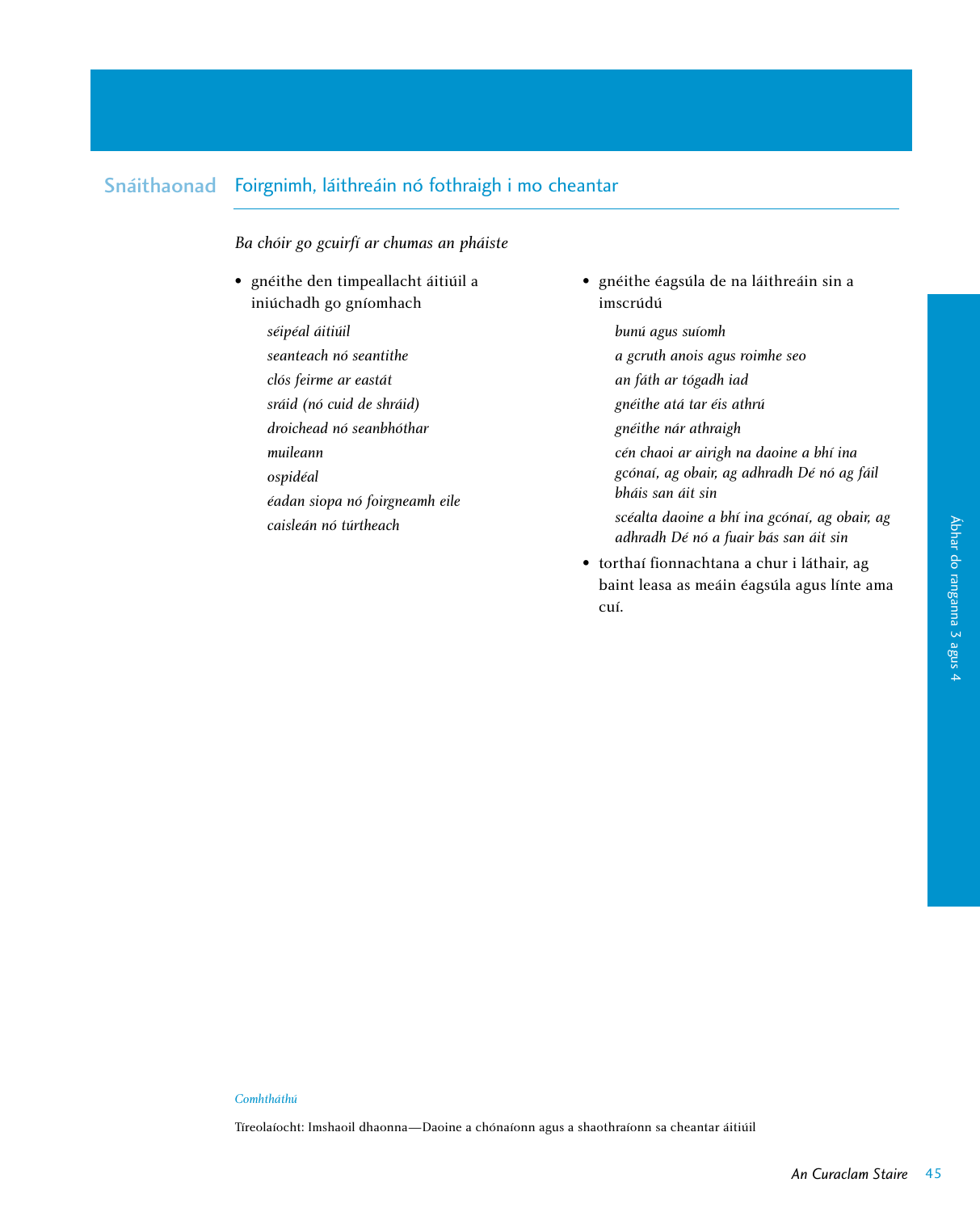## Snáithaonad Foirgnimh, láithreáin nó fothraigh i mo cheantar

*Ba chóir go gcuirfí ar chumas an pháiste*

- gnéithe den timpeallacht áitiúil a iniúchadh go gníomhach

  *séipéal áitiúil*
  *seanteach nó seantithe*
  *clós feirme ar eastát*
  *sráid (nó cuid de shráid)*
  *droichead nó seanbhóthar*
  *muileann*
  *ospidéal*
  *éadan siopa nó foirgneamh eile*
  *caisleán nó túrtheach*

- gnéithe éagsúla de na láithreáin sin a imscrúdú

  *bunú agus suíomh*
  *a gcruth anois agus roimhe seo*
  *an fáth ar tógadh iad*
  *gnéithe atá tar éis athrú*
  *gnéithe nár athraigh*
  *cén chaoi ar airigh na daoine a bhí ina gcónaí, ag obair, ag adhradh Dé nó ag fáil bháis san áit sin*
  *scéalta daoine a bhí ina gcónaí, ag obair, ag adhradh Dé nó a fuair bás san áit sin*

- torthaí fionnachtana a chur i láthair, ag baint leasa as meáin éagsúla agus línte ama cuí.

*Comhtháthú*

Tíreolaíocht: Imshaoil dhaonna—Daoine a chónaíonn agus a shaothraíonn sa cheantar áitiúil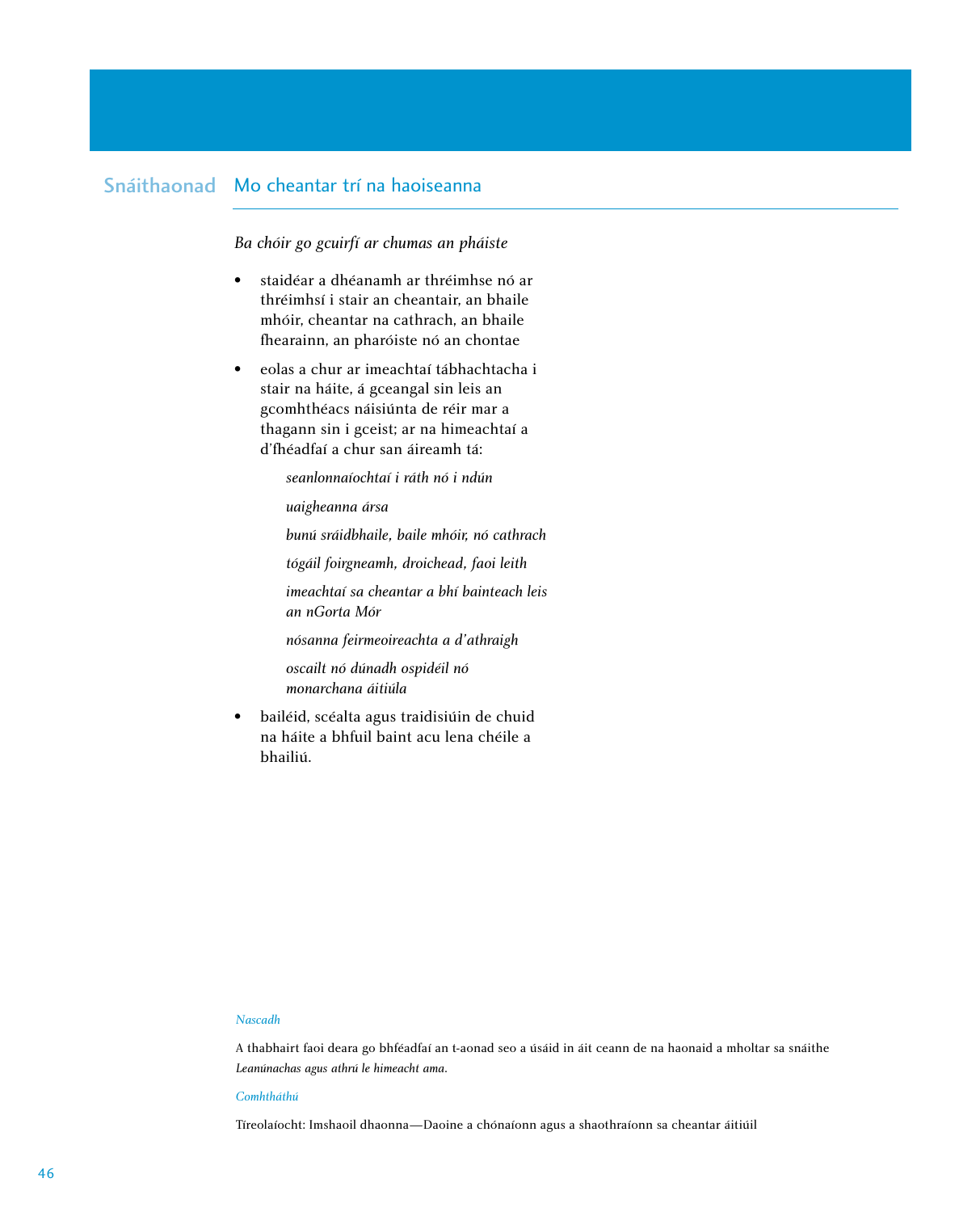## Snáithaonad Mo cheantar trí na haoiseanna

*Ba chóir go gcuirfí ar chumas an pháiste*

- staidéar a dhéanamh ar thréimhse nó ar thréimhsí i stair an cheantair, an bhaile mhóir, cheantar na cathrach, an bhaile fhearainn, an pharóiste nó an chontae
- eolas a chur ar imeachtaí tábhachtacha i stair na háite, á gceangal sin leis an gcomhthéacs náisiúnta de réir mar a thagann sin i gceist; ar na himeachtaí a d'fhéadfaí a chur san áireamh tá:

  *seanlonnaíochtaí i ráth nó i ndún*

  *uaigheanna ársa*

  *bunú sráidbhaile, baile mhóir, nó cathrach*

  *tógáil foirgneamh, droichead, faoi leith*

  *imeachtaí sa cheantar a bhí bainteach leis an nGorta Mór*

  *nósanna feirmeoireachta a d'athraigh*

  *oscailt nó dúnadh ospidéil nó monarchana áitiúla*

- bailéid, scéalta agus traidisiúin de chuid na háite a bhfuil baint acu lena chéile a bhailiú.

*Nascadh*

A thabhairt faoi deara go bhféadfaí an t-aonad seo a úsáid in áit ceann de na haonaid a mholtar sa snáithe *Leanúnachas agus athrú le himeacht ama.*

*Comhtháthú*

Tíreolaíocht: Imshaoil dhaonna—Daoine a chónaíonn agus a shaothraíonn sa cheantar áitiúil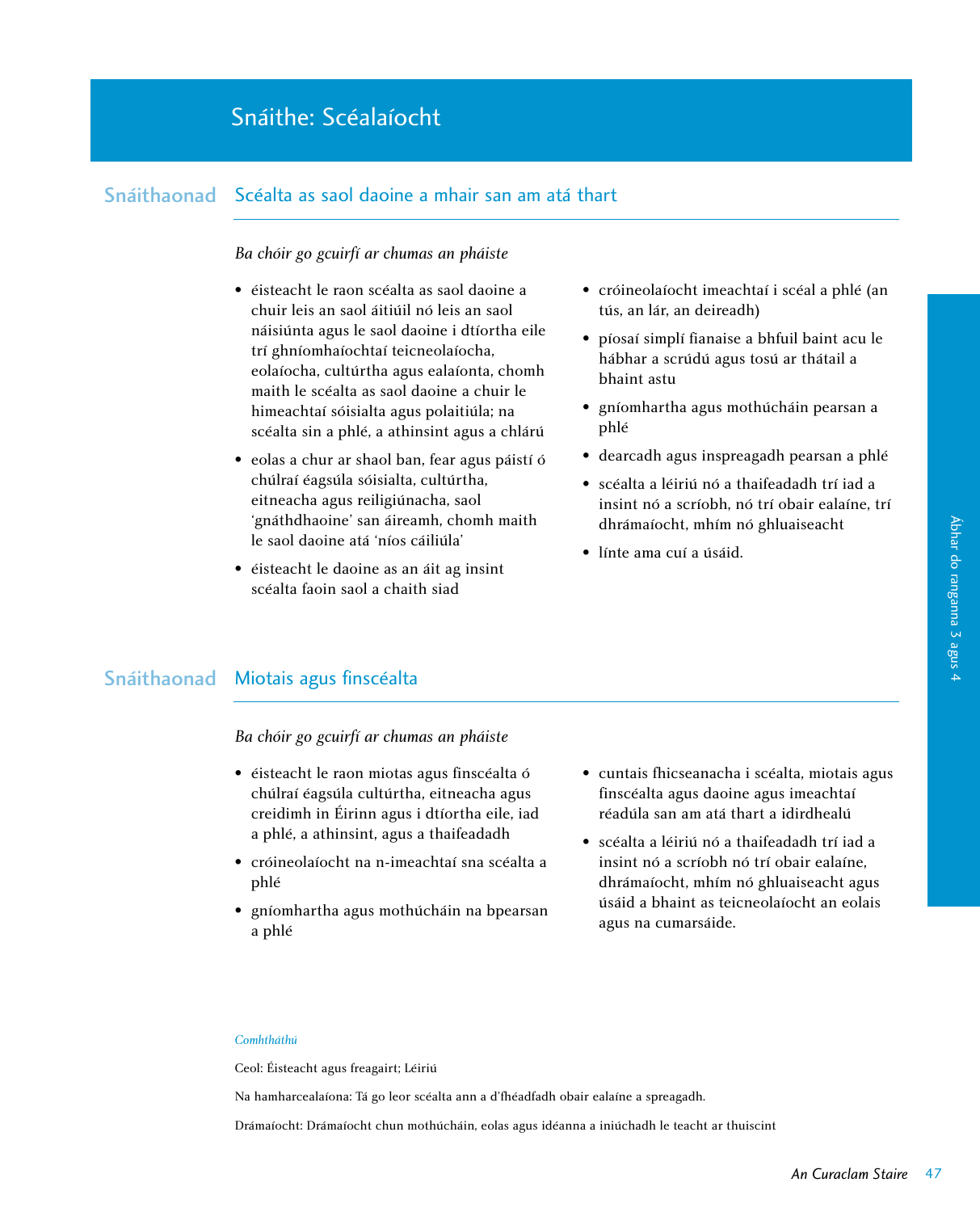# Snáithe: Scéalaíocht

## Snáithaonad Scéalta as saol daoine a mhair san am atá thart

*Ba chóir go gcuirfí ar chumas an pháiste*

- éisteacht le raon scéalta as saol daoine a chuir leis an saol áitiúil nó leis an saol náisiúnta agus le saol daoine i dtíortha eile trí ghníomhaíochtaí teicneolaíocha, eolaíocha, cultúrtha agus ealaíonta, chomh maith le scéalta as saol daoine a chuir le himeachtaí sóisialta agus polaitiúla; na scéalta sin a phlé, a athinsint agus a chlárú
- eolas a chur ar shaol ban, fear agus páistí ó chúlraí éagsúla sóisialta, cultúrtha, eitneacha agus reiligiúnacha, saol 'gnáthdhaoine' san áireamh, chomh maith le saol daoine atá 'níos cáiliúla'
- éisteacht le daoine as an áit ag insint scéalta faoin saol a chaith siad
- cróineolaíocht imeachtaí i scéal a phlé (an tús, an lár, an deireadh)
- píosaí simplí fianaise a bhfuil baint acu le hábhar a scrúdú agus tosú ar thátail a bhaint astu
- gníomhartha agus mothúcháin pearsan a phlé
- dearcadh agus inspreagadh pearsan a phlé
- scéalta a léiriú nó a thaifeadadh trí iad a insint nó a scríobh, nó trí obair ealaíne, trí dhrámaíocht, mhím nó ghluaiseacht
- línte ama cuí a úsáid.

## Snáithaonad Miotais agus finscéalta

*Ba chóir go gcuirfí ar chumas an pháiste*

- éisteacht le raon miotas agus finscéalta ó chúlraí éagsúla cultúrtha, eitneacha agus creidimh in Éirinn agus i dtíortha eile, iad a phlé, a athinsint, agus a thaifeadadh
- cróineolaíocht na n-imeachtaí sna scéalta a phlé
- gníomhartha agus mothúcháin na bpearsan a phlé
- cuntais fhicseanacha i scéalta, miotais agus finscéalta agus daoine agus imeachtaí réadúla san am atá thart a idirdhealú
- scéalta a léiriú nó a thaifeadadh trí iad a insint nó a scríobh nó trí obair ealaíne, dhrámaíocht, mhím nó ghluaiseacht agus úsáid a bhaint as teicneolaíocht an eolais agus na cumarsáide.

*Comhtháthú*

Ceol: Éisteacht agus freagairt; Léiriú

Na hamharcealaíona: Tá go leor scéalta ann a d'fhéadfadh obair ealaíne a spreagadh.

Drámaíocht: Drámaíocht chun mothúcháin, eolas agus idéanna a iniúchadh le teacht ar thuiscint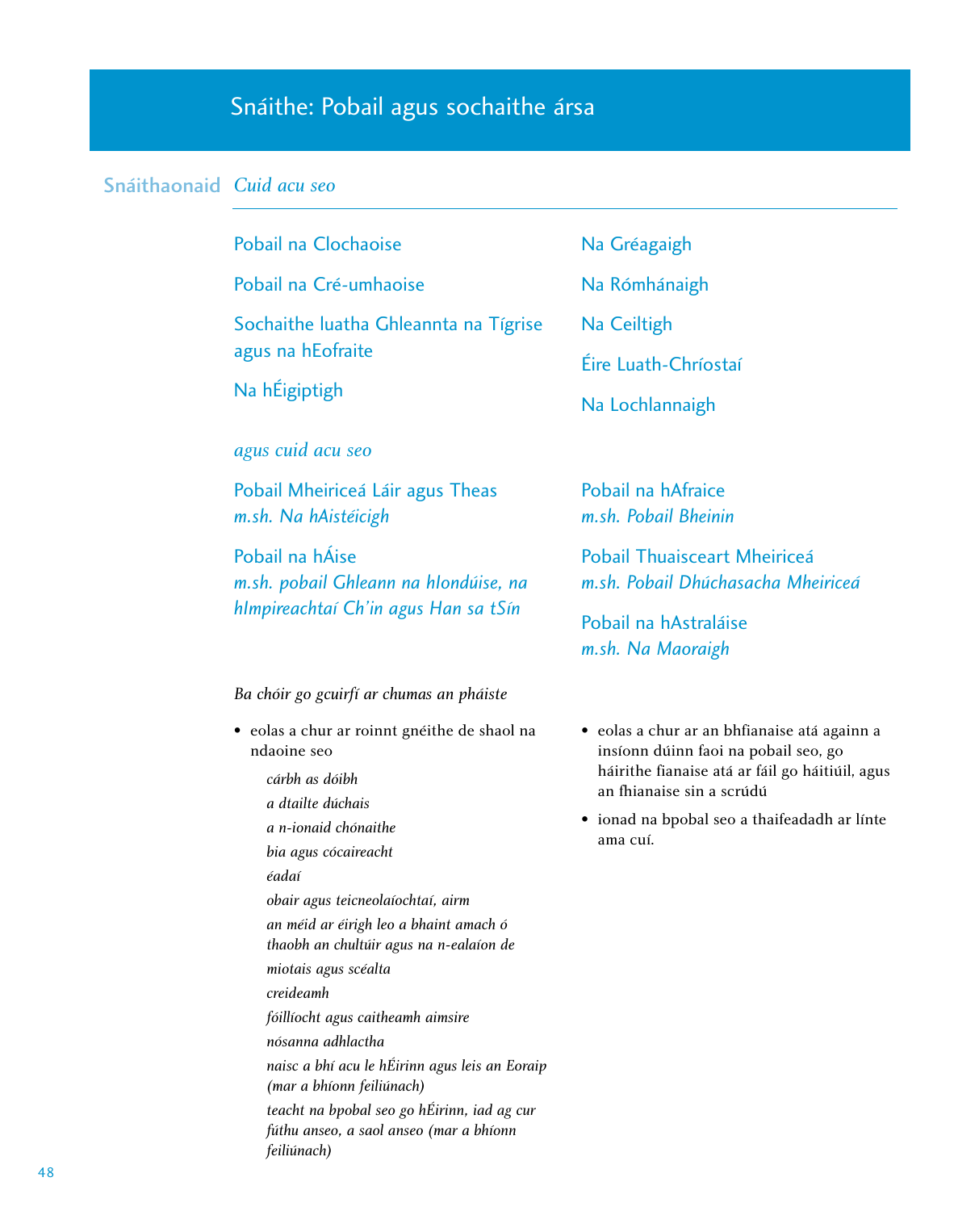# Snáithe: Pobail agus sochaithe ársa

**Snáithaonaid** *Cuid acu seo*

Pobail na Clochaoise

Pobail na Cré-umhaoise

Sochaithe luatha Ghleannta na Tígrise agus na hEofraite

Na hÉigiptigh

Na Gréagaigh

Na Rómhánaigh

Na Ceiltigh

Éire Luath-Chríostaí

Na Lochlannaigh

*agus cuid acu seo*

Pobail Mheiriceá Láir agus Theas
*m.sh. Na hAistéicigh*

Pobail na hÁise
*m.sh. pobail Ghleann na hIondúise, na hImpireachtaí Ch'in agus Han sa tSín*

Pobail na hAfraice
*m.sh. Pobail Bheinin*

Pobail Thuaisceart Mheiriceá
*m.sh. Pobail Dhúchasacha Mheiriceá*

Pobail na hAstraláise
*m.sh. Na Maoraigh*

*Ba chóir go gcuirfí ar chumas an pháiste*

- eolas a chur ar roinnt gnéithe de shaol na ndaoine seo

  *cárbh as dóibh*
  *a dtailte dúchais*
  *a n-ionaid chónaithe*
  *bia agus cócaireacht*
  *éadaí*
  *obair agus teicneolaíochtaí, airm*
  *an méid ar éirigh leo a bhaint amach ó thaobh an chultúir agus na n-ealaíon de*
  *miotais agus scéalta*
  *creideamh*
  *fóillíocht agus caitheamh aimsire*
  *nósanna adhlactha*
  *naisc a bhí acu le hÉirinn agus leis an Eoraip (mar a bhíonn feiliúnach)*
  *teacht na bpobal seo go hÉirinn, iad ag cur fúthu anseo, a saol anseo (mar a bhíonn feiliúnach)*

- eolas a chur ar an bhfianaise atá againn a insíonn dúinn faoi na pobail seo, go háirithe fianaise atá ar fáil go háitiúil, agus an fhianaise sin a scrúdú
- ionad na bpobal seo a thaifeadadh ar línte ama cuí.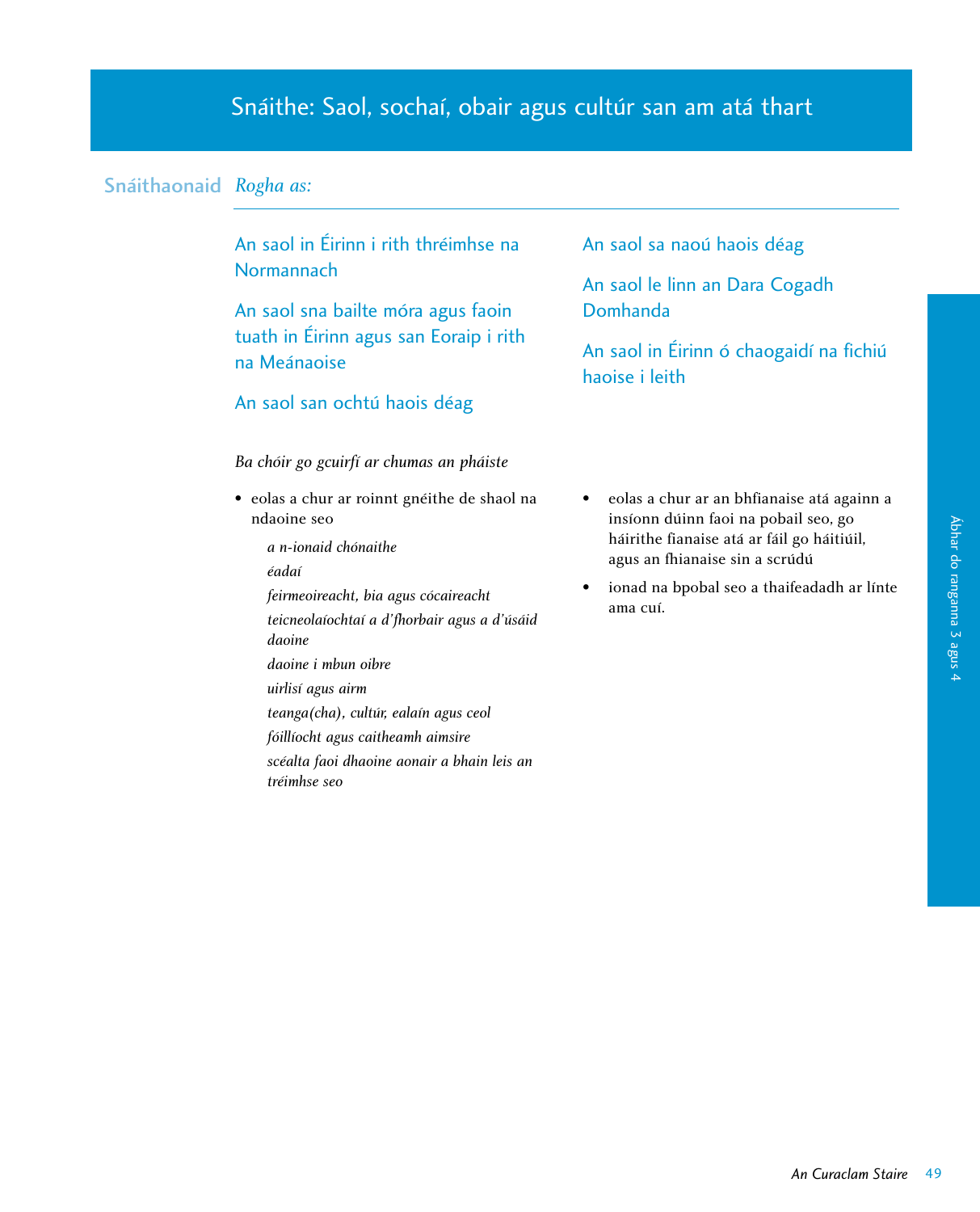# Snáithe: Saol, sochaí, obair agus cultúr san am atá thart

**Snáithaonaid** *Rogha as:*

An saol in Éirinn i rith thréimhse na Normannach

An saol sna bailte móra agus faoin tuath in Éirinn agus san Eoraip i rith na Meánaoise

An saol san ochtú haois déag

An saol sa naoú haois déag

An saol le linn an Dara Cogadh Domhanda

An saol in Éirinn ó chaogaidí na fichiú haoise i leith

*Ba chóir go gcuirfí ar chumas an pháiste*

- eolas a chur ar roinnt gnéithe de shaol na ndaoine seo
  - *a n-ionaid chónaithe*
  - *éadaí*
  - *feirmeoireacht, bia agus cócaireacht*
  - *teicneolaíochtaí a d'fhorbair agus a d'úsáid daoine*
  - *daoine i mbun oibre*
  - *uirlisí agus airm*
  - *teanga(cha), cultúr, ealaín agus ceol*
  - *fóillíocht agus caitheamh aimsire*
  - *scéalta faoi dhaoine aonair a bhain leis an tréimhse seo*
- eolas a chur ar an bhfianaise atá againn a insíonn dúinn faoi na pobail seo, go háirithe fianaise atá ar fáil go háitiúil, agus an fhianaise sin a scrúdú
- ionad na bpobal seo a thaifeadadh ar línte ama cuí.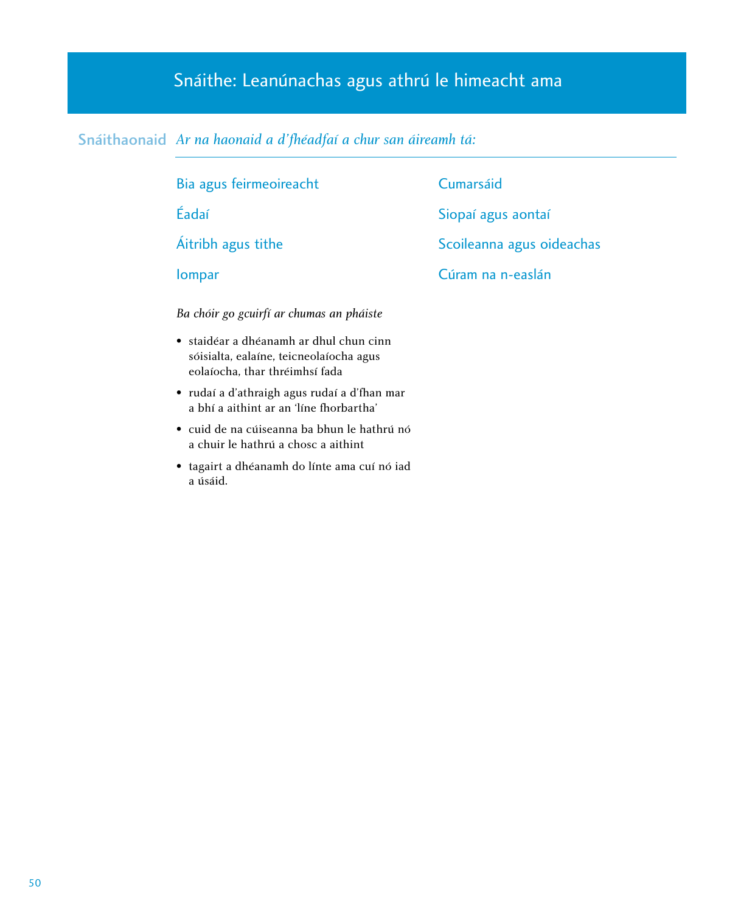# Snáithe: Leanúnachas agus athrú le himeacht ama

**Snáithaonaid** *Ar na haonaid a d'fhéadfaí a chur san áireamh tá:*

- Bia agus feirmeoireacht
- Éadaí
- Áitribh agus tithe
- Iompar
- Cumarsáid
- Siopaí agus aontaí
- Scoileanna agus oideachas
- Cúram na n-easlán

*Ba chóir go gcuirfí ar chumas an pháiste*

- staidéar a dhéanamh ar dhul chun cinn sóisialta, ealaíne, teicneolaíocha agus eolaíocha, thar thréimhsí fada
- rudaí a d'athraigh agus rudaí a d'fhan mar a bhí a aithint ar an 'líne fhorbartha'
- cuid de na cúiseanna ba bhun le hathrú nó a chuir le hathrú a chosc a aithint
- tagairt a dhéanamh do línte ama cuí nó iad a úsáid.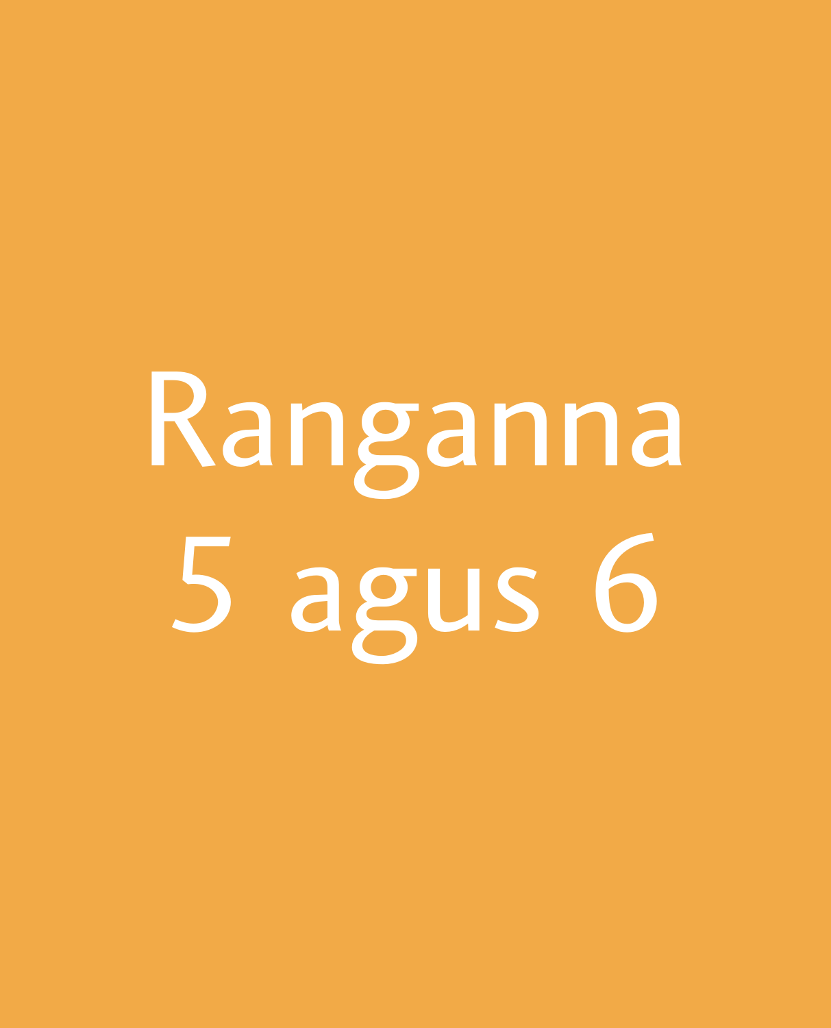# Ranganna 5 agus 6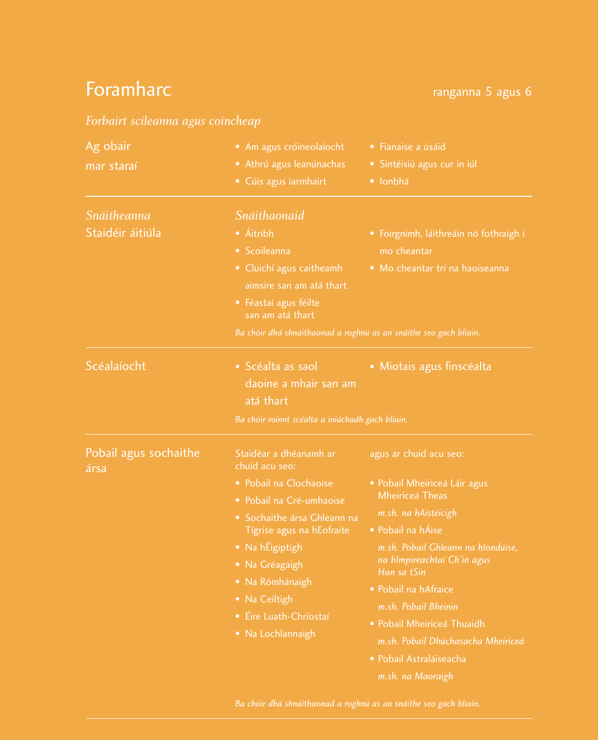# Foramharc

ranganna 5 agus 6

*Forbairt scileanna agus coincheap*

## Ag obair mar staraí

- Am agus cróineolaíocht
- Athrú agus leanúnachas
- Cúis agus iarmhairt
- Fianaise a úsáid
- Sintéisiú agus cur in iúl
- Ionbhá

## *Snáitheanna* / *Snáithaonaid*

### Staidéir áitiúla

- Áitribh
- Scoileanna
- Cluichí agus caitheamh aimsire san am atá thart
- Féastaí agus féilte san am atá thart
- Foirgnimh, láithreáin nó fothraigh i mo cheantar
- Mo cheantar trí na haoiseanna

*Ba chóir dhá shnáithaonad a roghnú as an snáithe seo gach bliain.*

### Scéalaíocht

- Scéalta as saol daoine a mhair san am atá thart
- Miotais agus finscéalta

*Ba chóir roinnt scéalta a iniúchadh gach bliain.*

### Pobail agus sochaithe ársa

Staidéar a dhéanamh ar chuid acu seo:

- Pobail na Clochaoise
- Pobail na Cré-umhaoise
- Sochaithe ársa Ghleann na Tígrise agus na hEofraite
- Na hÉigiptigh
- Na Gréagaigh
- Na Rómhánaigh
- Na Ceiltigh
- Éire Luath-Chríostaí
- Na Lochlannaigh

agus ar chuid acu seo:

- Pobail Mheiriceá Láir agus Mheiriceá Theas
  *m.sh. na hAistéicigh*
- Pobail na hÁise
  *m.sh. Pobail Ghleann na hIondúise, na hImpireachtaí Ch'in agus Han sa tSín*
- Pobail na hAfraice
  *m.sh. Pobail Bheinin*
- Pobail Mheiriceá Thuaidh
  *m.sh. Pobail Dhúchasacha Mheiriceá*
- Pobail Astraláiseacha
  *m.sh. na Maoraigh*

*Ba chóir dhá shnáithaonad a roghnú as an snáithe seo gach bliain.*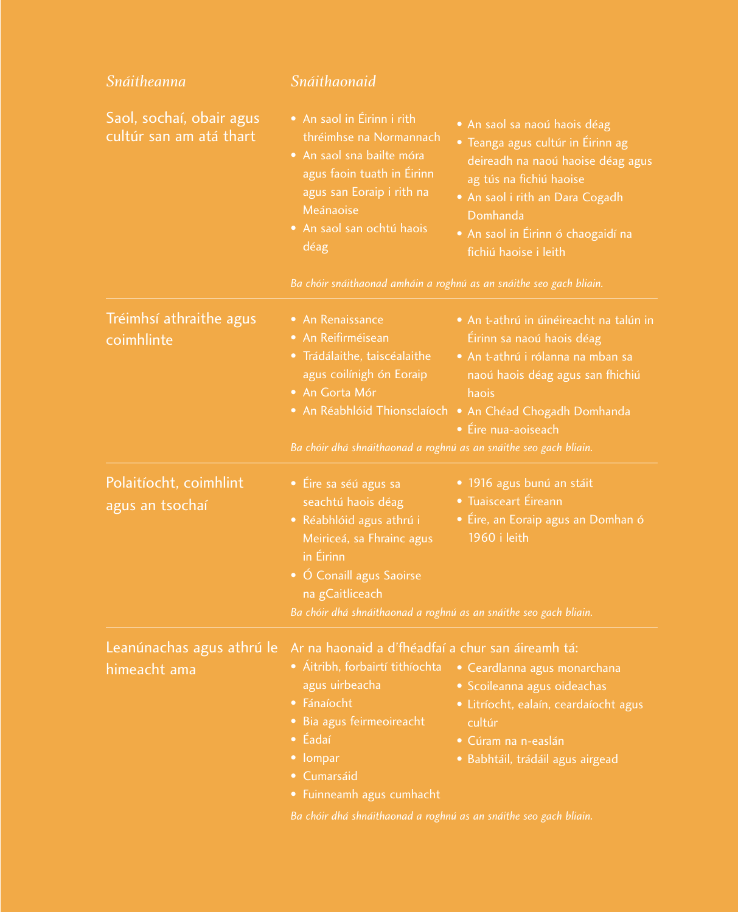| *Snáitheanna* | *Snáithaonaid* |
|---|---|
| Saol, sochaí, obair agus cultúr san am atá thart | • An saol in Éirinn i rith thréimhse na Normannach<br>• An saol sna bailte móra agus faoin tuath in Éirinn agus san Eoraip i rith na Meánaoise<br>• An saol san ochtú haois déag<br>• An saol sa naoú haois déag<br>• Teanga agus cultúr in Éirinn ag deireadh na naoú haoise déag agus ag tús na fichiú haoise<br>• An saol i rith an Dara Cogadh Domhanda<br>• An saol in Éirinn ó chaogaidí na fichiú haoise i leith<br><br>*Ba chóir snáithaonad amháin a roghnú as an snáithe seo gach bliain.* |
| Tréimhsí athraithe agus coimhlinte | • An Renaissance<br>• An Reifirméisean<br>• Trádálaithe, taiscéalaithe agus coilínigh ón Eoraip<br>• An Gorta Mór<br>• An Réabhlóid Thionsclaíoch<br>• An t-athrú in úinéireacht na talún in Éirinn sa naoú haois déag<br>• An t-athrú i rólanna na mban sa naoú haois déag agus san fhichiú haois<br>• An Chéad Chogadh Domhanda<br>• Éire nua-aoiseach<br><br>*Ba chóir dhá shnáithaonad a roghnú as an snáithe seo gach bliain.* |
| Polaitíocht, coimhlint agus an tsochaí | • Éire sa séú agus sa seachtú haois déag<br>• Réabhlóid agus athrú i Meiriceá, sa Fhrainc agus in Éirinn<br>• Ó Conaill agus Saoirse na gCaitliceach<br>• 1916 agus bunú an stáit<br>• Tuaisceart Éireann<br>• Éire, an Eoraip agus an Domhan ó 1960 i leith<br><br>*Ba chóir dhá shnáithaonad a roghnú as an snáithe seo gach bliain.* |
| Leanúnachas agus athrú le himeacht ama | Ar na haonaid a d'fhéadfaí a chur san áireamh tá:<br>• Áitribh, forbairtí tithíochta agus uirbeacha<br>• Fánaíocht<br>• Bia agus feirmeoireacht<br>• Éadaí<br>• Iompar<br>• Cumarsáid<br>• Fuinneamh agus cumhacht<br>• Ceardlanna agus monarchana<br>• Scoileanna agus oideachas<br>• Litríocht, ealaín, ceardaíocht agus cultúr<br>• Cúram na n-easlán<br>• Babhtáil, trádáil agus airgead<br><br>*Ba chóir dhá shnáithaonad a roghnú as an snáithe seo gach bliain.* |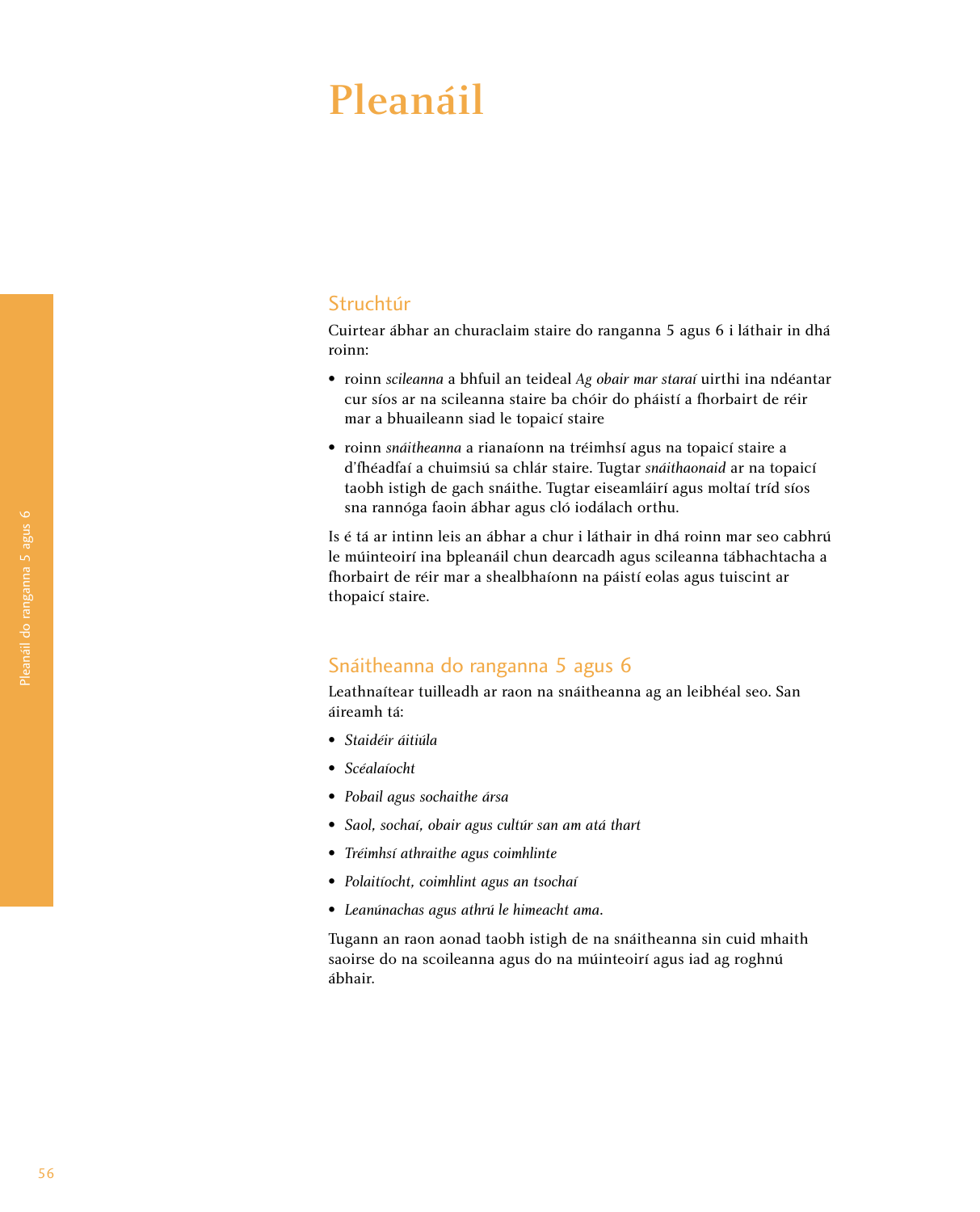# Pleanáil

## Struchtúr

Cuirtear ábhar an churaclaim staire do ranganna 5 agus 6 i láthair in dhá roinn:

- roinn *scileanna* a bhfuil an teideal *Ag obair mar staraí* uirthi ina ndéantar cur síos ar na scileanna staire ba chóir do pháistí a fhorbairt de réir mar a bhuaileann siad le topaicí staire
- roinn *snáitheanna* a rianaíonn na tréimhsí agus na topaicí staire a d'fhéadfaí a chuimsiú sa chlár staire. Tugtar *snáithaonaid* ar na topaicí taobh istigh de gach snáithe. Tugtar eiseamláirí agus moltaí tríd síos sna rannóga faoin ábhar agus cló iodálach orthu.

Is é tá ar intinn leis an ábhar a chur i láthair in dhá roinn mar seo cabhrú le múinteoirí ina bpleanáil chun dearcadh agus scileanna tábhachtacha a fhorbairt de réir mar a shealbhaíonn na páistí eolas agus tuiscint ar thopaicí staire.

## Snáitheanna do ranganna 5 agus 6

Leathnaítear tuilleadh ar raon na snáitheanna ag an leibhéal seo. San áireamh tá:

- *Staidéir áitiúla*
- *Scéalaíocht*
- *Pobail agus sochaithe ársa*
- *Saol, sochaí, obair agus cultúr san am atá thart*
- *Tréimhsí athraithe agus coimhlinte*
- *Polaitíocht, coimhlint agus an tsochaí*
- *Leanúnachas agus athrú le himeacht ama.*

Tugann an raon aonad taobh istigh de na snáitheanna sin cuid mhaith saoirse do na scoileanna agus do na múinteoirí agus iad ag roghnú ábhair.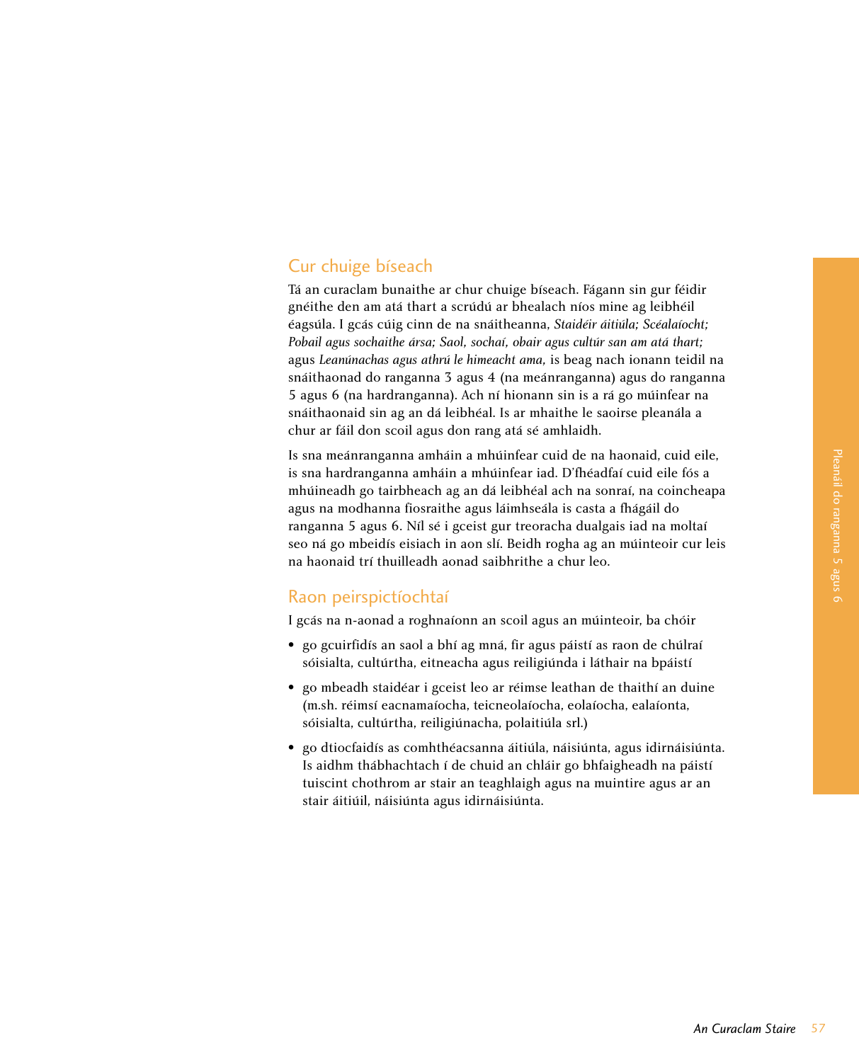## Cur chuige bíseach

Tá an curaclam bunaithe ar chur chuige bíseach. Fágann sin gur féidir gnéithe den am atá thart a scrúdú ar bhealach níos mine ag leibhéil éagsúla. I gcás cúig cinn de na snáitheanna, *Staidéir áitiúla; Scéalaíocht; Pobail agus sochaithe ársa; Saol, sochaí, obair agus cultúr san am atá thart;* agus *Leanúnachas agus athrú le himeacht ama,* is beag nach ionann teidil na snáithaonad do ranganna 3 agus 4 (na meánranganna) agus do ranganna 5 agus 6 (na hardranganna). Ach ní hionann sin is a rá go múinfear na snáithaonaid sin ag an dá leibhéal. Is ar mhaithe le saoirse pleanála a chur ar fáil don scoil agus don rang atá sé amhlaidh.

Is sna meánranganna amháin a mhúinfear cuid de na haonaid, cuid eile, is sna hardranganna amháin a mhúinfear iad. D'fhéadfaí cuid eile fós a mhúineadh go tairbheach ag an dá leibhéal ach na sonraí, na coincheapa agus na modhanna fiosraithe agus láimhseála is casta a fhágáil do ranganna 5 agus 6. Níl sé i gceist gur treoracha dualgais iad na moltaí seo ná go mbeidís eisiach in aon slí. Beidh rogha ag an múinteoir cur leis na haonaid trí thuilleadh aonad saibhrithe a chur leo.

## Raon peirspictíochtaí

I gcás na n-aonad a roghnaíonn an scoil agus an múinteoir, ba chóir

- go gcuirfidís an saol a bhí ag mná, fir agus páistí as raon de chúlraí sóisialta, cultúrtha, eitneacha agus reiligiúnda i láthair na bpáistí
- go mbeadh staidéar i gceist leo ar réimse leathan de thaithí an duine (m.sh. réimsí eacnamaíocha, teicneolaíocha, eolaíocha, ealaíonta, sóisialta, cultúrtha, reiligiúnacha, polaitiúla srl.)
- go dtiocfaidís as comhthéacsanna áitiúla, náisiúnta, agus idirnáisiúnta. Is aidhm thábhachtach í de chuid an chláir go bhfaigheadh na páistí tuiscint chothrom ar stair an teaghlaigh agus na muintire agus ar an stair áitiúil, náisiúnta agus idirnáisiúnta.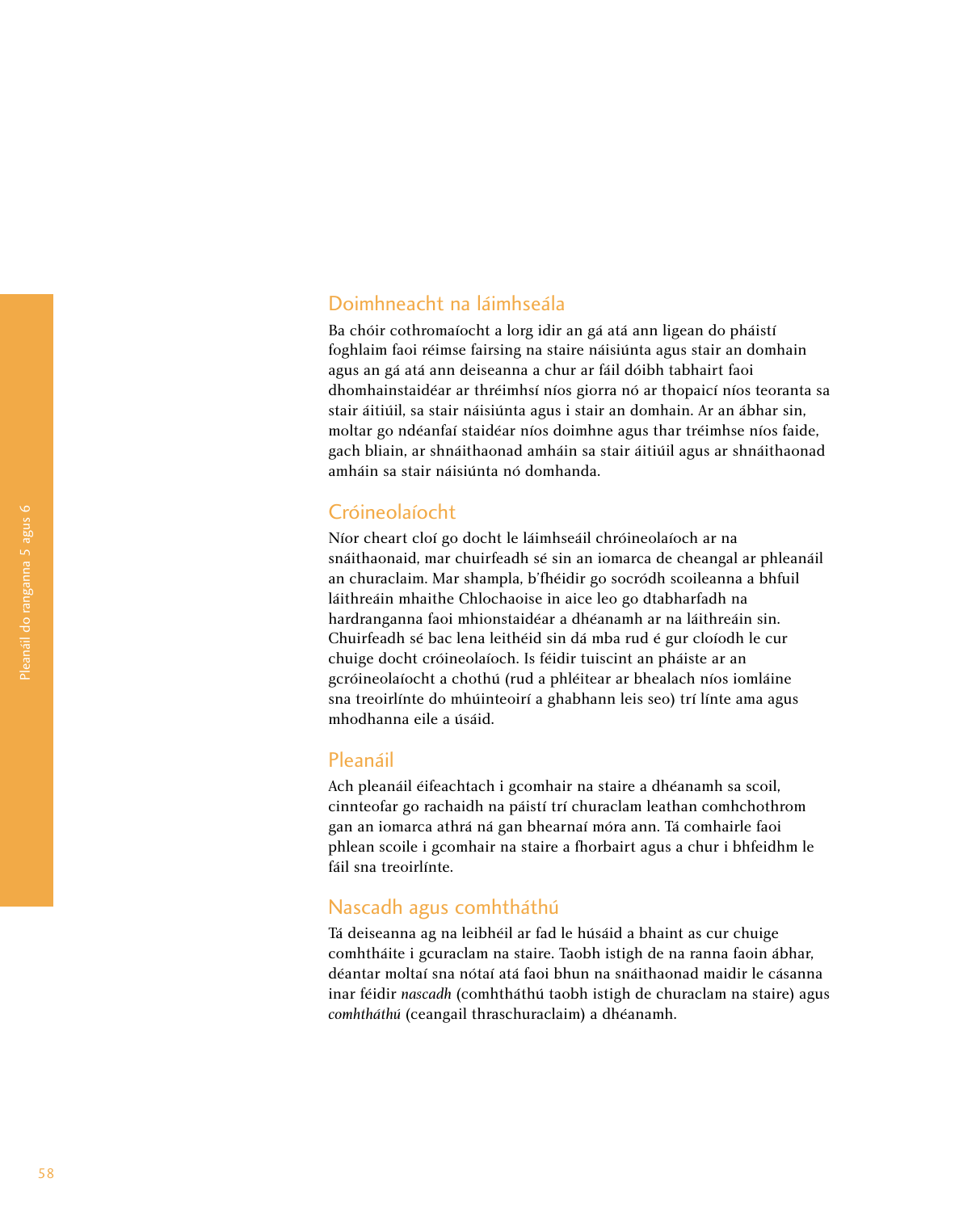## Doimhneacht na láimhseála

Ba chóir cothromaíocht a lorg idir an gá atá ann ligean do pháistí foghlaim faoi réimse fairsing na staire náisiúnta agus stair an domhain agus an gá atá ann deiseanna a chur ar fáil dóibh tabhairt faoi dhomhainstaidéar ar thréimhsí níos giorra nó ar thopaicí níos teoranta sa stair áitiúil, sa stair náisiúnta agus i stair an domhain. Ar an ábhar sin, moltar go ndéanfaí staidéar níos doimhne agus thar tréimhse níos faide, gach bliain, ar shnáithaonad amháin sa stair áitiúil agus ar shnáithaonad amháin sa stair náisiúnta nó domhanda.

## Cróineolaíocht

Níor cheart cloí go docht le láimhseáil chróineolaíoch ar na snáithaonaid, mar chuirfeadh sé sin an iomarca de cheangal ar phleanáil an churaclaim. Mar shampla, b'fhéidir go socródh scoileanna a bhfuil láithreáin mhaithe Chlochaoise in aice leo go dtabharfadh na hardranganna faoi mhionstaidéar a dhéanamh ar na láithreáin sin. Chuirfeadh sé bac lena leithéid sin dá mba rud é gur cloíodh le cur chuige docht cróineolaíoch. Is féidir tuiscint an pháiste ar an gcróineolaíocht a chothú (rud a phléitear ar bhealach níos iomláine sna treoirlínte do mhúinteoirí a ghabhann leis seo) trí línte ama agus mhodhanna eile a úsáid.

## Pleanáil

Ach pleanáil éifeachtach i gcomhair na staire a dhéanamh sa scoil, cinnteofar go rachaidh na páistí trí churaclam leathan comhchothrom gan an iomarca athrá ná gan bhearnaí móra ann. Tá comhairle faoi phlean scoile i gcomhair na staire a fhorbairt agus a chur i bhfeidhm le fáil sna treoirlínte.

## Nascadh agus comhtháthú

Tá deiseanna ag na leibhéil ar fad le húsáid a bhaint as cur chuige comhtháite i gcuraclam na staire. Taobh istigh de na ranna faoin ábhar, déantar moltaí sna nótaí atá faoi bhun na snáithaonad maidir le cásanna inar féidir *nascadh* (comhtháthú taobh istigh de churaclam na staire) agus *comhtháthú* (ceangail thraschuraclaim) a dhéanamh.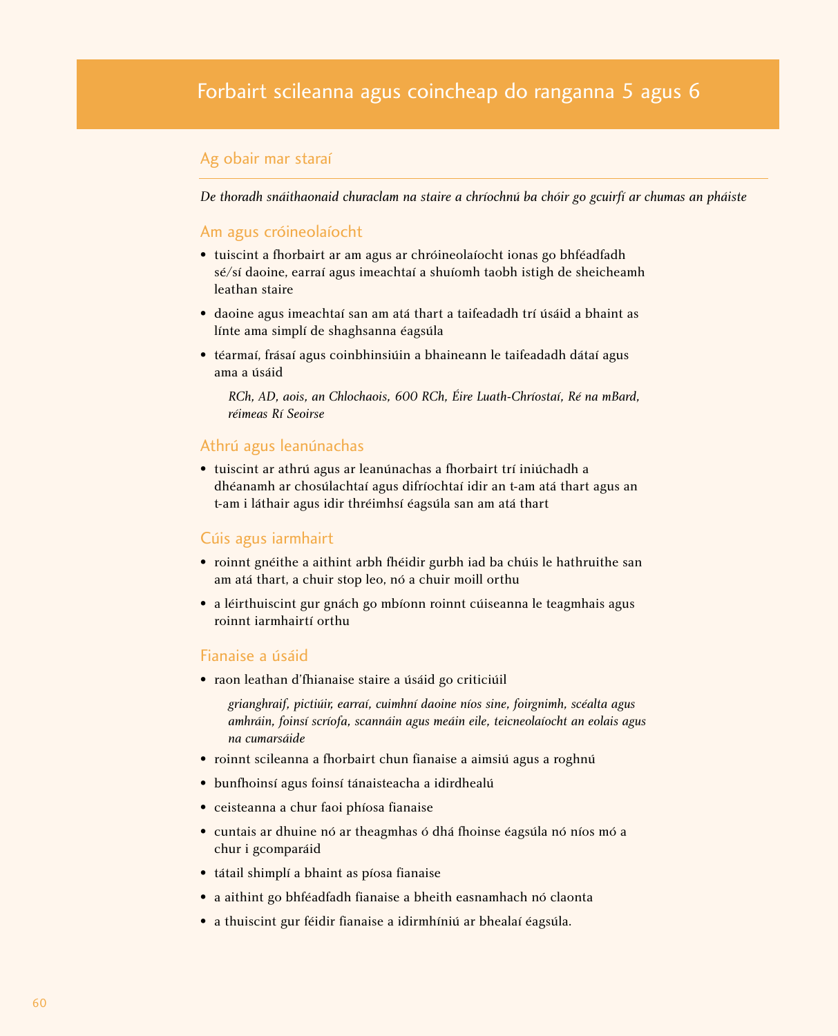# Forbairt scileanna agus coincheap do ranganna 5 agus 6

## Ag obair mar staraí

*De thoradh snáithaonaid churaclam na staire a chríochnú ba chóir go gcuirfí ar chumas an pháiste*

### Am agus cróineolaíocht

- tuiscint a fhorbairt ar am agus ar chróineolaíocht ionas go bhféadfadh sé/sí daoine, earraí agus imeachtaí a shuíomh taobh istigh de sheicheamh leathan staire
- daoine agus imeachtaí san am atá thart a taifeadadh trí úsáid a bhaint as línte ama simplí de shaghsanna éagsúla
- téarmaí, frásaí agus coinbhinsiúin a bhaineann le taifeadadh dátaí agus ama a úsáid

  *RCh, AD, aois, an Chlochaois, 600 RCh, Éire Luath-Chríostaí, Ré na mBard, réimeas Rí Seoirse*

### Athrú agus leanúnachas

- tuiscint ar athrú agus ar leanúnachas a fhorbairt trí iniúchadh a dhéanamh ar chosúlachtaí agus difríochtaí idir an t-am atá thart agus an t-am i láthair agus idir thréimhsí éagsúla san am atá thart

### Cúis agus iarmhairt

- roinnt gnéithe a aithint arbh fhéidir gurbh iad ba chúis le hathruithe san am atá thart, a chuir stop leo, nó a chuir moill orthu
- a léirthuiscint gur gnách go mbíonn roinnt cúiseanna le teagmhais agus roinnt iarmhairtí orthu

### Fianaise a úsáid

- raon leathan d'fhianaise staire a úsáid go criticiúil

  *grianghraif, pictiúir, earraí, cuimhní daoine níos sine, foirgnimh, scéalta agus amhráin, foinsí scríofa, scannáin agus meáin eile, teicneolaíocht an eolais agus na cumarsáide*

- roinnt scileanna a fhorbairt chun fianaise a aimsiú agus a roghnú
- bunfhoinsí agus foinsí tánaisteacha a idirdhealú
- ceisteanna a chur faoi phíosa fianaise
- cuntais ar dhuine nó ar theagmhas ó dhá fhoinse éagsúla nó níos mó a chur i gcomparáid
- tátail shimplí a bhaint as píosa fianaise
- a aithint go bhféadfadh fianaise a bheith easnamhach nó claonta
- a thuiscint gur féidir fianaise a idirmhíniú ar bhealaí éagsúla.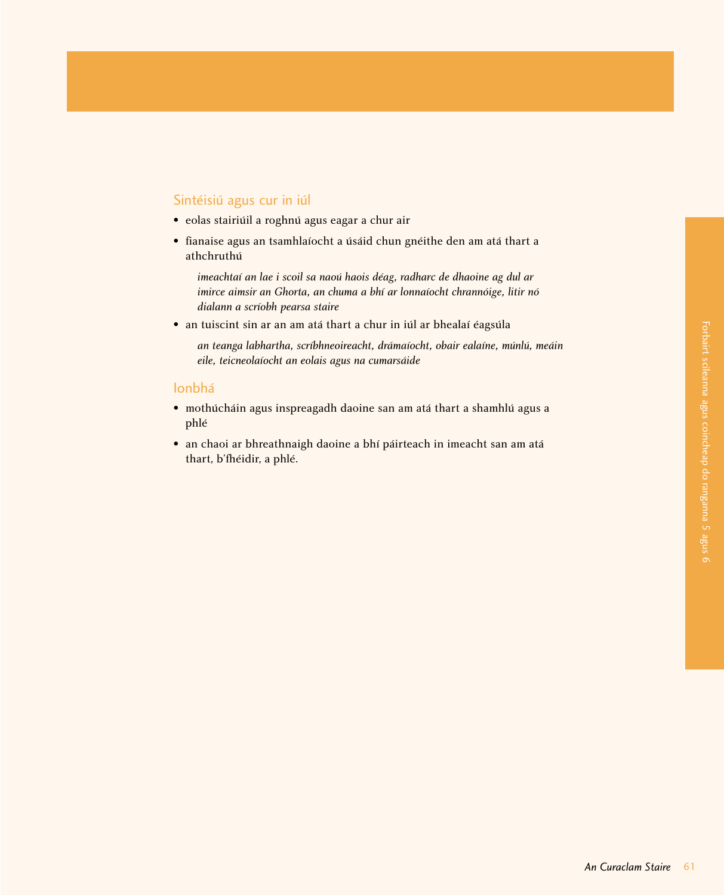## Sintéisiú agus cur in iúl

- eolas stairiúil a roghnú agus eagar a chur air
- fianaise agus an tsamhlaíocht a úsáid chun gnéithe den am atá thart a athchruthú

  *imeachtaí an lae i scoil sa naoú haois déag, radharc de dhaoine ag dul ar imirce aimsir an Ghorta, an chuma a bhí ar lonnaíocht chrannóige, litir nó dialann a scríobh pearsa staire*

- an tuiscint sin ar an am atá thart a chur in iúl ar bhealaí éagsúla

  *an teanga labhartha, scríbhneoireacht, drámaíocht, obair ealaíne, múnlú, meáin eile, teicneolaíocht an eolais agus na cumarsáide*

## Ionbhá

- mothúcháin agus inspreagadh daoine san am atá thart a shamhlú agus a phlé
- an chaoi ar bhreathnaigh daoine a bhí páirteach in imeacht san am atá thart, b'fhéidir, a phlé.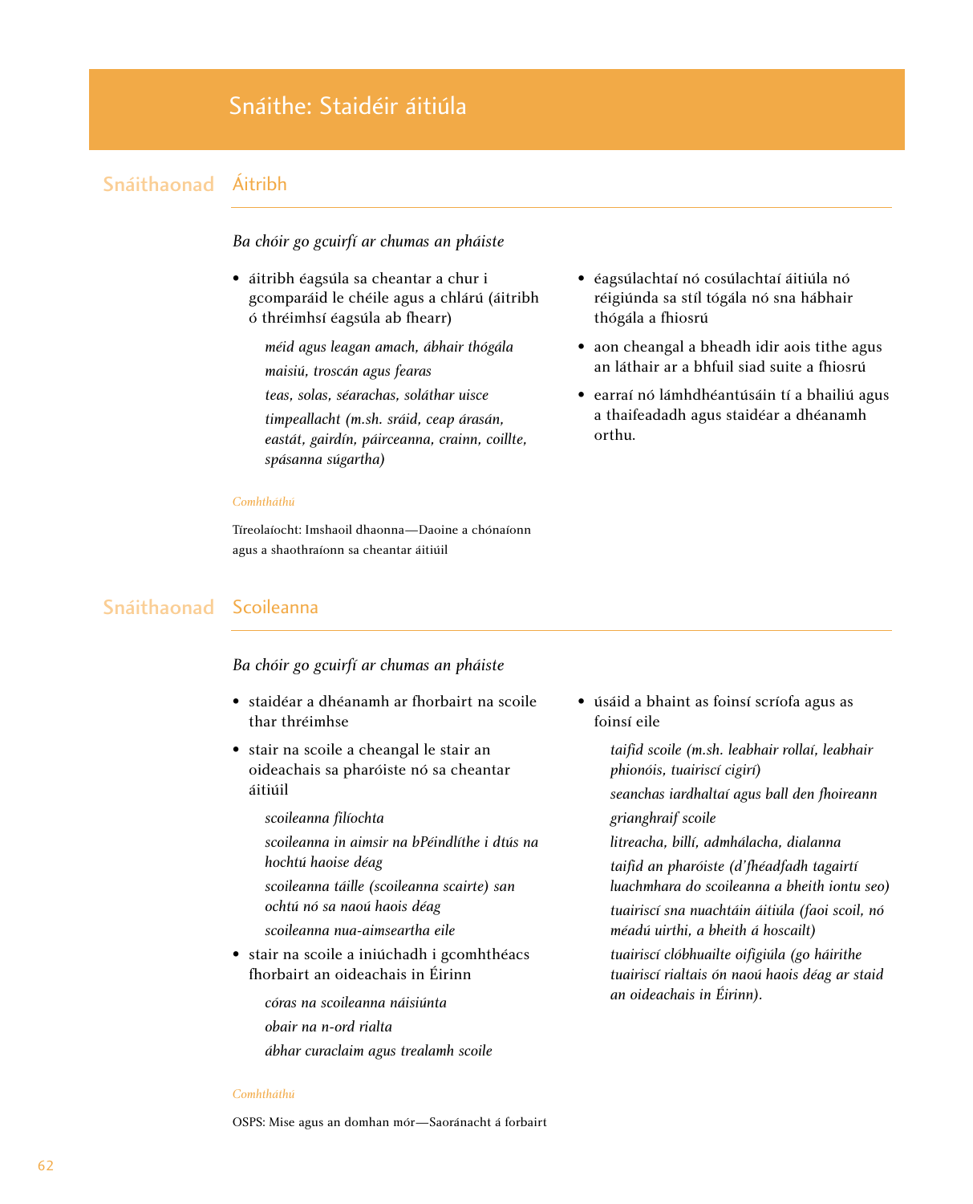# Snáithe: Staidéir áitiúla

## Snáithaonad Áitribh

*Ba chóir go gcuirfí ar chumas an pháiste*

- áitribh éagsúla sa cheantar a chur i gcomparáid le chéile agus a chlárú (áitribh ó thréimhsí éagsúla ab fhearr)
  - *méid agus leagan amach, ábhair thógála*
  - *maisiú, troscán agus fearas*
  - *teas, solas, séarachas, soláthar uisce*
  - *timpeallacht (m.sh. sráid, ceap árasán, eastát, gairdín, páirceanna, crainn, coillte, spásanna súgartha)*
- éagsúlachtaí nó cosúlachtaí áitiúla nó réigiúnda sa stíl tógála nó sna hábhair thógála a fhiosrú
- aon cheangal a bheadh idir aois tithe agus an láthair ar a bhfuil siad suite a fhiosrú
- earraí nó lámhdhéantúsáin tí a bhailiú agus a thaifeadadh agus staidéar a dhéanamh orthu.

*Comhtháthú*

Tíreolaíocht: Imshaoil dhaonna—Daoine a chónaíonn agus a shaothraíonn sa cheantar áitiúil

## Snáithaonad Scoileanna

*Ba chóir go gcuirfí ar chumas an pháiste*

- staidéar a dhéanamh ar fhorbairt na scoile thar thréimhse
- stair na scoile a cheangal le stair an oideachais sa pharóiste nó sa cheantar áitiúil
  - *scoileanna filíochta*
  - *scoileanna in aimsir na bPéindlíthe i dtús na hochtú haoise déag*
  - *scoileanna táille (scoileanna scairte) san ochtú nó sa naoú haois déag*
  - *scoileanna nua-aimseartha eile*
- stair na scoile a iniúchadh i gcomhthéacs fhorbairt an oideachais in Éirinn
  - *córas na scoileanna náisiúnta*
  - *obair na n-ord rialta*
  - *ábhar curaclaim agus trealamh scoile*
- úsáid a bhaint as foinsí scríofa agus as foinsí eile
  - *taifid scoile (m.sh. leabhair rollaí, leabhair phionóis, tuairiscí cigirí)*
  - *seanchas iardhaltaí agus ball den fhoireann*
  - *grianghraif scoile*
  - *litreacha, billí, admhálacha, dialanna*
  - *taifid an pharóiste (d'fhéadfadh tagairtí luachmhara do scoileanna a bheith iontu seo)*
  - *tuairiscí sna nuachtáin áitiúla (faoi scoil, nó méadú uirthi, a bheith á hoscailt)*
  - *tuairiscí clóbhuailte oifigiúla (go háirithe tuairiscí rialtais ón naoú haois déag ar staid an oideachais in Éirinn).*

*Comhtháthú*

OSPS: Mise agus an domhan mór—Saoránacht á forbairt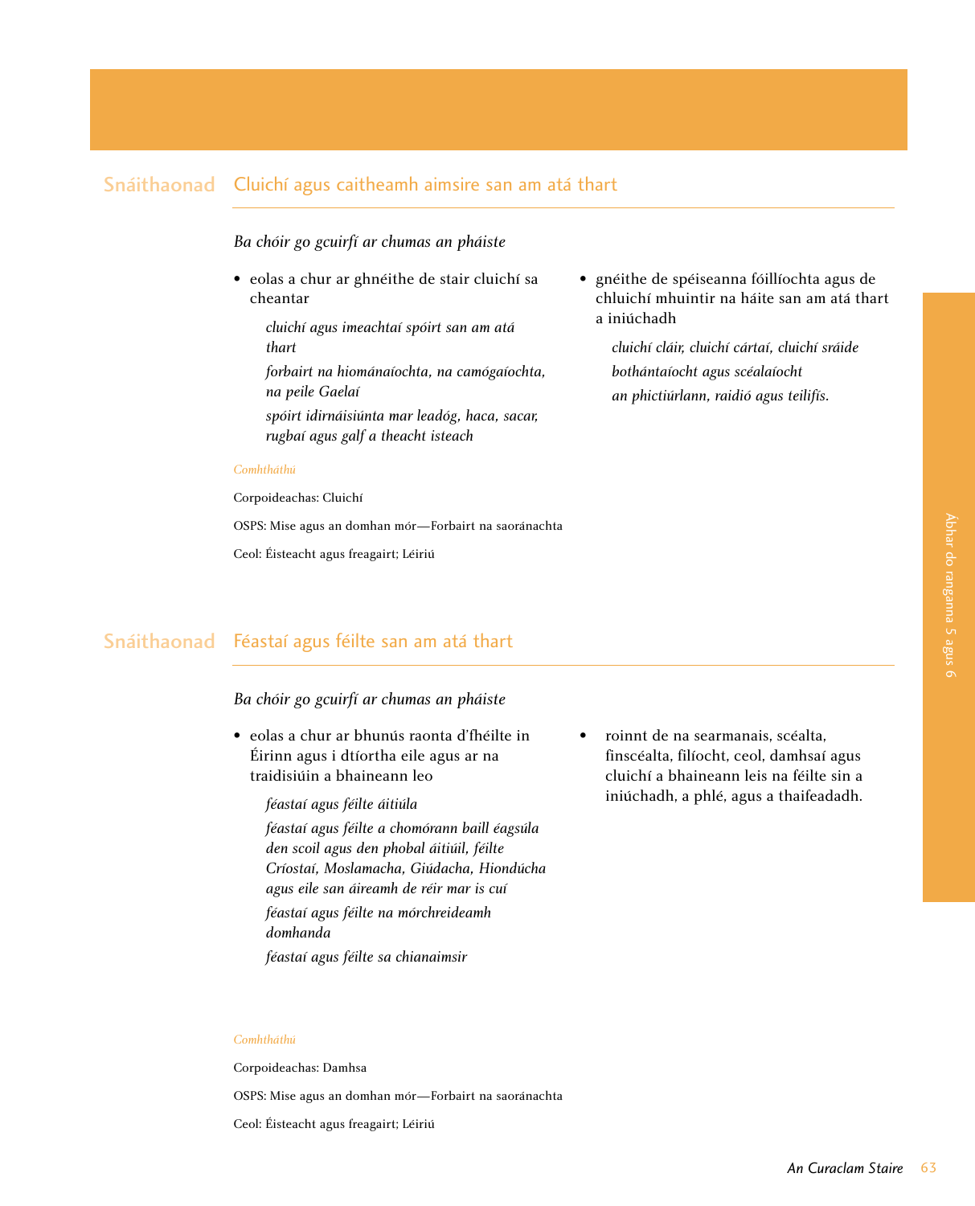## Snáithaonad Cluichí agus caitheamh aimsire san am atá thart

*Ba chóir go gcuirfí ar chumas an pháiste*

- eolas a chur ar ghnéithe de stair cluichí sa cheantar

  *cluichí agus imeachtaí spóirt san am atá thart*

  *forbairt na hiománaíochta, na camógaíochta, na peile Gaelaí*

  *spóirt idirnáisiúnta mar leadóg, haca, sacar, rugbaí agus galf a theacht isteach*

- gnéithe de spéiseanna fóillíochta agus de chluichí mhuintir na háite san am atá thart a iniúchadh

  *cluichí cláir, cluichí cártaí, cluichí sráide*

  *bothántaíocht agus scéalaíocht*

  *an phictiúrlann, raidió agus teilifís.*

*Comhtháthú*

Corpoideachas: Cluichí

OSPS: Mise agus an domhan mór—Forbairt na saoránachta

Ceol: Éisteacht agus freagairt; Léiriú

## Snáithaonad Féastaí agus féilte san am atá thart

*Ba chóir go gcuirfí ar chumas an pháiste*

- eolas a chur ar bhunús raonta d'fhéilte in Éirinn agus i dtíortha eile agus ar na traidisiúin a bhaineann leo

  *féastaí agus féilte áitiúla*

  *féastaí agus féilte a chomórann baill éagsúla den scoil agus den phobal áitiúil, féilte Críostaí, Moslamacha, Giúdacha, Hiondúcha agus eile san áireamh de réir mar is cuí*

  *féastaí agus féilte na mórchreideamh domhanda*

  *féastaí agus féilte sa chianaimsir*

- roinnt de na searmanais, scéalta, finscéalta, filíocht, ceol, damhsaí agus cluichí a bhaineann leis na féilte sin a iniúchadh, a phlé, agus a thaifeadadh.

*Comhtháthú*

Corpoideachas: Damhsa

OSPS: Mise agus an domhan mór—Forbairt na saoránachta

Ceol: Éisteacht agus freagairt; Léiriú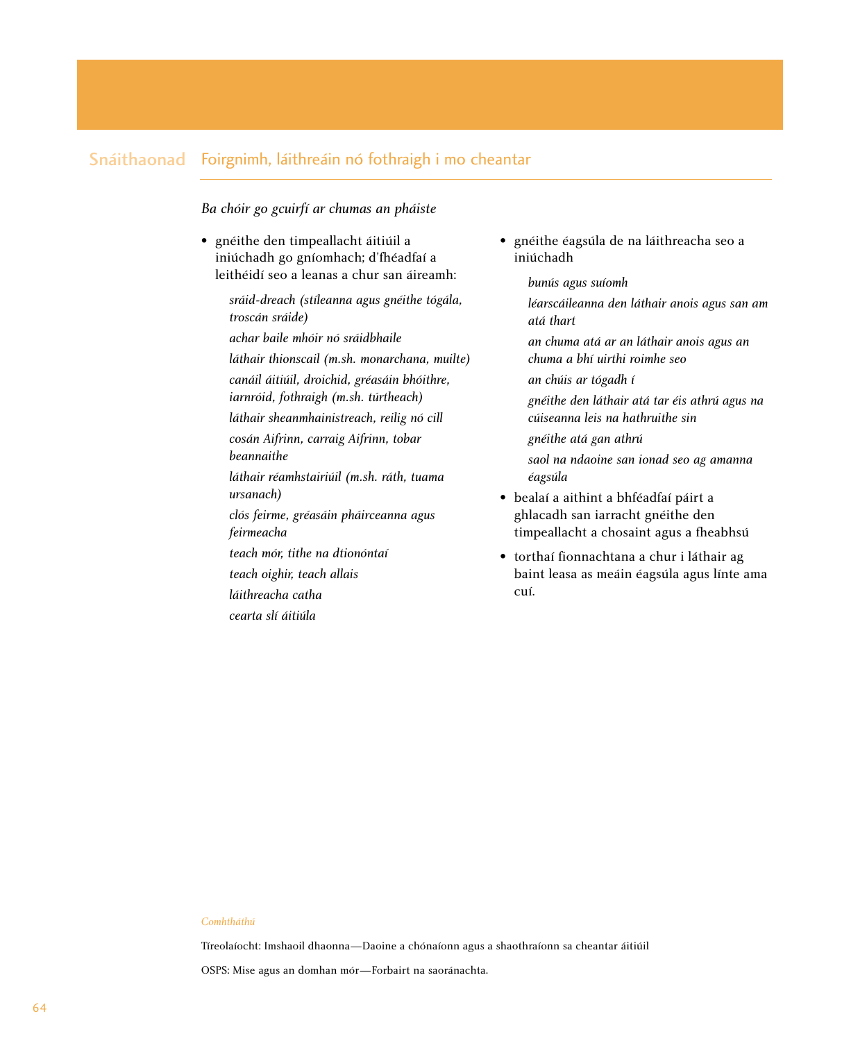## Snáithaonad Foirgnimh, láithreáin nó fothraigh i mo cheantar

*Ba chóir go gcuirfí ar chumas an pháiste*

- gnéithe den timpeallacht áitiúil a iniúchadh go gníomhach; d'fhéadfaí a leithéidí seo a leanas a chur san áireamh:

  *sráid-dreach (stíleanna agus gnéithe tógála, troscán sráide)*

  *achar baile mhóir nó sráidbhaile*

  *láthair thionscail (m.sh. monarchana, muilte)*

  *canáil áitiúil, droichid, gréasáin bhóithre, iarnróid, fothraigh (m.sh. túrtheach)*

  *láthair sheanmhainistreach, reilig nó cill*

  *cosán Aifrinn, carraig Aifrinn, tobar beannaithe*

  *láthair réamhstairiúil (m.sh. ráth, tuama ursanach)*

  *clós feirme, gréasáin pháirceanna agus feirmeacha*

  *teach mór, tithe na dtionóntaí*

  *teach oighir, teach allais*

  *láithreacha catha*

  *cearta slí áitiúla*

- gnéithe éagsúla de na láithreacha seo a iniúchadh

  *bunús agus suíomh*

  *léarscáileanna den láthair anois agus san am atá thart*

  *an chuma atá ar an láthair anois agus an chuma a bhí uirthi roimhe seo*

  *an chúis ar tógadh í*

  *gnéithe den láthair atá tar éis athrú agus na cúiseanna leis na hathruithe sin*

  *gnéithe atá gan athrú*

  *saol na ndaoine san ionad seo ag amanna éagsúla*

- bealaí a aithint a bhféadfaí páirt a ghlacadh san iarracht gnéithe den timpeallacht a chosaint agus a fheabhsú
- torthaí fionnachtana a chur i láthair ag baint leasa as meáin éagsúla agus línte ama cuí.

*Comhtháthú*

Tíreolaíocht: Imshaoil dhaonna—Daoine a chónaíonn agus a shaothraíonn sa cheantar áitiúil

OSPS: Mise agus an domhan mór—Forbairt na saoránachta.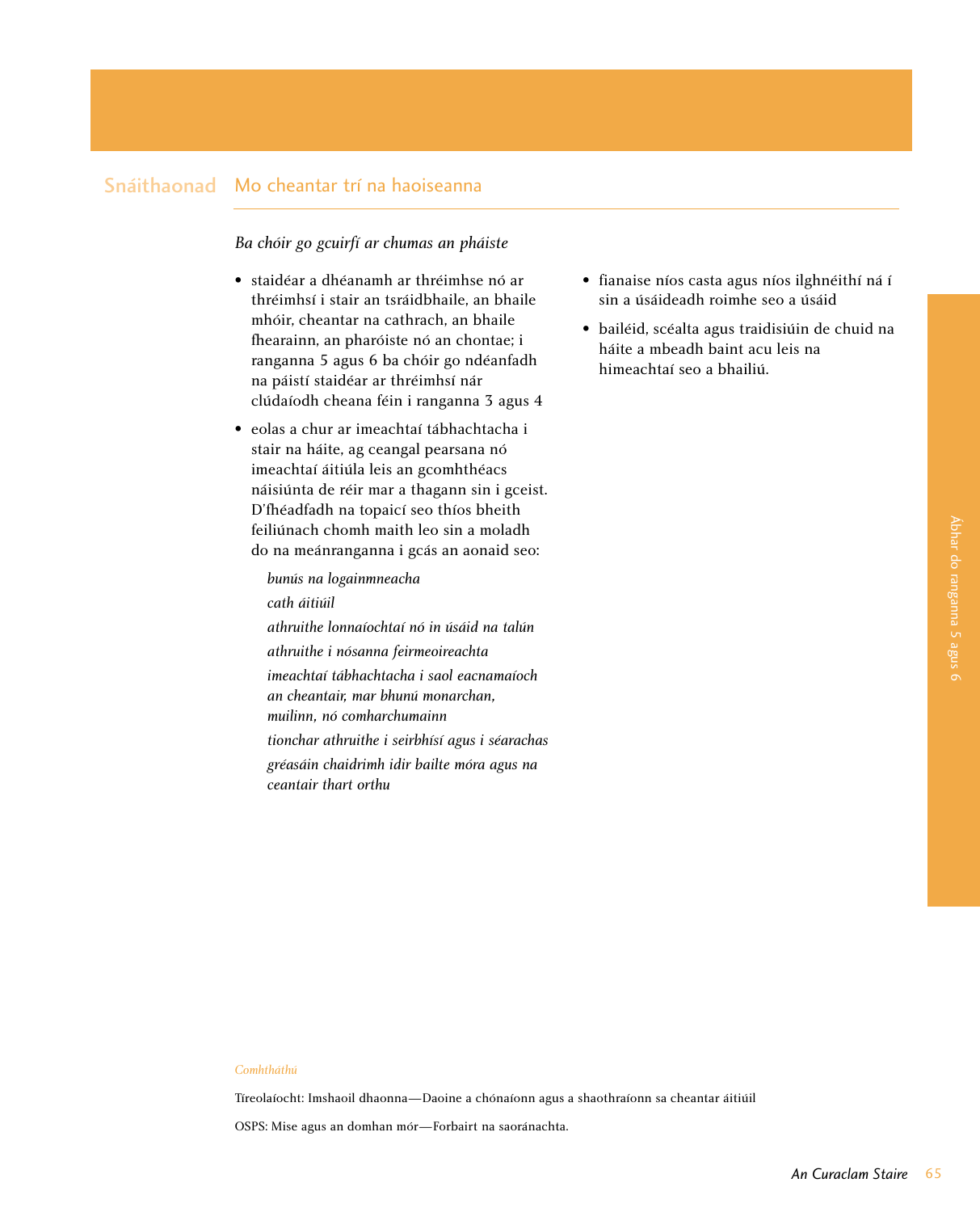## Snáithaonad Mo cheantar trí na haoiseanna

*Ba chóir go gcuirfí ar chumas an pháiste*

- staidéar a dhéanamh ar thréimhse nó ar thréimhsí i stair an tsráidbhaile, an bhaile mhóir, cheantar na cathrach, an bhaile fhearainn, an pharóiste nó an chontae; i ranganna 5 agus 6 ba chóir go ndéanfadh na páistí staidéar ar thréimhsí nár clúdaíodh cheana féin i ranganna 3 agus 4
- eolas a chur ar imeachtaí tábhachtacha i stair na háite, ag ceangal pearsana nó imeachtaí áitiúla leis an gcomhthéacs náisiúnta de réir mar a thagann sin i gceist. D'fhéadfadh na topaicí seo thíos bheith feiliúnach chomh maith leo sin a moladh do na meánranganna i gcás an aonaid seo:

    *bunús na logainmneacha*

    *cath áitiúil*

    *athruithe lonnaíochtaí nó in úsáid na talún*

    *athruithe i nósanna feirmeoireachta*

    *imeachtaí tábhachtacha i saol eacnamaíoch an cheantair, mar bhunú monarchan, muilinn, nó comharchumainn*

    *tionchar athruithe i seirbhísí agus i séarachas*

    *gréasáin chaidrimh idir bailte móra agus na ceantair thart orthu*

- fianaise níos casta agus níos ilghnéithí ná í sin a úsáideadh roimhe seo a úsáid
- bailéid, scéalta agus traidisiúin de chuid na háite a mbeadh baint acu leis na himeachtaí seo a bhailiú.

*Comhtháthú*

Tíreolaíocht: Imshaoil dhaonna—Daoine a chónaíonn agus a shaothraíonn sa cheantar áitiúil

OSPS: Mise agus an domhan mór—Forbairt na saoránachta.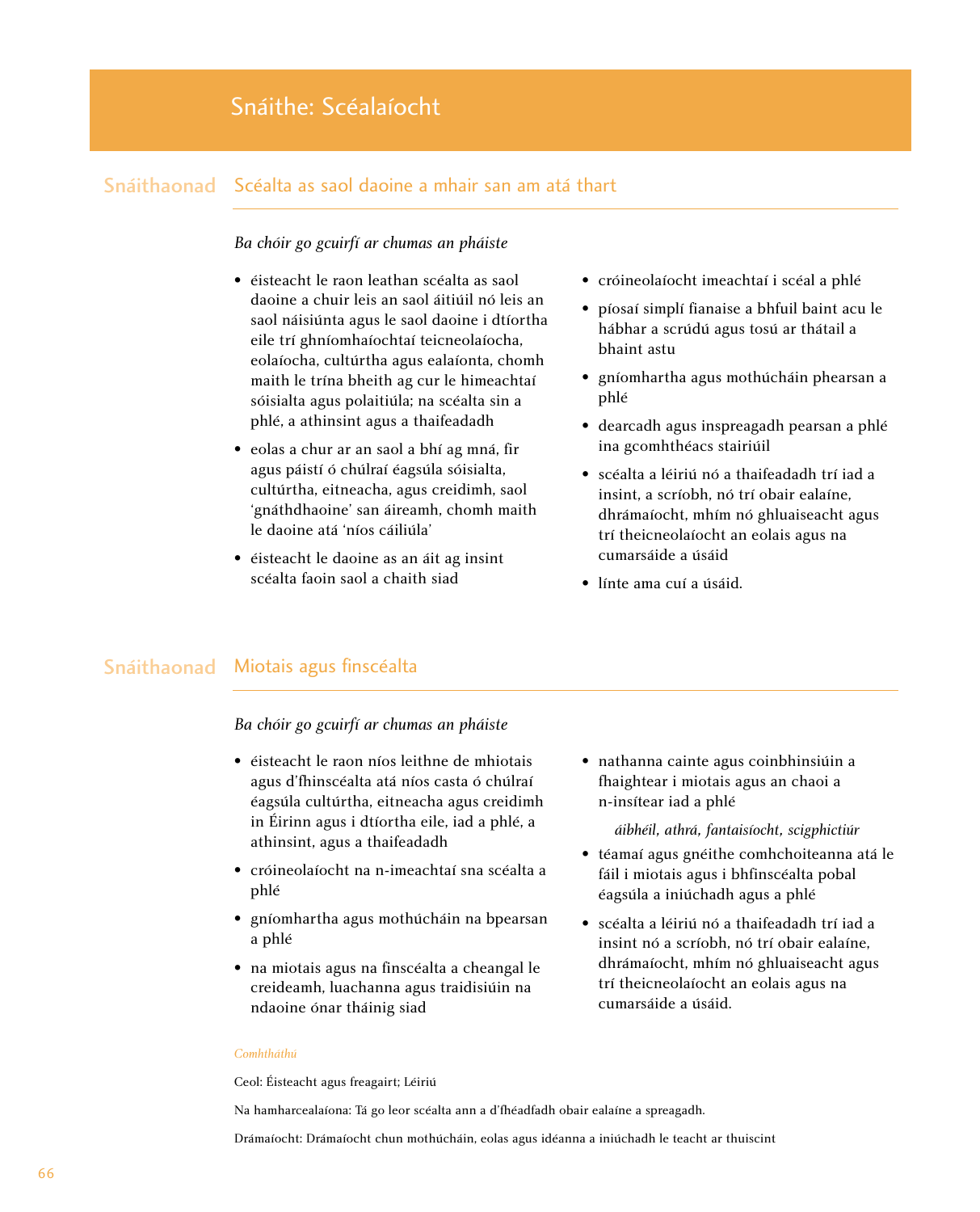# Snáithe: Scéalaíocht

## Snáithaonad Scéalta as saol daoine a mhair san am atá thart

*Ba chóir go gcuirfí ar chumas an pháiste*

- éisteacht le raon leathan scéalta as saol daoine a chuir leis an saol áitiúil nó leis an saol náisiúnta agus le saol daoine i dtíortha eile trí ghníomhaíochtaí teicneolaíocha, eolaíocha, cultúrtha agus ealaíonta, chomh maith le trína bheith ag cur le himeachtaí sóisialta agus polaitiúla; na scéalta sin a phlé, a athinsint agus a thaifeadadh
- eolas a chur ar an saol a bhí ag mná, fir agus páistí ó chúlraí éagsúla sóisialta, cultúrtha, eitneacha, agus creidimh, saol 'gnáthdhaoine' san áireamh, chomh maith le daoine atá 'níos cáiliúla'
- éisteacht le daoine as an áit ag insint scéalta faoin saol a chaith siad
- cróineolaíocht imeachtaí i scéal a phlé
- píosaí simplí fianaise a bhfuil baint acu le hábhar a scrúdú agus tosú ar thátail a bhaint astu
- gníomhartha agus mothúcháin phearsan a phlé
- dearcadh agus inspreagadh pearsan a phlé ina gcomhthéacs stairiúil
- scéalta a léiriú nó a thaifeadadh trí iad a insint, a scríobh, nó trí obair ealaíne, dhrámaíocht, mhím nó ghluaiseacht agus trí theicneolaíocht an eolais agus na cumarsáide a úsáid
- línte ama cuí a úsáid.

## Snáithaonad Miotais agus finscéalta

*Ba chóir go gcuirfí ar chumas an pháiste*

- éisteacht le raon níos leithne de mhiotais agus d'fhinscéalta atá níos casta ó chúlraí éagsúla cultúrtha, eitneacha agus creidimh in Éirinn agus i dtíortha eile, iad a phlé, a athinsint, agus a thaifeadadh
- cróineolaíocht na n-imeachtaí sna scéalta a phlé
- gníomhartha agus mothúcháin na bpearsan a phlé
- na miotais agus na finscéalta a cheangal le creideamh, luachanna agus traidisiúin na ndaoine ónar tháinig siad
- nathanna cainte agus coinbhinsiúin a fhaightear i miotais agus an chaoi a n-insítear iad a phlé

  *áibhéil, athrá, fantaisíocht, scigphictiúr*
- téamaí agus gnéithe comhchoiteanna atá le fáil i miotais agus i bhfinscéalta pobal éagsúla a iniúchadh agus a phlé
- scéalta a léiriú nó a thaifeadadh trí iad a insint nó a scríobh, nó trí obair ealaíne, dhrámaíocht, mhím nó ghluaiseacht agus trí theicneolaíocht an eolais agus na cumarsáide a úsáid.

*Comhtháthú*

Ceol: Éisteacht agus freagairt; Léiriú

Na hamharcealaíona: Tá go leor scéalta ann a d'fhéadfadh obair ealaíne a spreagadh.

Drámaíocht: Drámaíocht chun mothúcháin, eolas agus idéanna a iniúchadh le teacht ar thuiscint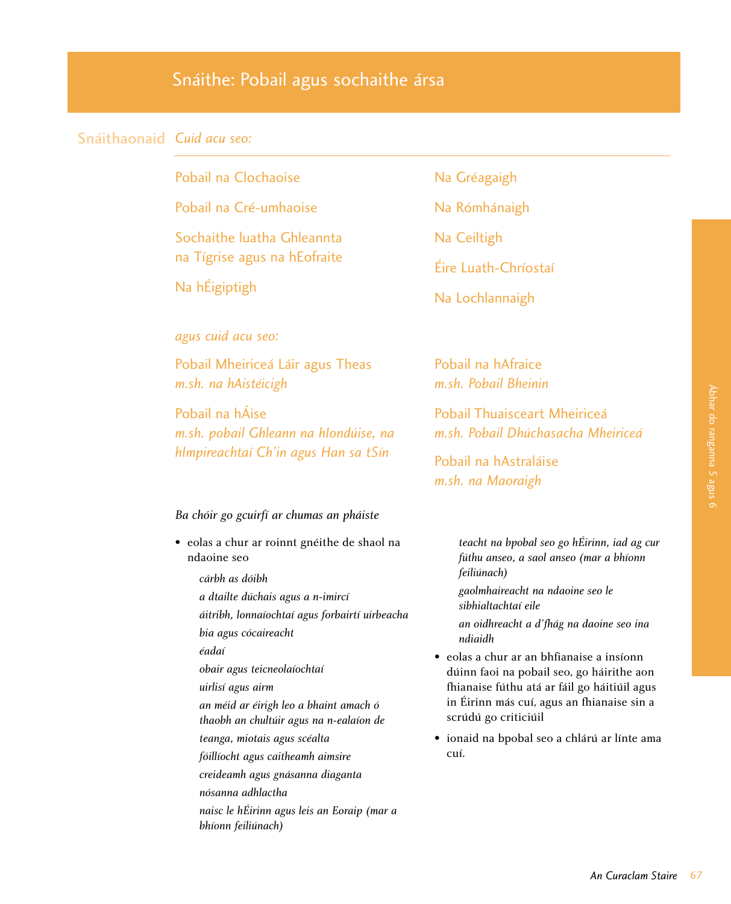# Snáithe: Pobail agus sochaithe ársa

**Snáithaonaid** *Cuid acu seo:*

Pobail na Clochaoise

Pobail na Cré-umhaoise

Sochaithe luatha Ghleannta na Tígrise agus na hEofraite

Na hÉigiptigh

Na Gréagaigh

Na Rómhánaigh

Na Ceiltigh

Éire Luath-Chríostaí

Na Lochlannaigh

*agus cuid acu seo:*

Pobail Mheiriceá Láir agus Theas
*m.sh. na hAistéicigh*

Pobail na hÁise
*m.sh. pobail Ghleann na hIondúise, na hImpireachtaí Ch'in agus Han sa tSín*

Pobail na hAfraice
*m.sh. Pobail Bheinin*

Pobail Thuaisceart Mheiriceá
*m.sh. Pobail Dhúchasacha Mheiriceá*

Pobail na hAstraláise
*m.sh. na Maoraigh*

*Ba chóir go gcuirfí ar chumas an pháiste*

- eolas a chur ar roinnt gnéithe de shaol na ndaoine seo
  - *cárbh as dóibh*
  - *a dtailte dúchais agus a n-imircí*
  - *áitribh, lonnaíochtaí agus forbairtí uirbeacha*
  - *bia agus cócaireacht*
  - *éadaí*
  - *obair agus teicneolaíochtaí*
  - *uirlisí agus airm*
  - *an méid ar éirigh leo a bhaint amach ó thaobh an chultúir agus na n-ealaíon de*
  - *teanga, miotais agus scéalta*
  - *fóillíocht agus caitheamh aimsire*
  - *creideamh agus gnásanna diaganta*
  - *nósanna adhlactha*
  - *naisc le hÉirinn agus leis an Eoraip (mar a bhíonn feiliúnach)*
  - *teacht na bpobal seo go hÉirinn, iad ag cur fúthu anseo, a saol anseo (mar a bhíonn feiliúnach)*
  - *gaolmhaireacht na ndaoine seo le sibhialtachtaí eile*
  - *an oidhreacht a d'fhág na daoine seo ina ndiaidh*
- eolas a chur ar an bhfianaise a insíonn dúinn faoi na pobail seo, go háirithe aon fhianaise fúthu atá ar fáil go háitiúil agus in Éirinn más cuí, agus an fhianaise sin a scrúdú go criticiúil
- ionaid na bpobal seo a chlárú ar línte ama cuí.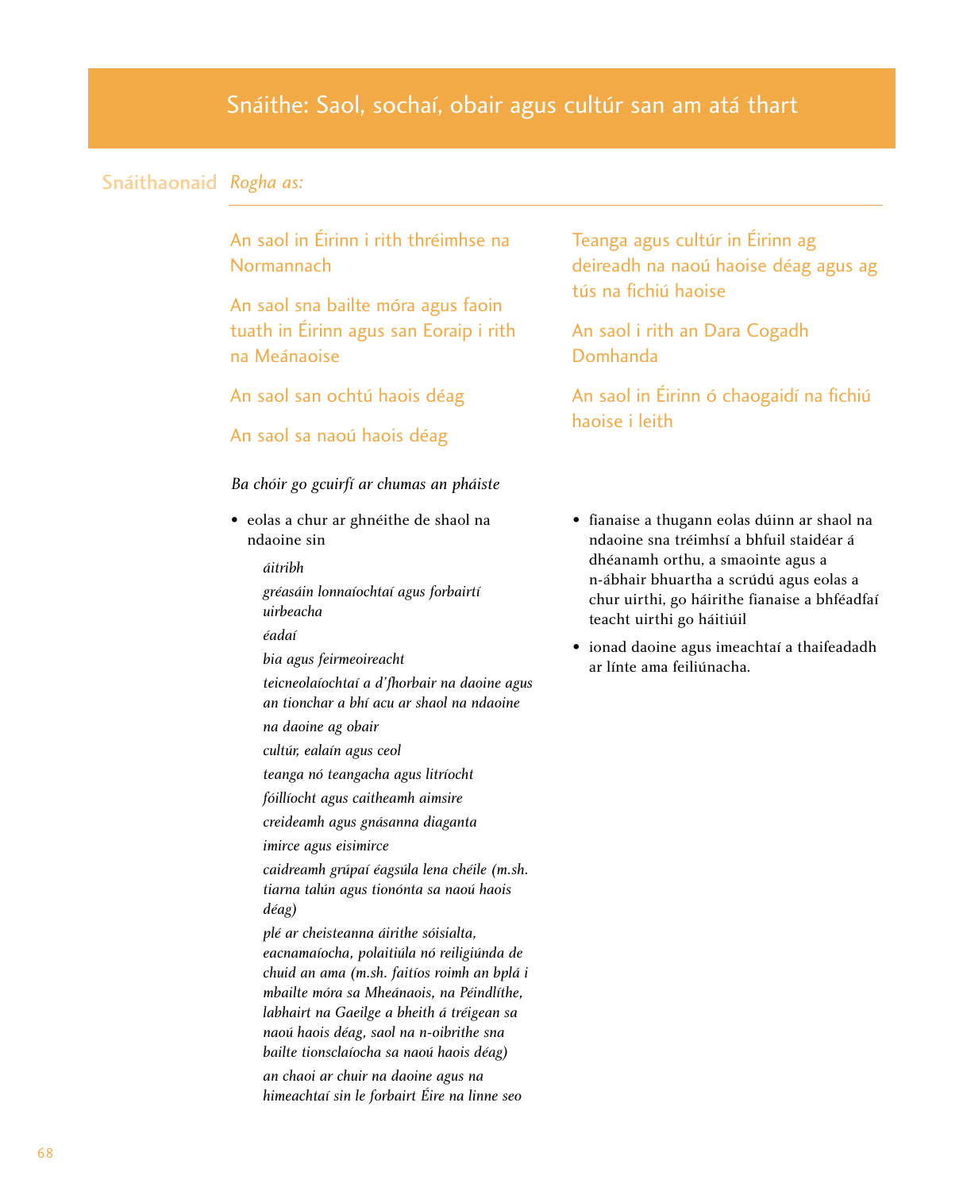# Snáithe: Saol, sochaí, obair agus cultúr san am atá thart

**Snáithaonaid** *Rogha as:*

An saol in Éirinn i rith thréimhse na Normannach

An saol sna bailte móra agus faoin tuath in Éirinn agus san Eoraip i rith na Meánaoise

An saol san ochtú haois déag

An saol sa naoú haois déag

Teanga agus cultúr in Éirinn ag deireadh na naoú haoise déag agus ag tús na fichiú haoise

An saol i rith an Dara Cogadh Domhanda

An saol in Éirinn ó chaogaidí na fichiú haoise i leith

*Ba chóir go gcuirfí ar chumas an pháiste*

- eolas a chur ar ghnéithe de shaol na ndaoine sin

  *áitribh*

  *gréasáin lonnaíochtaí agus forbairtí uirbeacha*

  *éadaí*

  *bia agus feirmeoireacht*

  *teicneolaíochtaí a d'fhorbair na daoine agus an tionchar a bhí acu ar shaol na ndaoine*

  *na daoine ag obair*

  *cultúr, ealaín agus ceol*

  *teanga nó teangacha agus litríocht*

  *fóillíocht agus caitheamh aimsire*

  *creideamh agus gnásanna diaganta*

  *imirce agus eisimirce*

  *caidreamh grúpaí éagsúla lena chéile (m.sh. tiarna talún agus tionónta sa naoú haois déag)*

  *plé ar cheisteanna áirithe sóisialta, eacnamaíocha, polaitiúla nó reiligiúnda de chuid an ama (m.sh. faitíos roimh an bplá i mbailte móra sa Mheánaois, na Péindlíthe, labhairt na Gaeilge a bheith á tréigean sa naoú haois déag, saol na n-oibrithe sna bailte tionsclaíocha sa naoú haois déag)*

  *an chaoi ar chuir na daoine agus na himeachtaí sin le forbairt Éire na linne seo*

- fianaise a thugann eolas dúinn ar shaol na ndaoine sna tréimhsí a bhfuil staidéar á dhéanamh orthu, a smaointe agus a n-ábhair bhuartha a scrúdú agus eolas a chur uirthi, go háirithe fianaise a bhféadfaí teacht uirthi go háitiúil

- ionad daoine agus imeachtaí a thaifeadadh ar línte ama feiliúnacha.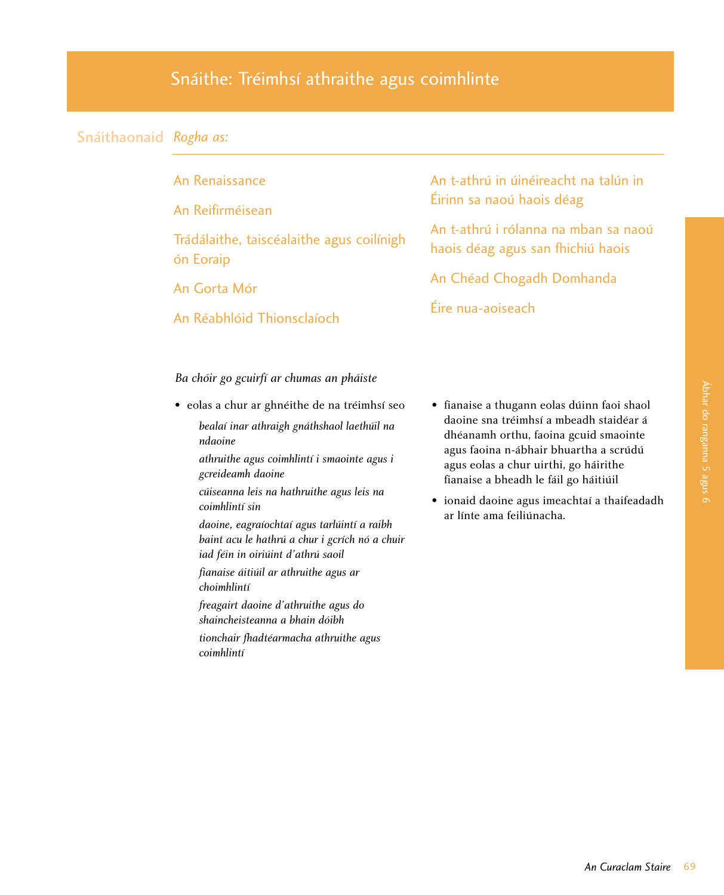# Snáithe: Tréimhsí athraithe agus coimhlinte

**Snáithaonaid** *Rogha as:*

- An Renaissance
- An Reifirméisean
- Trádálaithe, taiscéalaithe agus coilínigh ón Eoraip
- An Gorta Mór
- An Réabhlóid Thionsclaíoch
- An t-athrú in úinéireacht na talún in Éirinn sa naoú haois déag
- An t-athrú i rólanna na mban sa naoú haois déag agus san fhichiú haois
- An Chéad Chogadh Domhanda
- Éire nua-aoiseach

*Ba chóir go gcuirfí ar chumas an pháiste*

- eolas a chur ar ghnéithe de na tréimhsí seo

  *bealaí inar athraigh gnáthshaol laethúil na ndaoine*

  *athruithe agus coimhlintí i smaointe agus i gcreideamh daoine*

  *cúiseanna leis na hathruithe agus leis na coimhlintí sin*

  *daoine, eagraíochtaí agus tarlúintí a raibh baint acu le hathrú a chur i gcrích nó a chuir iad féin in oiriúint d'athrú saoil*

  *fianaise áitiúil ar athruithe agus ar choimhlintí*

  *freagairt daoine d'athruithe agus do shaincheisteanna a bhain dóibh*

  *tionchair fhadtéarmacha athruithe agus coimhlintí*

- fianaise a thugann eolas dúinn faoi shaol daoine sna tréimhsí a mbeadh staidéar á dhéanamh orthu, faoina gcuid smaointe agus faoina n-ábhair bhuartha a scrúdú agus eolas a chur uirthi, go háirithe fianaise a bheadh le fáil go háitiúil
- ionaid daoine agus imeachtaí a thaifeadadh ar línte ama feiliúnacha.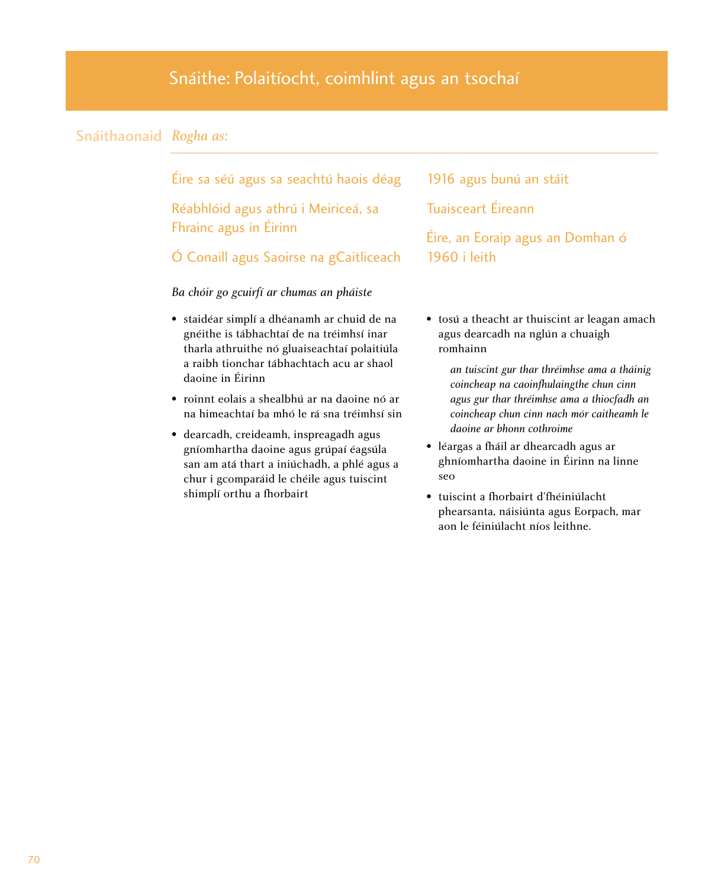## Snáithe: Polaitíocht, coimhlint agus an tsochaí

**Snáithaonaid** *Rogha as:*

Éire sa séú agus sa seachtú haois déag

Réabhlóid agus athrú i Meiriceá, sa Fhrainc agus in Éirinn

Ó Conaill agus Saoirse na gCaitliceach

1916 agus bunú an stáit

Tuaisceart Éireann

Éire, an Eoraip agus an Domhan ó 1960 i leith

*Ba chóir go gcuirfí ar chumas an pháiste*

- staidéar simplí a dhéanamh ar chuid de na gnéithe is tábhachtaí de na tréimhsí inar tharla athruithe nó gluaiseachtaí polaitiúla a raibh tionchar tábhachtach acu ar shaol daoine in Éirinn
- roinnt eolais a shealbhú ar na daoine nó ar na himeachtaí ba mhó le rá sna tréimhsí sin
- dearcadh, creideamh, inspreagadh agus gníomhartha daoine agus grúpaí éagsúla san am atá thart a iniúchadh, a phlé agus a chur i gcomparáid le chéile agus tuiscint shimplí orthu a fhorbairt
- tosú a theacht ar thuiscint ar leagan amach agus dearcadh na nglún a chuaigh romhainn

  *an tuiscint gur thar thréimhse ama a tháinig coincheap na caoinfhulaingthe chun cinn agus gur thar thréimhse ama a thiocfadh an coincheap chun cinn nach mór caitheamh le daoine ar bhonn cothroime*

- léargas a fháil ar dhearcadh agus ar ghníomhartha daoine in Éirinn na linne seo
- tuiscint a fhorbairt d'fhéiniúlacht phearsanta, náisiúnta agus Eorpach, mar aon le féiniúlacht níos leithne.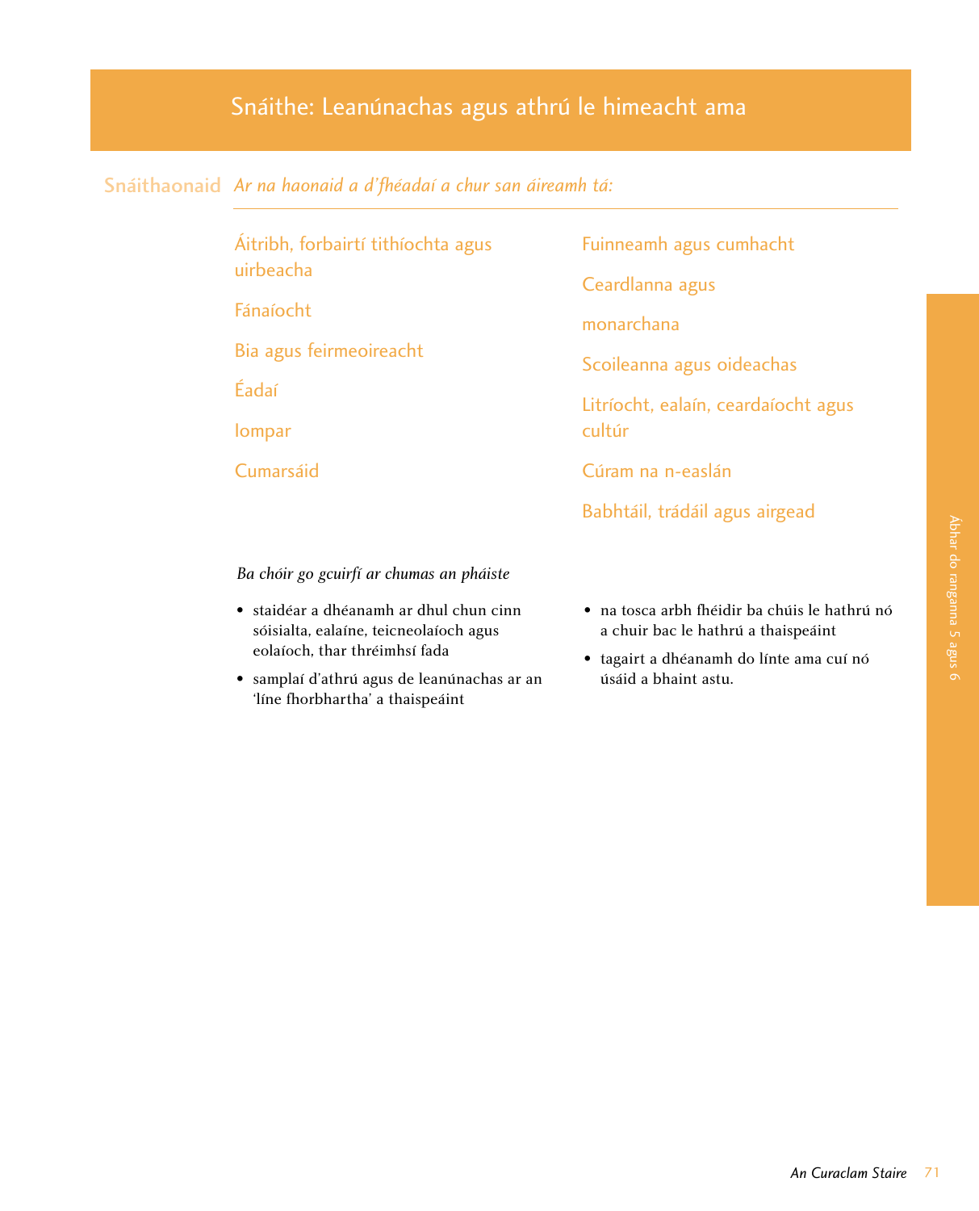# Snáithe: Leanúnachas agus athrú le himeacht ama

**Snáithaonaid** *Ar na haonaid a d'fhéadaí a chur san áireamh tá:*

Áitribh, forbairtí tithíochta agus uirbeacha

Fánaíocht

Bia agus feirmeoireacht

Éadaí

Iompar

Cumarsáid

Fuinneamh agus cumhacht

Ceardlanna agus monarchana

Scoileanna agus oideachas

Litríocht, ealaín, ceardaíocht agus cultúr

Cúram na n-easlán

Babhtáil, trádáil agus airgead

*Ba chóir go gcuirfí ar chumas an pháiste*

- staidéar a dhéanamh ar dhul chun cinn sóisialta, ealaíne, teicneolaíoch agus eolaíoch, thar thréimhsí fada
- samplaí d'athrú agus de leanúnachas ar an 'líne fhorbhartha' a thaispeáint
- na tosca arbh fhéidir ba chúis le hathrú nó a chuir bac le hathrú a thaispeáint
- tagairt a dhéanamh do línte ama cuí nó úsáid a bhaint astu.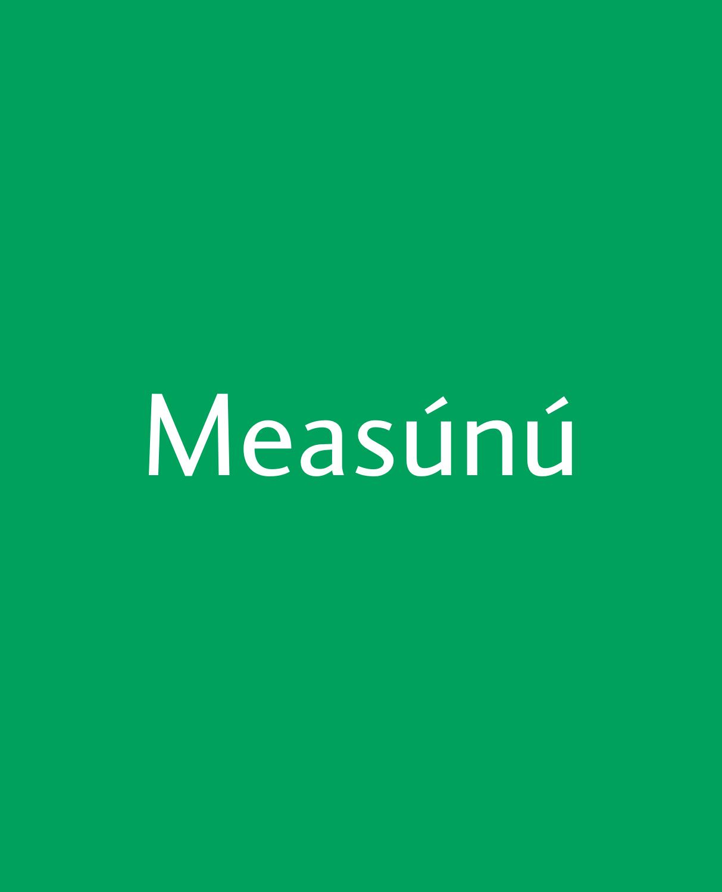# Measúnú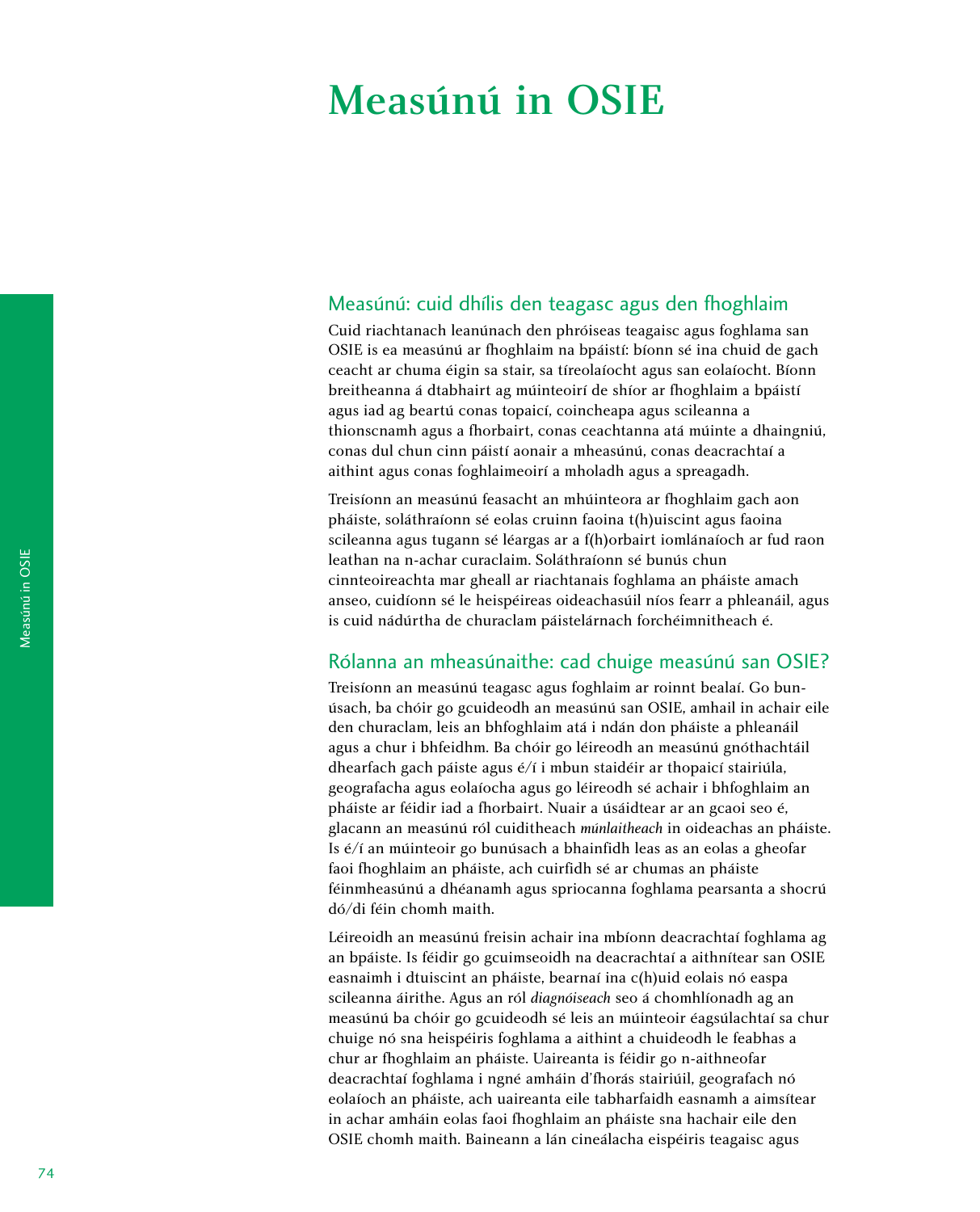# Measúnú in OSIE

## Measúnú: cuid dhílis den teagasc agus den fhoghlaim

Cuid riachtanach leanúnach den phróiseas teagaisc agus foghlama san OSIE is ea measúnú ar fhoghlaim na bpáistí: bíonn sé ina chuid de gach ceacht ar chuma éigin sa stair, sa tíreolaíocht agus san eolaíocht. Bíonn breitheanna á dtabhairt ag múinteoirí de shíor ar fhoghlaim a bpáistí agus iad ag beartú conas topaicí, coincheapa agus scileanna a thionscnamh agus a fhorbairt, conas ceachtanna atá múinte a dhaingniú, conas dul chun cinn páistí aonair a mheasúnú, conas deacrachtaí a aithint agus conas foghlaimeoirí a mholadh agus a spreagadh.

Treisíonn an measúnú feasacht an mhúinteora ar fhoghlaim gach aon pháiste, soláthraíonn sé eolas cruinn faoina t(h)uiscint agus faoina scileanna agus tugann sé léargas ar a f(h)orbairt iomlánaíoch ar fud raon leathan na n-achar curaclaim. Soláthraíonn sé bunús chun cinnteoireachta mar gheall ar riachtanais foghlama an pháiste amach anseo, cuidíonn sé le heispéireas oideachasúil níos fearr a phleanáil, agus is cuid nádúrtha de churaclam páistelárnach forchéimnitheach é.

## Rólanna an mheasúnaithe: cad chuige measúnú san OSIE?

Treisíonn an measúnú teagasc agus foghlaim ar roinnt bealaí. Go bunúsach, ba chóir go gcuideodh an measúnú san OSIE, amhail in achair eile den churaclam, leis an bhfoghlaim atá i ndán don pháiste a phleanáil agus a chur i bhfeidhm. Ba chóir go léireodh an measúnú gnóthachtáil dhearfach gach páiste agus é/í i mbun staidéir ar thopaicí stairiúla, geografacha agus eolaíocha agus go léireodh sé achair i bhfoghlaim an pháiste ar féidir iad a fhorbairt. Nuair a úsáidtear ar an gcaoi seo é, glacann an measúnú ról cuiditheach *múnlaitheach* in oideachas an pháiste. Is é/í an múinteoir go bunúsach a bhainfidh leas as an eolas a gheofar faoi fhoghlaim an pháiste, ach cuirfidh sé ar chumas an pháiste féinmheasúnú a dhéanamh agus spriocanna foghlama pearsanta a shocrú dó/di féin chomh maith.

Léireoidh an measúnú freisin achair ina mbíonn deacrachtaí foghlama ag an bpáiste. Is féidir go gcuimseoidh na deacrachtaí a aithnítear san OSIE easnaimh i dtuiscint an pháiste, bearnaí ina c(h)uid eolais nó easpa scileanna áirithe. Agus an ról *diagnóiseach* seo á chomhlíonadh ag an measúnú ba chóir go gcuideodh sé leis an múinteoir éagsúlachtaí sa chur chuige nó sna heispéiris foghlama a aithint a chuideodh le feabhas a chur ar fhoghlaim an pháiste. Uaireanta is féidir go n-aithneofar deacrachtaí foghlama i ngné amháin d'fhorás stairiúil, geografach nó eolaíoch an pháiste, ach uaireanta eile tabharfaidh easnamh a aimsítear in achar amháin eolas faoi fhoghlaim an pháiste sna hachair eile den OSIE chomh maith. Baineann a lán cineálacha eispéiris teagaisc agus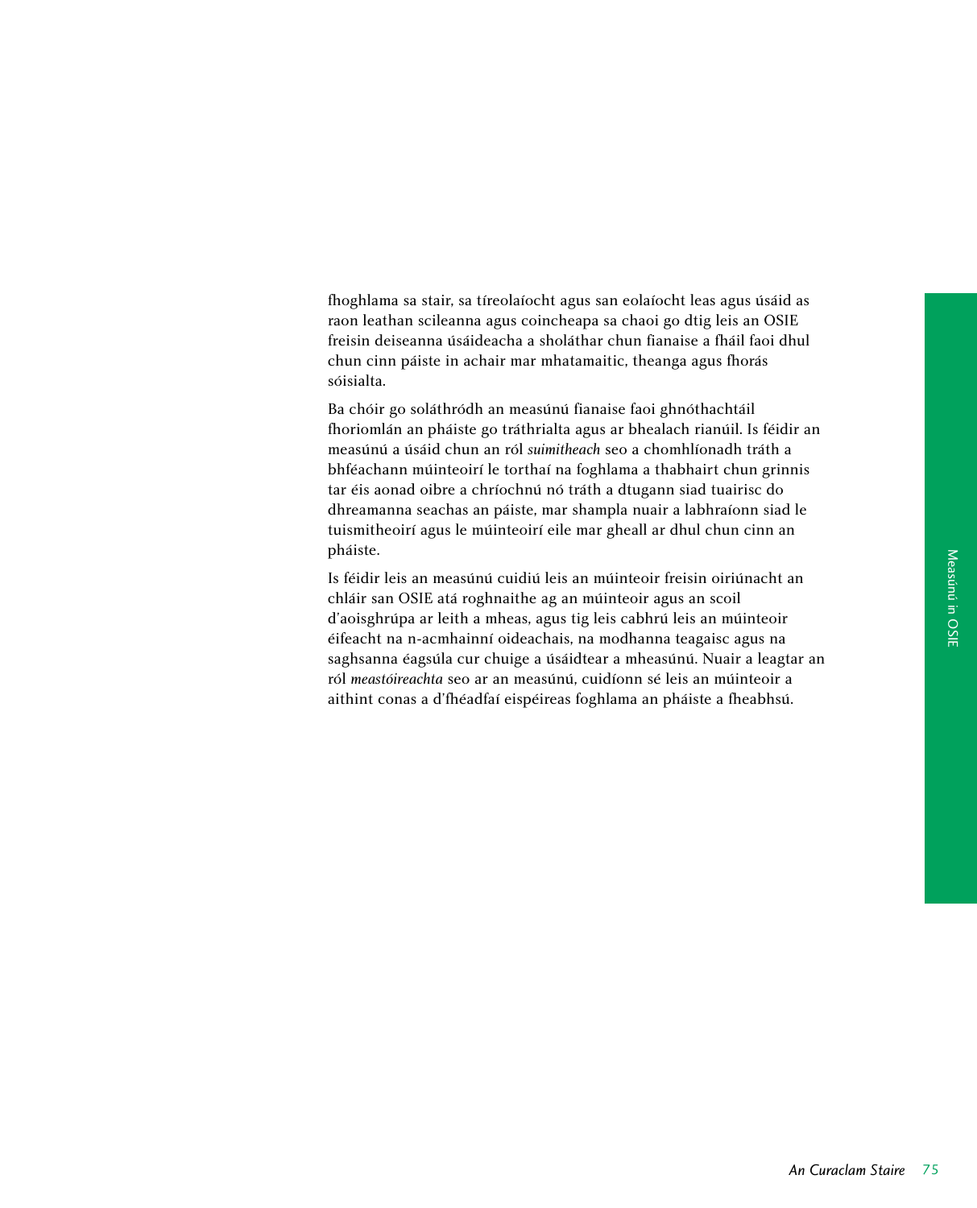fhoghlama sa stair, sa tíreolaíocht agus san eolaíocht leas agus úsáid as raon leathan scileanna agus coincheapa sa chaoi go dtig leis an OSIE freisin deiseanna úsáideacha a sholáthar chun fianaise a fháil faoi dhul chun cinn páiste in achair mar mhatamaitic, theanga agus fhorás sóisialta.

Ba chóir go soláthródh an measúnú fianaise faoi ghnóthachtáil fhoriomlán an pháiste go tráthrialta agus ar bhealach rianúil. Is féidir an measúnú a úsáid chun an ról *suimitheach* seo a chomhlíonadh tráth a bhféachann múinteoirí le torthaí na foghlama a thabhairt chun grinnis tar éis aonad oibre a chríochnú nó tráth a dtugann siad tuairisc do dhreamanna seachas an páiste, mar shampla nuair a labhraíonn siad le tuismitheoirí agus le múinteoirí eile mar gheall ar dhul chun cinn an pháiste.

Is féidir leis an measúnú cuidiú leis an múinteoir freisin oiriúnacht an chláir san OSIE atá roghnaithe ag an múinteoir agus an scoil d'aoisghrúpa ar leith a mheas, agus tig leis cabhrú leis an múinteoir éifeacht na n-acmhainní oideachais, na modhanna teagaisc agus na saghsanna éagsúla cur chuige a úsáidtear a mheasúnú. Nuair a leagtar an ról *meastóireachta* seo ar an measúnú, cuidíonn sé leis an múinteoir a aithint conas a d'fhéadfaí eispéireas foghlama an pháiste a fheabhsú.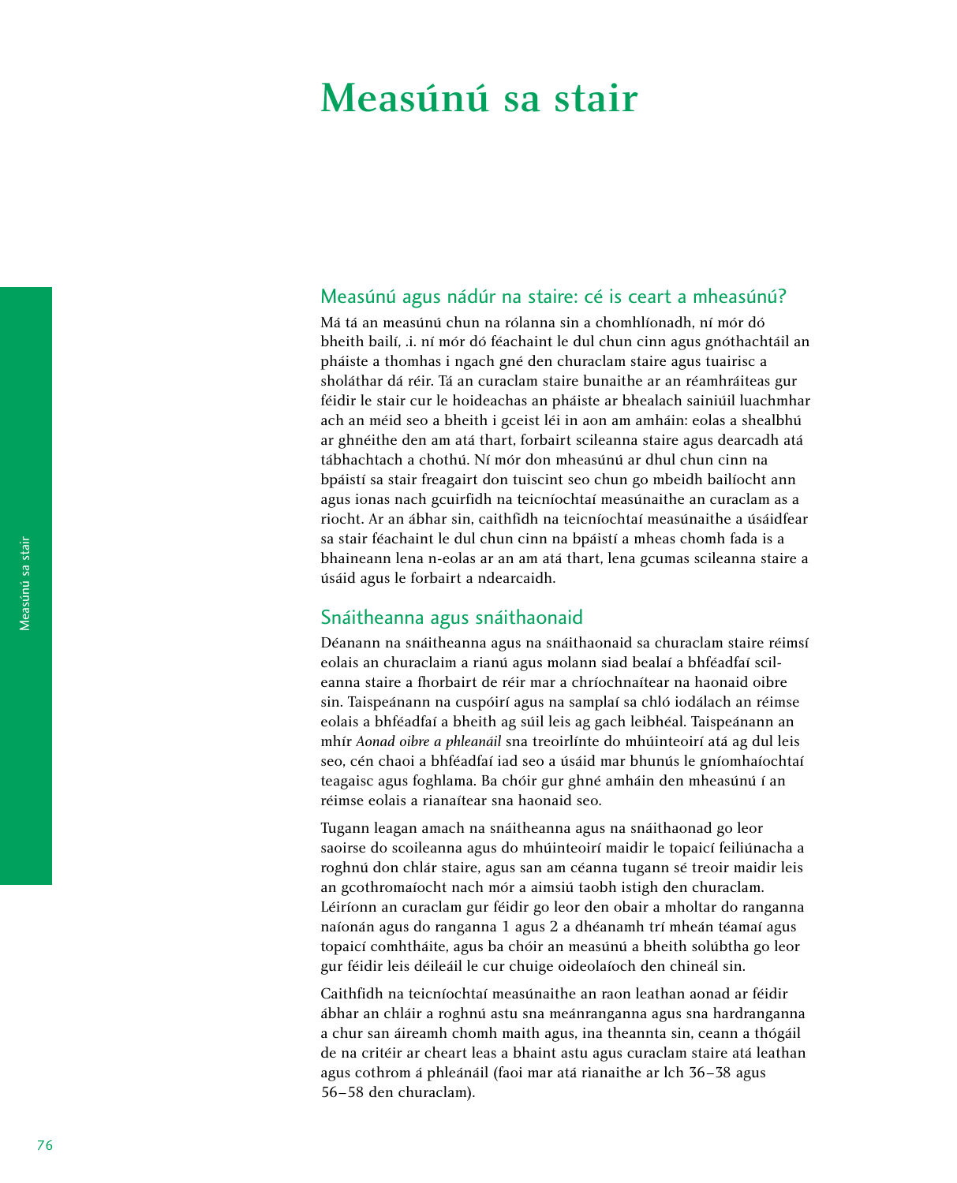# Measúnú sa stair

## Measúnú agus nádúr na staire: cé is ceart a mheasúnú?

Má tá an measúnú chun na rólanna sin a chomhlíonadh, ní mór dó bheith bailí, .i. ní mór dó féachaint le dul chun cinn agus gnóthachtáil an pháiste a thomhas i ngach gné den churaclam staire agus tuairisc a sholáthar dá réir. Tá an curaclam staire bunaithe ar an réamhráiteas gur féidir le stair cur le hoideachas an pháiste ar bhealach sainiúil luachmhar ach an méid seo a bheith i gceist léi in aon am amháin: eolas a shealbhú ar ghnéithe den am atá thart, forbairt scileanna staire agus dearcadh atá tábhachtach a chothú. Ní mór don mheasúnú ar dhul chun cinn na bpáistí sa stair freagairt don tuiscint seo chun go mbeidh bailíocht ann agus ionas nach gcuirfidh na teicníochtaí measúnaithe an curaclam as a riocht. Ar an ábhar sin, caithfidh na teicníochtaí measúnaithe a úsáidfear sa stair féachaint le dul chun cinn na bpáistí a mheas chomh fada is a bhaineann lena n-eolas ar an am atá thart, lena gcumas scileanna staire a úsáid agus le forbairt a ndearcaidh.

## Snáitheanna agus snáithaonaid

Déanann na snáitheanna agus na snáithaonaid sa churaclam staire réimsí eolais an churaclaim a rianú agus molann siad bealaí a bhféadfaí scileanna staire a fhorbairt de réir mar a chríochnaítear na haonaid oibre sin. Taispeánann na cuspóirí agus na samplaí sa chló iodálach an réimse eolais a bhféadfaí a bheith ag súil leis ag gach leibhéal. Taispeánann an mhír *Aonad oibre a phleanáil* sna treoirlínte do mhúinteoirí atá ag dul leis seo, cén chaoi a bhféadfaí iad seo a úsáid mar bhunús le gníomhaíochtaí teagaisc agus foghlama. Ba chóir gur ghné amháin den mheasúnú í an réimse eolais a rianaítear sna haonaid seo.

Tugann leagan amach na snáitheanna agus na snáithaonad go leor saoirse do scoileanna agus do mhúinteoirí maidir le topaicí feiliúnacha a roghnú don chlár staire, agus san am céanna tugann sé treoir maidir leis an gcothromaíocht nach mór a aimsiú taobh istigh den churaclam. Léiríonn an curaclam gur féidir go leor den obair a mholtar do ranganna naíonán agus do ranganna 1 agus 2 a dhéanamh trí mheán téamaí agus topaicí comhtháite, agus ba chóir an measúnú a bheith solúbtha go leor gur féidir leis déileáil le cur chuige oideolaíoch den chineál sin.

Caithfidh na teicníochtaí measúnaithe an raon leathan aonad ar féidir ábhar an chláir a roghnú astu sna meánranganna agus sna hardranganna a chur san áireamh chomh maith agus, ina theannta sin, ceann a thógáil de na critéir ar cheart leas a bhaint astu agus curaclam staire atá leathan agus cothrom á phleanáil (faoi mar atá rianaithe ar lch 36–38 agus 56–58 den churaclam).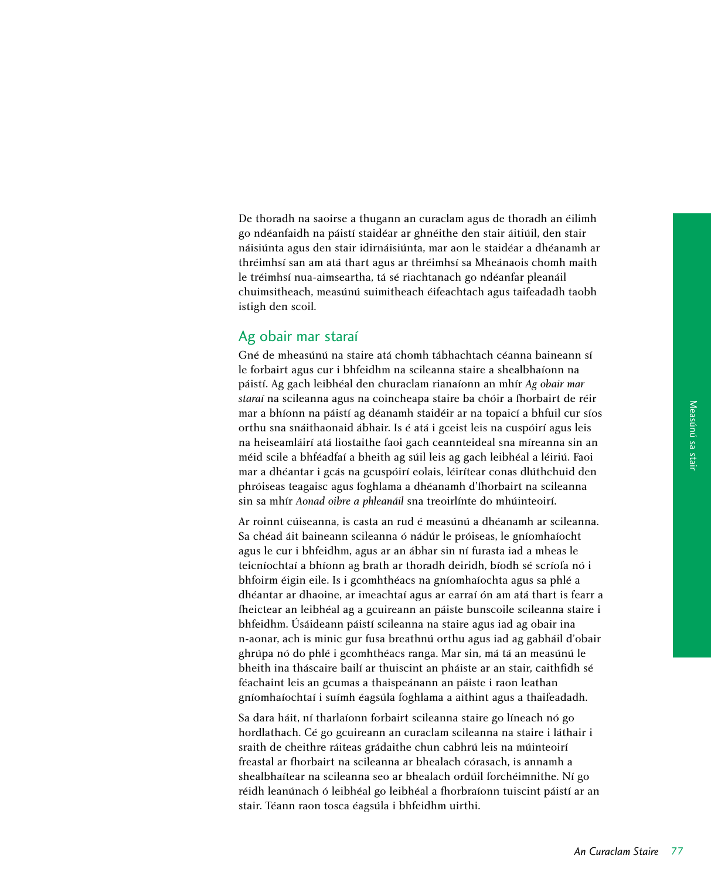De thoradh na saoirse a thugann an curaclam agus de thoradh an éilimh go ndéanfaidh na páistí staidéar ar ghnéithe den stair áitiúil, den stair náisiúnta agus den stair idirnáisiúnta, mar aon le staidéar a dhéanamh ar thréimhsí san am atá thart agus ar thréimhsí sa Mheánaois chomh maith le tréimhsí nua-aimseartha, tá sé riachtanach go ndéanfar pleanáil chuimsitheach, measúnú suimitheach éifeachtach agus taifeadadh taobh istigh den scoil.

## Ag obair mar staraí

Gné de mheasúnú na staire atá chomh tábhachtach céanna baineann sí le forbairt agus cur i bhfeidhm na scileanna staire a shealbhaíonn na páistí. Ag gach leibhéal den churaclam rianaíonn an mhír *Ag obair mar staraí* na scileanna agus na coincheapa staire ba chóir a fhorbairt de réir mar a bhíonn na páistí ag déanamh staidéir ar na topaicí a bhfuil cur síos orthu sna snáithaonaid ábhair. Is é atá i gceist leis na cuspóirí agus leis na heiseamláirí atá liostaithe faoi gach ceannteideal sna míreanna sin an méid scile a bhféadfaí a bheith ag súil leis ag gach leibhéal a léiriú. Faoi mar a dhéantar i gcás na gcuspóirí eolais, léirítear conas dlúthchuid den phróiseas teagaisc agus foghlama a dhéanamh d'fhorbairt na scileanna sin sa mhír *Aonad oibre a phleanáil* sna treoirlínte do mhúinteoirí.

Ar roinnt cúiseanna, is casta an rud é measúnú a dhéanamh ar scileanna. Sa chéad áit baineann scileanna ó nádúr le próiseas, le gníomhaíocht agus le cur i bhfeidhm, agus ar an ábhar sin ní furasta iad a mheas le teicníochtaí a bhíonn ag brath ar thoradh deiridh, bíodh sé scríofa nó i bhfoirm éigin eile. Is i gcomhthéacs na gníomhaíochta agus sa phlé a dhéantar ar dhaoine, ar imeachtaí agus ar earraí ón am atá thart is fearr a fheictear an leibhéal ag a gcuireann an páiste bunscoile scileanna staire i bhfeidhm. Úsáideann páistí scileanna na staire agus iad ag obair ina n-aonar, ach is minic gur fusa breathnú orthu agus iad ag gabháil d'obair ghrúpa nó do phlé i gcomhthéacs ranga. Mar sin, má tá an measúnú le bheith ina tháscaire bailí ar thuiscint an pháiste ar an stair, caithfidh sé féachaint leis an gcumas a thaispeánann an páiste i raon leathan gníomhaíochtaí i suímh éagsúla foghlama a aithint agus a thaifeadadh.

Sa dara háit, ní tharlaíonn forbairt scileanna staire go líneach nó go hordlathach. Cé go gcuireann an curaclam scileanna na staire i láthair i sraith de cheithre ráiteas grádaithe chun cabhrú leis na múinteoirí freastal ar fhorbairt na scileanna ar bhealach córasach, is annamh a shealbhaítear na scileanna seo ar bhealach ordúil forchéimnithe. Ní go réidh leanúnach ó leibhéal go leibhéal a fhorbraíonn tuiscint páistí ar an stair. Téann raon tosca éagsúla i bhfeidhm uirthi.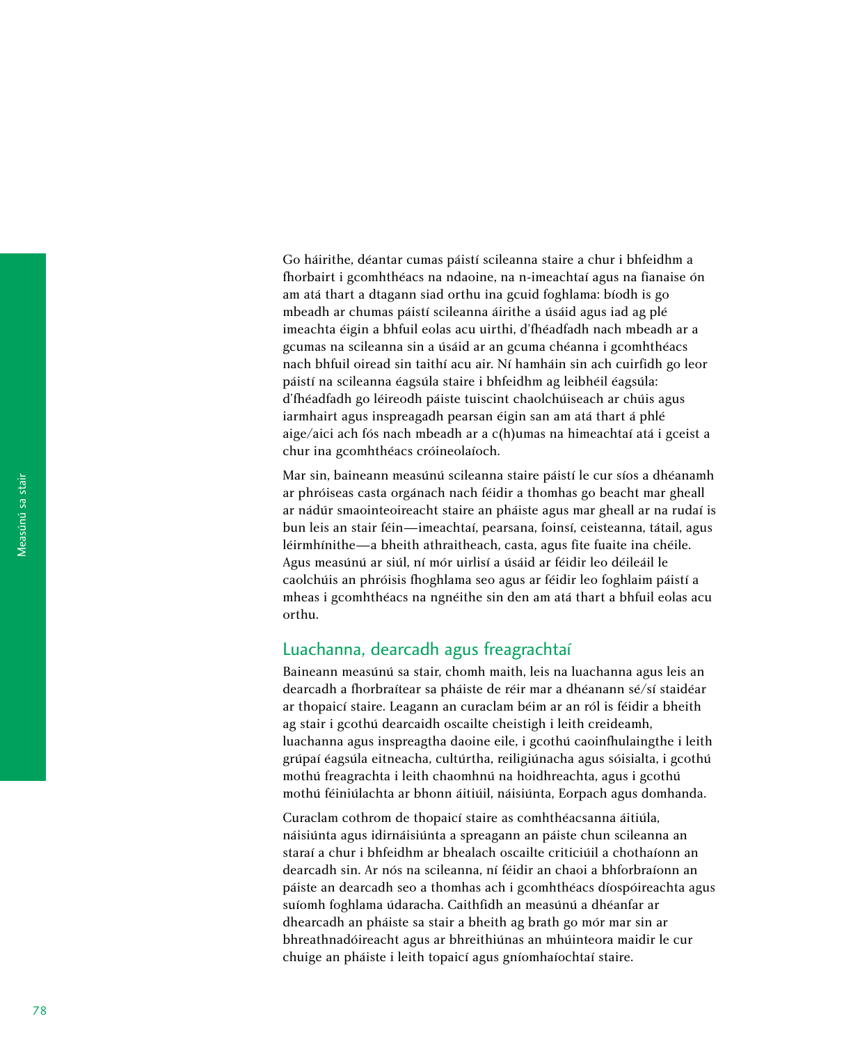Go háirithe, déantar cumas páistí scileanna staire a chur i bhfeidhm a fhorbairt i gcomhthéacs na ndaoine, na n-imeachtaí agus na fianaise ón am atá thart a dtagann siad orthu ina gcuid foghlama: bíodh is go mbeadh ar chumas páistí scileanna áirithe a úsáid agus iad ag plé imeachta éigin a bhfuil eolas acu uirthi, d'fhéadfadh nach mbeadh ar a gcumas na scileanna sin a úsáid ar an gcuma chéanna i gcomhthéacs nach bhfuil oiread sin taithí acu air. Ní hamháin sin ach cuirfidh go leor páistí na scileanna éagsúla staire i bhfeidhm ag leibhéil éagsúla: d'fhéadfadh go léireodh páiste tuiscint chaolchúiseach ar chúis agus iarmhairt agus inspreagadh pearsan éigin san am atá thart á phlé aige/aici ach fós nach mbeadh ar a c(h)umas na himeachtaí atá i gceist a chur ina gcomhthéacs cróineolaíoch.

Mar sin, baineann measúnú scileanna staire páistí le cur síos a dhéanamh ar phróiseas casta orgánach nach féidir a thomhas go beacht mar gheall ar nádúr smaointeoireacht staire an pháiste agus mar gheall ar na rudaí is bun leis an stair féin—imeachtaí, pearsana, foinsí, ceisteanna, tátail, agus léirmhínithe—a bheith athraitheach, casta, agus fite fuaite ina chéile. Agus measúnú ar siúl, ní mór uirlisí a úsáid ar féidir leo déileáil le caolchúis an phróisis fhoghlama seo agus ar féidir leo foghlaim páistí a mheas i gcomhthéacs na ngnéithe sin den am atá thart a bhfuil eolas acu orthu.

## Luachanna, dearcadh agus freagrachtaí

Baineann measúnú sa stair, chomh maith, leis na luachanna agus leis an dearcadh a fhorbraítear sa pháiste de réir mar a dhéanann sé/sí staidéar ar thopaicí staire. Leagann an curaclam béim ar an ról is féidir a bheith ag stair i gcothú dearcaidh oscailte cheistigh i leith creideamh, luachanna agus inspreagtha daoine eile, i gcothú caoinfhulaingthe i leith grúpaí éagsúla eitneacha, cultúrtha, reiligiúnacha agus sóisialta, i gcothú mothú freagrachta i leith chaomhnú na hoidhreachta, agus i gcothú mothú féiniúlachta ar bhonn áitiúil, náisiúnta, Eorpach agus domhanda.

Curaclam cothrom de thopaicí staire as comhthéacsanna áitiúla, náisiúnta agus idirnáisiúnta a spreagann an páiste chun scileanna an staraí a chur i bhfeidhm ar bhealach oscailte criticiúil a chothaíonn an dearcadh sin. Ar nós na scileanna, ní féidir an chaoi a bhforbraíonn an páiste an dearcadh seo a thomhas ach i gcomhthéacs díospóireachta agus suíomh foghlama údaracha. Caithfidh an measúnú a dhéanfar ar dhearcadh an pháiste sa stair a bheith ag brath go mór mar sin ar bhreathnadóireacht agus ar bhreithiúnas an mhúinteora maidir le cur chuige an pháiste i leith topaicí agus gníomhaíochtaí staire.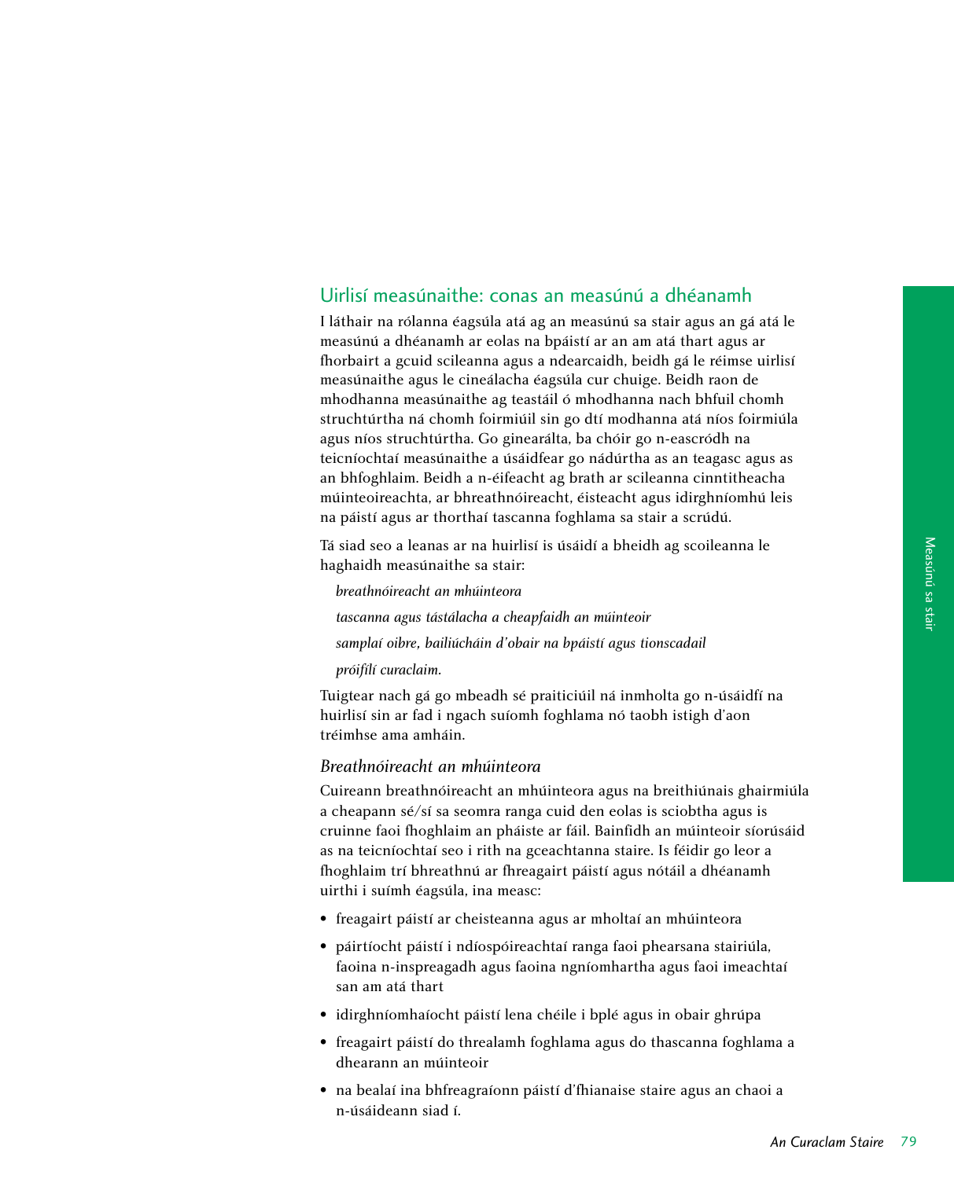## Uirlisí measúnaithe: conas an measúnú a dhéanamh

I láthair na rólanna éagsúla atá ag an measúnú sa stair agus an gá atá le measúnú a dhéanamh ar eolas na bpáistí ar an am atá thart agus ar fhorbairt a gcuid scileanna agus a ndearcaidh, beidh gá le réimse uirlisí measúnaithe agus le cineálacha éagsúla cur chuige. Beidh raon de mhodhanna measúnaithe ag teastáil ó mhodhanna nach bhfuil chomh struchtúrtha ná chomh foirmiúil sin go dtí modhanna atá níos foirmiúla agus níos struchtúrtha. Go ginearálta, ba chóir go n-eascródh na teicníochtaí measúnaithe a úsáidfear go nádúrtha as an teagasc agus as an bhfoghlaim. Beidh a n-éifeacht ag brath ar scileanna cinntitheacha múinteoireachta, ar bhreathnóireacht, éisteacht agus idirghníomhú leis na páistí agus ar thorthaí tascanna foghlama sa stair a scrúdú.

Tá siad seo a leanas ar na huirlisí is úsáidí a bheidh ag scoileanna le haghaidh measúnaithe sa stair:

*breathnóireacht an mhúinteora*

*tascanna agus tástálacha a cheapfaidh an múinteoir*

*samplaí oibre, bailiúcháin d'obair na bpáistí agus tionscadail*

*próifílí curaclaim.*

Tuigtear nach gá go mbeadh sé praiticiúil ná inmholta go n-úsáidfí na huirlisí sin ar fad i ngach suíomh foghlama nó taobh istigh d'aon tréimhse ama amháin.

### *Breathnóireacht an mhúinteora*

Cuireann breathnóireacht an mhúinteora agus na breithiúnais ghairmiúla a cheapann sé/sí sa seomra ranga cuid den eolas is sciobtha agus is cruinne faoi fhoghlaim an pháiste ar fáil. Bainfidh an múinteoir síorúsáid as na teicníochtaí seo i rith na gceachtanna staire. Is féidir go leor a fhoghlaim trí bhreathnú ar fhreagairt páistí agus nótáil a dhéanamh uirthi i suímh éagsúla, ina measc:

- freagairt páistí ar cheisteanna agus ar mholtaí an mhúinteora
- páirtíocht páistí i ndíospóireachtaí ranga faoi phearsana stairiúla, faoina n-inspreagadh agus faoina ngníomhartha agus faoi imeachtaí san am atá thart
- idirghníomhaíocht páistí lena chéile i bplé agus in obair ghrúpa
- freagairt páistí do threalamh foghlama agus do thascanna foghlama a dhearann an múinteoir
- na bealaí ina bhfreagraíonn páistí d'fhianaise staire agus an chaoi a n-úsáideann siad í.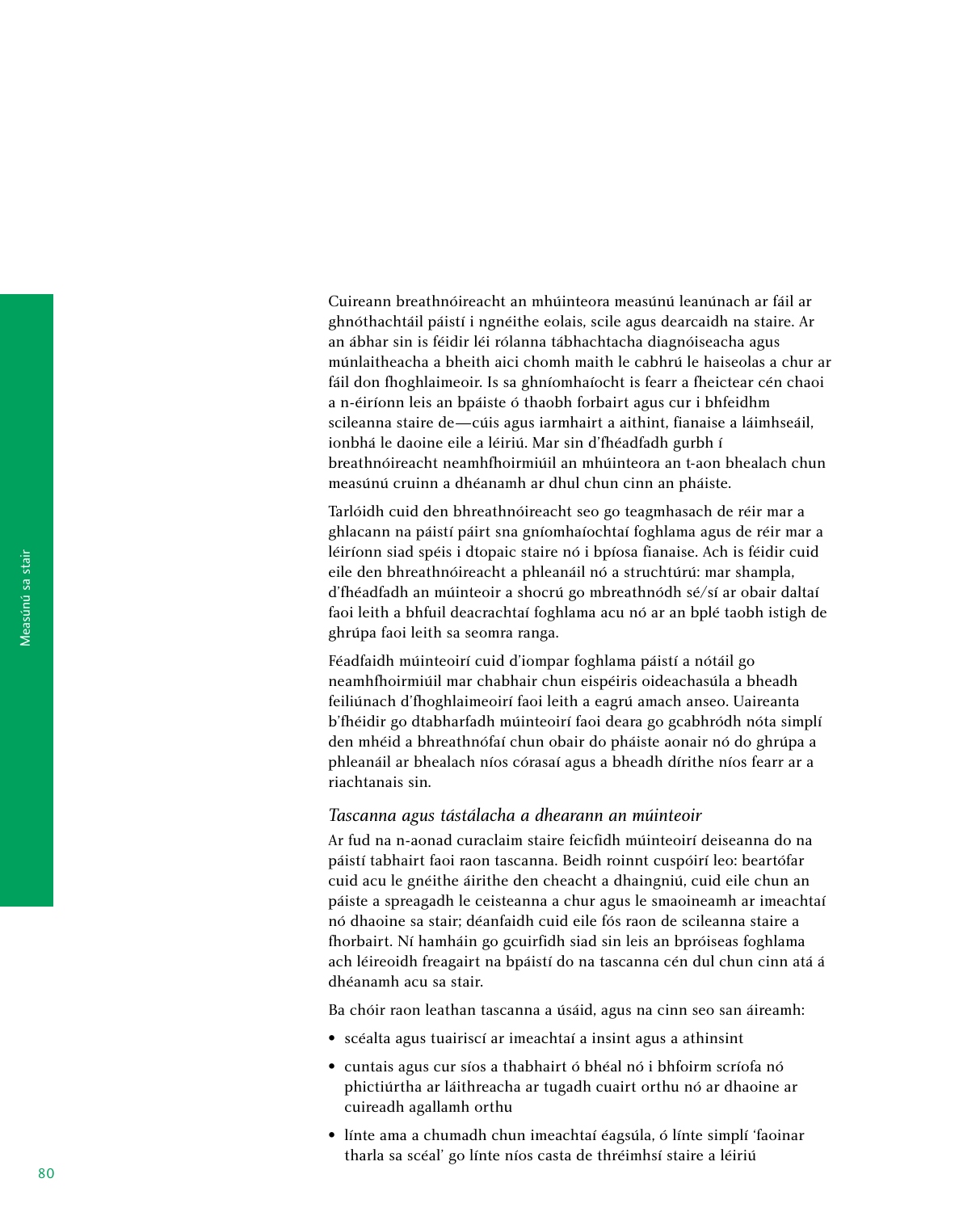Cuireann breathnóireacht an mhúinteora measúnú leanúnach ar fáil ar ghnóthachtáil páistí i ngnéithe eolais, scile agus dearcaidh na staire. Ar an ábhar sin is féidir léi rólanna tábhachtacha diagnóiseacha agus múnlaitheacha a bheith aici chomh maith le cabhrú le haiseolas a chur ar fáil don fhoghlaimeoir. Is sa ghníomhaíocht is fearr a fheictear cén chaoi a n-éiríonn leis an bpáiste ó thaobh forbairt agus cur i bhfeidhm scileanna staire de—cúis agus iarmhairt a aithint, fianaise a láimhseáil, ionbhá le daoine eile a léiriú. Mar sin d'fhéadfadh gurbh í breathnóireacht neamhfhoirmiúil an mhúinteora an t-aon bhealach chun measúnú cruinn a dhéanamh ar dhul chun cinn an pháiste.

Tarlóidh cuid den bhreathnóireacht seo go teagmhasach de réir mar a ghlacann na páistí páirt sna gníomhaíochtaí foghlama agus de réir mar a léiríonn siad spéis i dtopaic staire nó i bpíosa fianaise. Ach is féidir cuid eile den bhreathnóireacht a phleanáil nó a struchtúrú: mar shampla, d'fhéadfadh an múinteoir a shocrú go mbreathnódh sé/sí ar obair daltaí faoi leith a bhfuil deacrachtaí foghlama acu nó ar an bplé taobh istigh de ghrúpa faoi leith sa seomra ranga.

Féadfaidh múinteoirí cuid d'iompar foghlama páistí a nótáil go neamhfhoirmiúil mar chabhair chun eispéiris oideachasúla a bheadh feiliúnach d'fhoghlaimeoirí faoi leith a eagrú amach anseo. Uaireanta b'fhéidir go dtabharfadh múinteoirí faoi deara go gcabhródh nóta simplí den mhéid a bhreathnófaí chun obair do pháiste aonair nó do ghrúpa a phleanáil ar bhealach níos córasaí agus a bheadh dírithe níos fearr ar a riachtanais sin.

### *Tascanna agus tástálacha a dhearann an múinteoir*

Ar fud na n-aonad curaclaim staire feicfidh múinteoirí deiseanna do na páistí tabhairt faoi raon tascanna. Beidh roinnt cuspóirí leo: beartófar cuid acu le gnéithe áirithe den cheacht a dhaingniú, cuid eile chun an páiste a spreagadh le ceisteanna a chur agus le smaoineamh ar imeachtaí nó dhaoine sa stair; déanfaidh cuid eile fós raon de scileanna staire a fhorbairt. Ní hamháin go gcuirfidh siad sin leis an bpróiseas foghlama ach léireoidh freagairt na bpáistí do na tascanna cén dul chun cinn atá á dhéanamh acu sa stair.

Ba chóir raon leathan tascanna a úsáid, agus na cinn seo san áireamh:

- scéalta agus tuairiscí ar imeachtaí a insint agus a athinsint
- cuntais agus cur síos a thabhairt ó bhéal nó i bhfoirm scríofa nó phictiúrtha ar láithreacha ar tugadh cuairt orthu nó ar dhaoine ar cuireadh agallamh orthu
- línte ama a chumadh chun imeachtaí éagsúla, ó línte simplí 'faoinar tharla sa scéal' go línte níos casta de thréimhsí staire a léiriú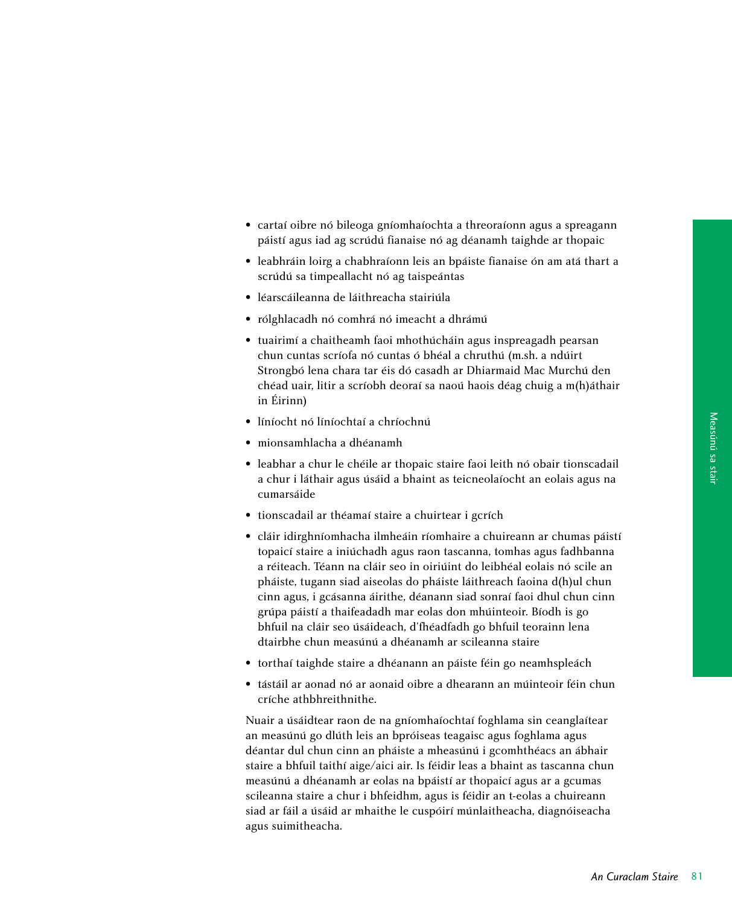- cartaí oibre nó bileoga gníomhaíochta a threoraíonn agus a spreagann páistí agus iad ag scrúdú fianaise nó ag déanamh taighde ar thopaic
- leabhráin loirg a chabhraíonn leis an bpáiste fianaise ón am atá thart a scrúdú sa timpeallacht nó ag taispeántas
- léarscáileanna de láithreacha stairiúla
- rólghlacadh nó comhrá nó imeacht a dhrámú
- tuairimí a chaitheamh faoi mhothúcháin agus inspreagadh pearsan chun cuntas scríofa nó cuntas ó bhéal a chruthú (m.sh. a ndúirt Strongbó lena chara tar éis dó casadh ar Dhiarmaid Mac Murchú den chéad uair, litir a scríobh deoraí sa naoú haois déag chuig a m(h)áthair in Éirinn)
- líníocht nó líníochtaí a chríochnú
- mionsamhlacha a dhéanamh
- leabhar a chur le chéile ar thopaic staire faoi leith nó obair tionscadail a chur i láthair agus úsáid a bhaint as teicneolaíocht an eolais agus na cumarsáide
- tionscadail ar théamaí staire a chuirtear i gcrích
- cláir idirghníomhacha ilmheáin ríomhaire a chuireann ar chumas páistí topaicí staire a iniúchadh agus raon tascanna, tomhas agus fadhbanna a réiteach. Téann na cláir seo in oiriúint do leibhéal eolais nó scile an pháiste, tugann siad aiseolas do pháiste láithreach faoina d(h)ul chun cinn agus, i gcásanna áirithe, déanann siad sonraí faoi dhul chun cinn grúpa páistí a thaifeadadh mar eolas don mhúinteoir. Bíodh is go bhfuil na cláir seo úsáideach, d'fhéadfadh go bhfuil teorainn lena dtairbhe chun measúnú a dhéanamh ar scileanna staire
- torthaí taighde staire a dhéanann an páiste féin go neamhspleách
- tástáil ar aonad nó ar aonaid oibre a dhearann an múinteoir féin chun críche athbhreithnithe.

Nuair a úsáidtear raon de na gníomhaíochtaí foghlama sin ceanglaítear an measúnú go dlúth leis an bpróiseas teagaisc agus foghlama agus déantar dul chun cinn an pháiste a mheasúnú i gcomhthéacs an ábhair staire a bhfuil taithí aige/aici air. Is féidir leas a bhaint as tascanna chun measúnú a dhéanamh ar eolas na bpáistí ar thopaicí agus ar a gcumas scileanna staire a chur i bhfeidhm, agus is féidir an t-eolas a chuireann siad ar fáil a úsáid ar mhaithe le cuspóirí múnlaitheacha, diagnóiseacha agus suimitheacha.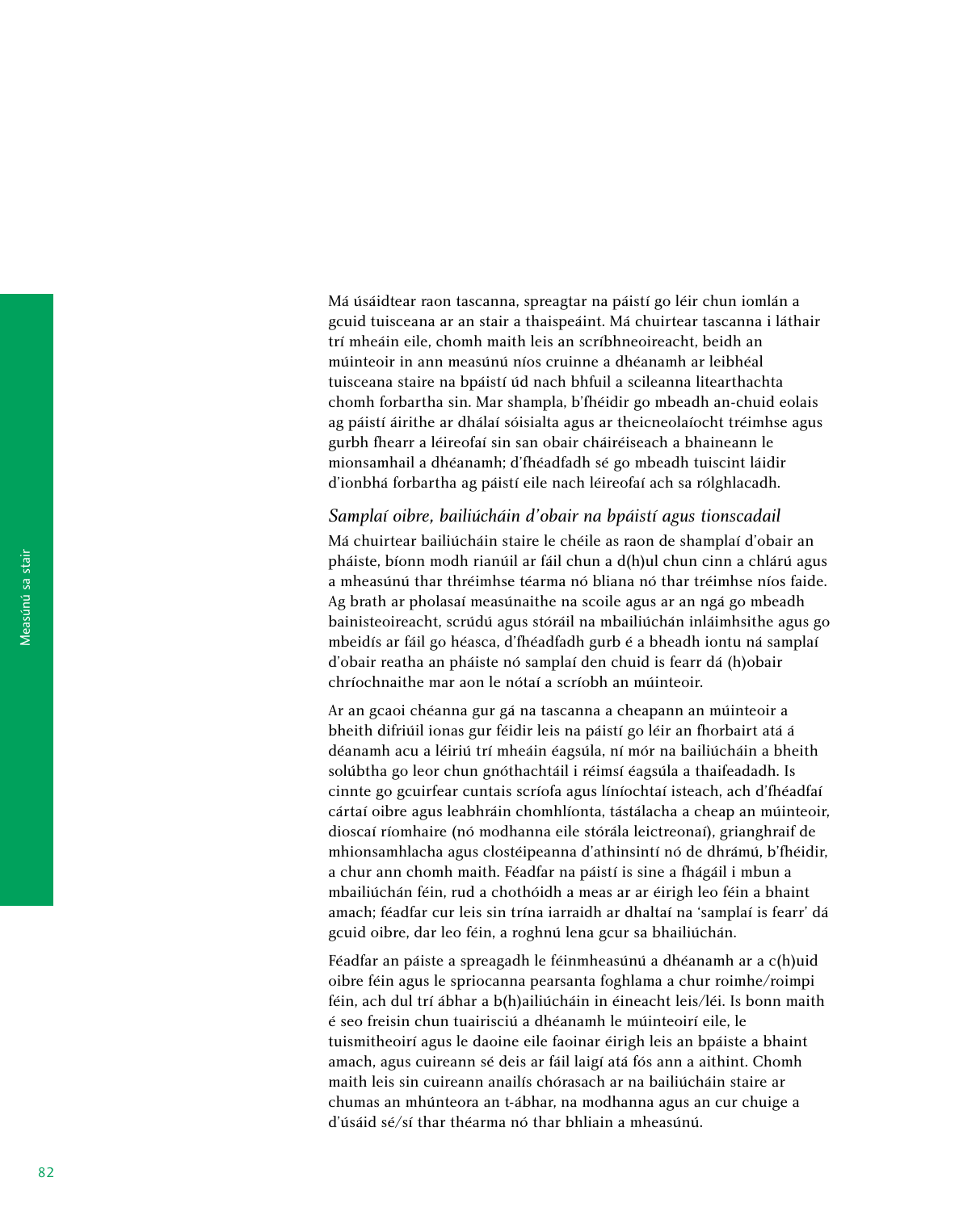Má úsáidtear raon tascanna, spreagtar na páistí go léir chun iomlán a gcuid tuisceana ar an stair a thaispeáint. Má chuirtear tascanna i láthair trí mheáin eile, chomh maith leis an scríbhneoireacht, beidh an múinteoir in ann measúnú níos cruinne a dhéanamh ar leibhéal tuisceana staire na bpáistí úd nach bhfuil a scileanna litearthachta chomh forbartha sin. Mar shampla, b'fhéidir go mbeadh an-chuid eolais ag páistí áirithe ar dhálaí sóisialta agus ar theicneolaíocht tréimhse agus gurbh fhearr a léireofaí sin san obair cháiréiseach a bhaineann le mionsamhail a dhéanamh; d'fhéadfadh sé go mbeadh tuiscint láidir d'ionbhá forbartha ag páistí eile nach léireofaí ach sa rólghlacadh.

### *Samplaí oibre, bailiúcháin d'obair na bpáistí agus tionscadail*

Má chuirtear bailiúcháin staire le chéile as raon de shamplaí d'obair an pháiste, bíonn modh rianúil ar fáil chun a d(h)ul chun cinn a chlárú agus a mheasúnú thar thréimhse téarma nó bliana nó thar tréimhse níos faide. Ag brath ar pholasaí measúnaithe na scoile agus ar an ngá go mbeadh bainisteoireacht, scrúdú agus stóráil na mbailiúchán inláimhsithe agus go mbeidís ar fáil go héasca, d'fhéadfadh gurb é a bheadh iontu ná samplaí d'obair reatha an pháiste nó samplaí den chuid is fearr dá (h)obair chríochnaithe mar aon le nótaí a scríobh an múinteoir.

Ar an gcaoi chéanna gur gá na tascanna a cheapann an múinteoir a bheith difriúil ionas gur féidir leis na páistí go léir an fhorbairt atá á déanamh acu a léiriú trí mheáin éagsúla, ní mór na bailiúcháin a bheith solúbtha go leor chun gnóthachtáil i réimsí éagsúla a thaifeadadh. Is cinnte go gcuirfear cuntais scríofa agus líníochtaí isteach, ach d'fhéadfaí cártaí oibre agus leabhráin chomhlíonta, tástálacha a cheap an múinteoir, dioscaí ríomhaire (nó modhanna eile stórála leictreonaí), grianghraif de mhionsamhlacha agus clostéipeanna d'athinsintí nó de dhrámú, b'fhéidir, a chur ann chomh maith. Féadfar na páistí is sine a fhágáil i mbun a mbailiúchán féin, rud a chothóidh a meas ar ar éirigh leo féin a bhaint amach; féadfar cur leis sin trína iarraidh ar dhaltaí na 'samplaí is fearr' dá gcuid oibre, dar leo féin, a roghnú lena gcur sa bhailiúchán.

Féadfar an páiste a spreagadh le féinmheasúnú a dhéanamh ar a c(h)uid oibre féin agus le spriocanna pearsanta foghlama a chur roimhe/roimpi féin, ach dul trí ábhar a b(h)ailiúcháin in éineacht leis/léi. Is bonn maith é seo freisin chun tuairisciú a dhéanamh le múinteoirí eile, le tuismitheoirí agus le daoine eile faoinar éirigh leis an bpáiste a bhaint amach, agus cuireann sé deis ar fáil laigí atá fós ann a aithint. Chomh maith leis sin cuireann anailís chórasach ar na bailiúcháin staire ar chumas an mhúnteora an t-ábhar, na modhanna agus an cur chuige a d'úsáid sé/sí thar théarma nó thar bhliain a mheasúnú.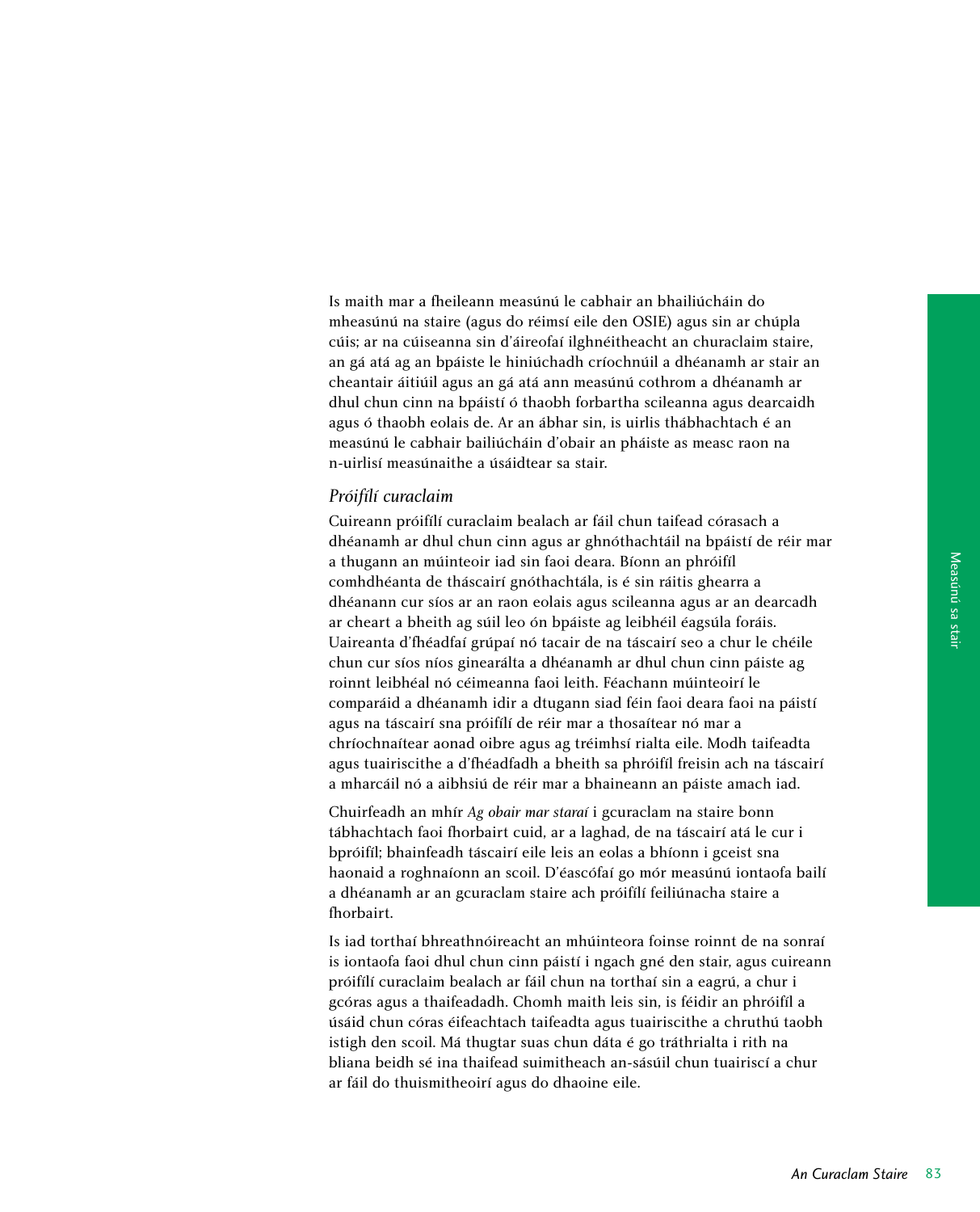Is maith mar a fheileann measúnú le cabhair an bhailiúcháin do mheasúnú na staire (agus do réimsí eile den OSIE) agus sin ar chúpla cúis; ar na cúiseanna sin d'áireofaí ilghnéitheacht an churaclaim staire, an gá atá ag an bpáiste le hiniúchadh críochnúil a dhéanamh ar stair an cheantair áitiúil agus an gá atá ann measúnú cothrom a dhéanamh ar dhul chun cinn na bpáistí ó thaobh forbartha scileanna agus dearcaidh agus ó thaobh eolais de. Ar an ábhar sin, is uirlis thábhachtach é an measúnú le cabhair bailiúcháin d'obair an pháiste as measc raon na n-uirlisí measúnaithe a úsáidtear sa stair.

*Próifílí curaclaim*

Cuireann próifílí curaclaim bealach ar fáil chun taifead córasach a dhéanamh ar dhul chun cinn agus ar ghnóthachtáil na bpáistí de réir mar a thugann an múinteoir iad sin faoi deara. Bíonn an phróifíl comhdhéanta de tháscairí gnóthachtála, is é sin ráitis ghearra a dhéanann cur síos ar an raon eolais agus scileanna agus ar an dearcadh ar cheart a bheith ag súil leo ón bpáiste ag leibhéil éagsúla foráis. Uaireanta d'fhéadfaí grúpaí nó tacair de na táscairí seo a chur le chéile chun cur síos níos ginearálta a dhéanamh ar dhul chun cinn páiste ag roinnt leibhéal nó céimeanna faoi leith. Féachann múinteoirí le comparáid a dhéanamh idir a dtugann siad féin faoi deara faoi na páistí agus na táscairí sna próifílí de réir mar a thosaítear nó mar a chríochnaítear aonad oibre agus ag tréimhsí rialta eile. Modh taifeadta agus tuairiscithe a d'fhéadfadh a bheith sa phróifíl freisin ach na táscairí a mharcáil nó a aibhsiú de réir mar a bhaineann an páiste amach iad.

Chuirfeadh an mhír *Ag obair mar staraí* i gcuraclam na staire bonn tábhachtach faoi fhorbairt cuid, ar a laghad, de na táscairí atá le cur i bpróifíl; bhainfeadh táscairí eile leis an eolas a bhíonn i gceist sna haonaid a roghnaíonn an scoil. D'éascófaí go mór measúnú iontaofa bailí a dhéanamh ar an gcuraclam staire ach próifílí feiliúnacha staire a fhorbairt.

Is iad torthaí bhreathnóireacht an mhúinteora foinse roinnt de na sonraí is iontaofa faoi dhul chun cinn páistí i ngach gné den stair, agus cuireann próifílí curaclaim bealach ar fáil chun na torthaí sin a eagrú, a chur i gcóras agus a thaifeadadh. Chomh maith leis sin, is féidir an phróifíl a úsáid chun córas éifeachtach taifeadta agus tuairiscithe a chruthú taobh istigh den scoil. Má thugtar suas chun dáta é go tráthrialta i rith na bliana beidh sé ina thaifead suimitheach an-sásúil chun tuairiscí a chur ar fáil do thuismitheoirí agus do dhaoine eile.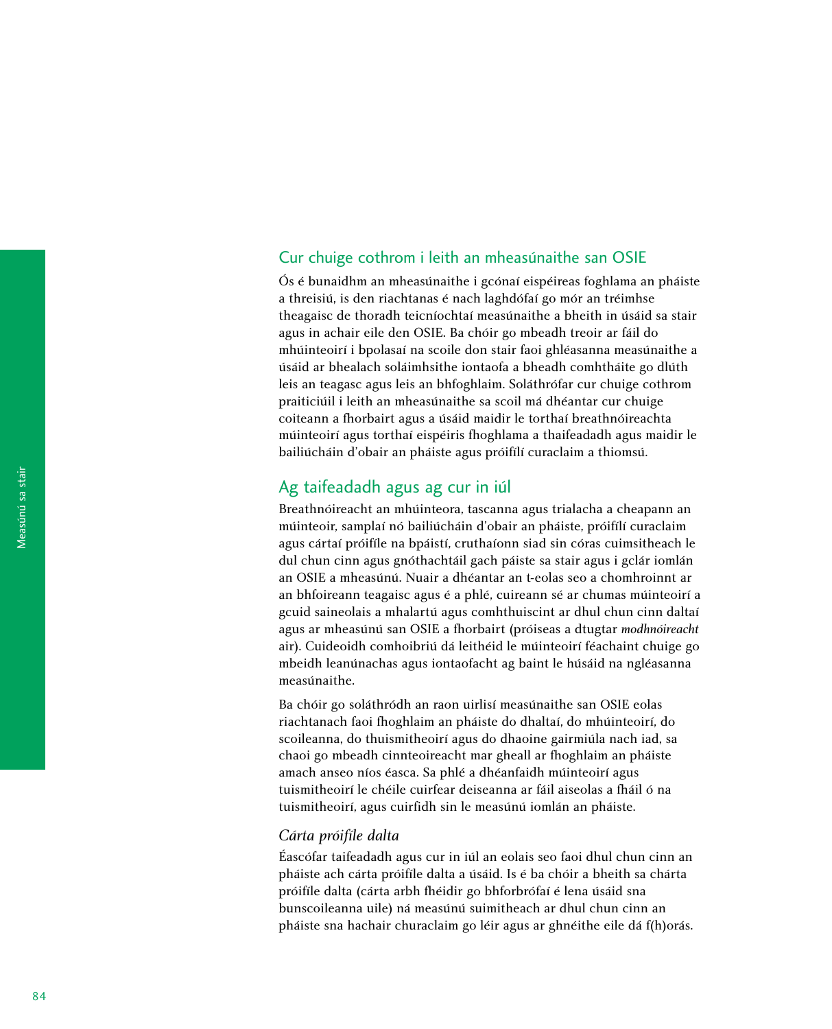## Cur chuige cothrom i leith an mheasúnaithe san OSIE

Ós é bunaidhm an mheasúnaithe i gcónaí eispéireas foghlama an pháiste a threisiú, is den riachtanas é nach laghdófaí go mór an tréimhse theagaisc de thoradh teicníochtaí measúnaithe a bheith in úsáid sa stair agus in achair eile den OSIE. Ba chóir go mbeadh treoir ar fáil do mhúinteoirí i bpolasaí na scoile don stair faoi ghléasanna measúnaithe a úsáid ar bhealach soláimhsithe iontaofa a bheadh comhtháite go dlúth leis an teagasc agus leis an bhfoghlaim. Soláthrófar cur chuige cothrom praiticiúil i leith an mheasúnaithe sa scoil má dhéantar cur chuige coiteann a fhorbairt agus a úsáid maidir le torthaí breathnóireachta múinteoirí agus torthaí eispéiris fhoghlama a thaifeadadh agus maidir le bailiúcháin d'obair an pháiste agus próifílí curaclaim a thiomsú.

## Ag taifeadadh agus ag cur in iúl

Breathnóireacht an mhúinteora, tascanna agus trialacha a cheapann an múinteoir, samplaí nó bailiúcháin d'obair an pháiste, próifílí curaclaim agus cártaí próifíle na bpáistí, cruthaíonn siad sin córas cuimsitheach le dul chun cinn agus gnóthachtáil gach páiste sa stair agus i gclár iomlán an OSIE a mheasúnú. Nuair a dhéantar an t-eolas seo a chomhroinnt ar an bhfoireann teagaisc agus é a phlé, cuireann sé ar chumas múinteoirí a gcuid saineolais a mhalartú agus comhthuiscint ar dhul chun cinn daltaí agus ar mheasúnú san OSIE a fhorbairt (próiseas a dtugtar *modhnóireacht* air). Cuideoidh comhoibriú dá leithéid le múinteoirí féachaint chuige go mbeidh leanúnachas agus iontaofacht ag baint le húsáid na ngléasanna measúnaithe.

Ba chóir go soláthródh an raon uirlisí measúnaithe san OSIE eolas riachtanach faoi fhoghlaim an pháiste do dhaltaí, do mhúinteoirí, do scoileanna, do thuismitheoirí agus do dhaoine gairmiúla nach iad, sa chaoi go mbeadh cinnteoireacht mar gheall ar fhoghlaim an pháiste amach anseo níos éasca. Sa phlé a dhéanfaidh múinteoirí agus tuismitheoirí le chéile cuirfear deiseanna ar fáil aiseolas a fháil ó na tuismitheoirí, agus cuirfidh sin le measúnú iomlán an pháiste.

### *Cárta próifíle dalta*

Éascófar taifeadadh agus cur in iúl an eolais seo faoi dhul chun cinn an pháiste ach cárta próifíle dalta a úsáid. Is é ba chóir a bheith sa chárta próifíle dalta (cárta arbh fhéidir go bhforbrófaí é lena úsáid sna bunscoileanna uile) ná measúnú suimitheach ar dhul chun cinn an pháiste sna hachair churaclaim go léir agus ar ghnéithe eile dá f(h)orás.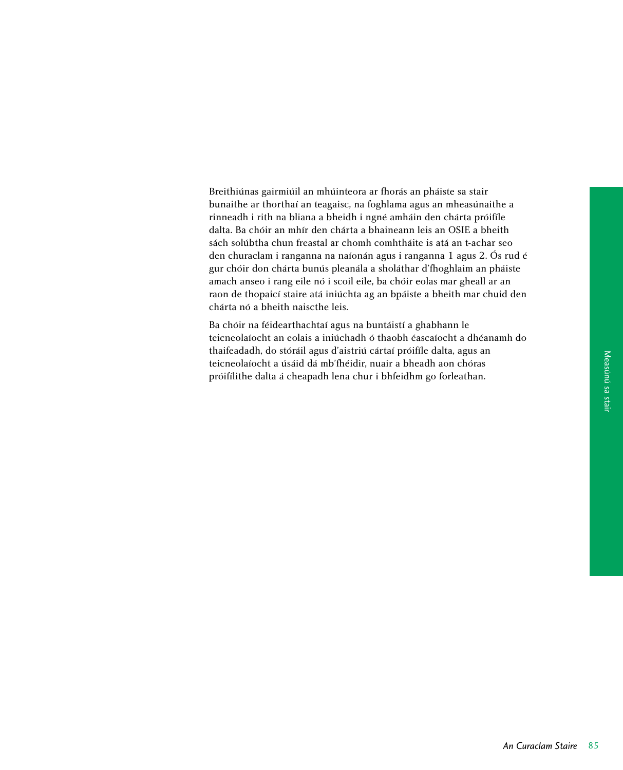Breithiúnas gairmiúil an mhúinteora ar fhorás an pháiste sa stair bunaithe ar thorthaí an teagaisc, na foghlama agus an mheasúnaithe a rinneadh i rith na bliana a bheidh i ngné amháin den chárta próifíle dalta. Ba chóir an mhír den chárta a bhaineann leis an OSIE a bheith sách solúbtha chun freastal ar chomh comhtháite is atá an t-achar seo den churaclam i ranganna na naíonán agus i ranganna 1 agus 2. Ós rud é gur chóir don chárta bunús pleanála a sholáthar d'fhoghlaim an pháiste amach anseo i rang eile nó i scoil eile, ba chóir eolas mar gheall ar an raon de thopaicí staire atá iniúchta ag an bpáiste a bheith mar chuid den chárta nó a bheith naiscthe leis.

Ba chóir na féidearthachtaí agus na buntáistí a ghabhann le teicneolaíocht an eolais a iniúchadh ó thaobh éascaíocht a dhéanamh do thaifeadadh, do stóráil agus d'aistriú cártaí próifíle dalta, agus an teicneolaíocht a úsáid dá mb'fhéidir, nuair a bheadh aon chóras próifílithe dalta á cheapadh lena chur i bhfeidhm go forleathan.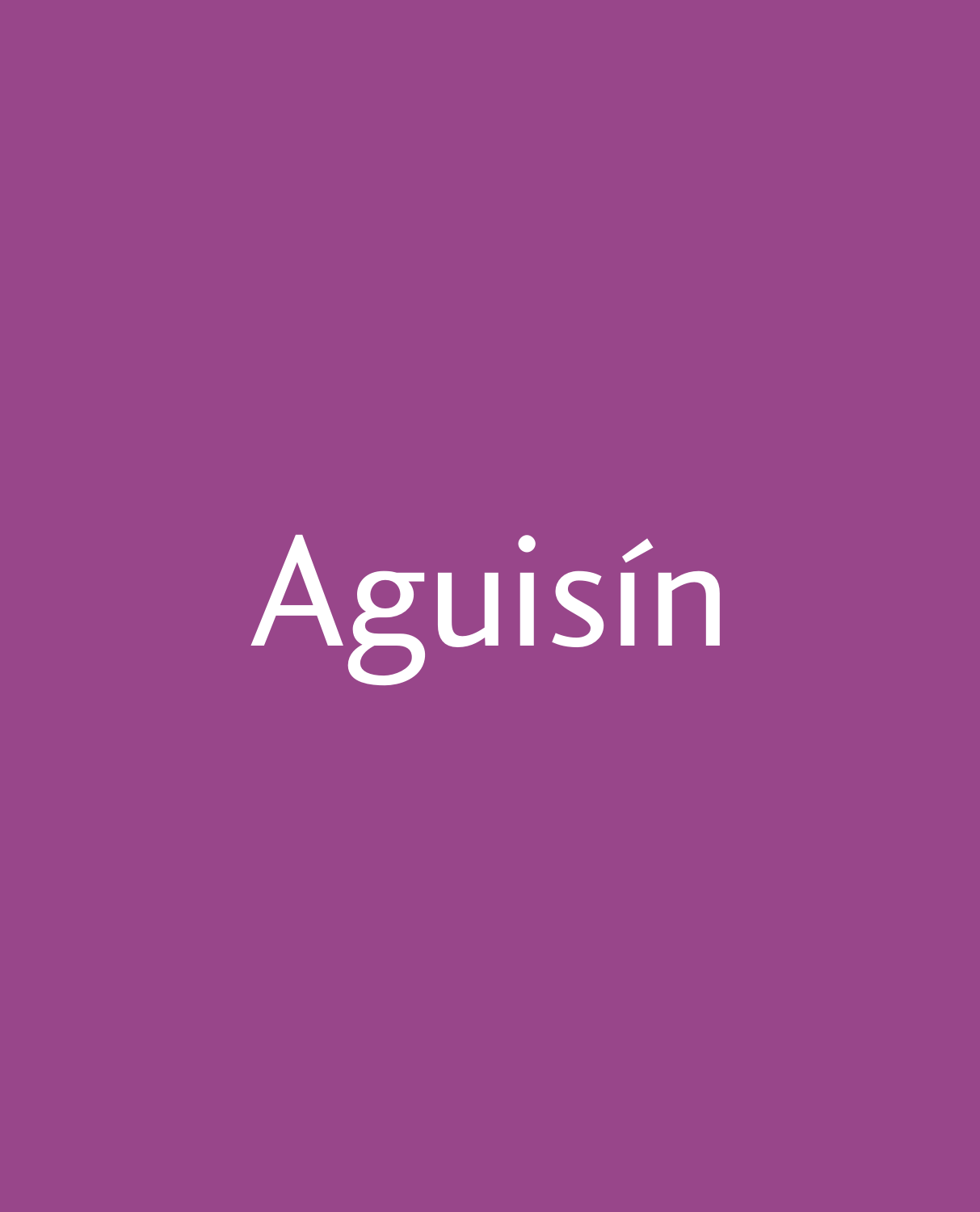# Aguisín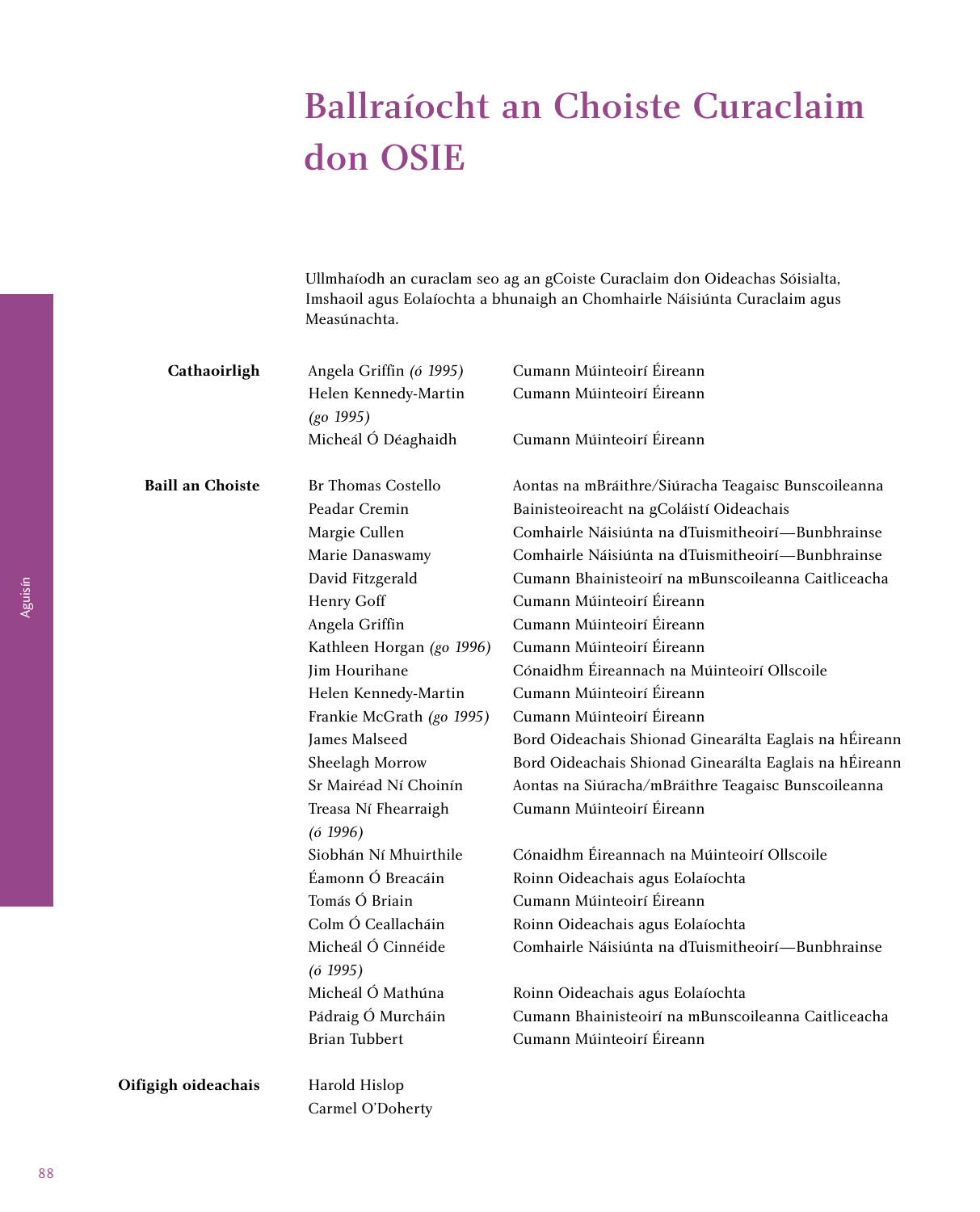# Ballraíocht an Choiste Curaclaim don OSIE

Ullmhaíodh an curaclam seo ag an gCoiste Curaclaim don Oideachas Sóisialta, Imshaoil agus Eolaíochta a bhunaigh an Chomhairle Náisiúnta Curaclaim agus Measúnachta.

| | | |
|---|---|---|
| **Cathaoirligh** | Angela Griffin *(ó 1995)* | Cumann Múinteoirí Éireann |
| | Helen Kennedy-Martin *(go 1995)* | Cumann Múinteoirí Éireann |
| | Micheál Ó Déaghaidh | Cumann Múinteoirí Éireann |
| **Baill an Choiste** | Br Thomas Costello | Aontas na mBráithre/Siúracha Teagaisc Bunscoileanna |
| | Peadar Cremin | Bainisteoireacht na gColáistí Oideachais |
| | Margie Cullen | Comhairle Náisiúnta na dTuismitheoirí—Bunbhrainse |
| | Marie Danaswamy | Comhairle Náisiúnta na dTuismitheoirí—Bunbhrainse |
| | David Fitzgerald | Cumann Bhainisteoirí na mBunscoileanna Caitliceacha |
| | Henry Goff | Cumann Múinteoirí Éireann |
| | Angela Griffin | Cumann Múinteoirí Éireann |
| | Kathleen Horgan *(go 1996)* | Cumann Múinteoirí Éireann |
| | Jim Hourihane | Cónaidhm Éireannach na Múinteoirí Ollscoile |
| | Helen Kennedy-Martin | Cumann Múinteoirí Éireann |
| | Frankie McGrath *(go 1995)* | Cumann Múinteoirí Éireann |
| | James Malseed | Bord Oideachais Shionad Ginearálta Eaglais na hÉireann |
| | Sheelagh Morrow | Bord Oideachais Shionad Ginearálta Eaglais na hÉireann |
| | Sr Mairéad Ní Choinín | Aontas na Siúracha/mBráithre Teagaisc Bunscoileanna |
| | Treasa Ní Fhearraigh *(ó 1996)* | Cumann Múinteoirí Éireann |
| | Siobhán Ní Mhuirthile | Cónaidhm Éireannach na Múinteoirí Ollscoile |
| | Éamonn Ó Breacáin | Roinn Oideachais agus Eolaíochta |
| | Tomás Ó Briain | Cumann Múinteoirí Éireann |
| | Colm Ó Ceallacháin | Roinn Oideachais agus Eolaíochta |
| | Micheál Ó Cinnéide *(ó 1995)* | Comhairle Náisiúnta na dTuismitheoirí—Bunbhrainse |
| | Micheál Ó Mathúna | Roinn Oideachais agus Eolaíochta |
| | Pádraig Ó Murcháin | Cumann Bhainisteoirí na mBunscoileanna Caitliceacha |
| | Brian Tubbert | Cumann Múinteoirí Éireann |
| **Oifigigh oideachais** | Harold Hislop | |
| | Carmel O'Doherty | |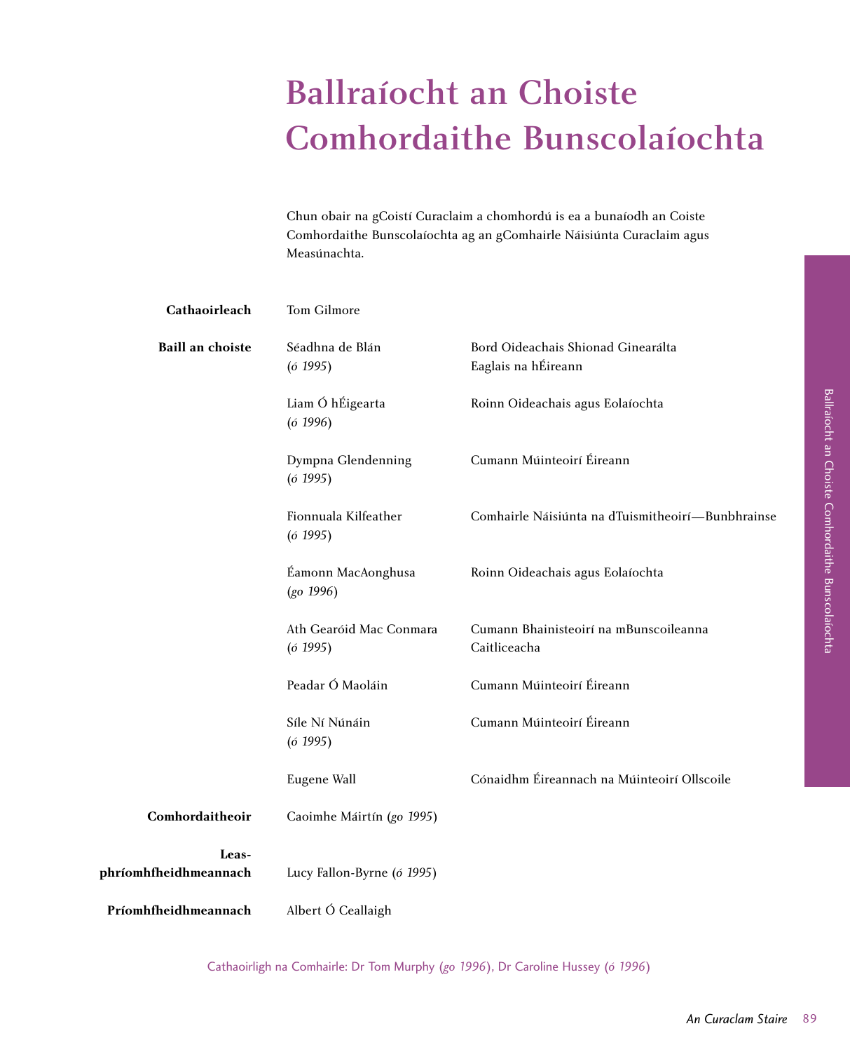# Ballraíocht an Choiste Comhordaithe Bunscolaíochta

Chun obair na gCoistí Curaclaim a chomhordú is ea a bunaíodh an Coiste Comhordaithe Bunscolaíochta ag an gComhairle Náisiúnta Curaclaim agus Measúnachta.

| | | |
|---|---|---|
| **Cathaoirleach** | Tom Gilmore | |
| **Baill an choiste** | Séadhna de Blán (*ó 1995*) | Bord Oideachais Shionad Ginearálta Eaglais na hÉireann |
| | Liam Ó hÉigearta (*ó 1996*) | Roinn Oideachais agus Eolaíochta |
| | Dympna Glendenning (*ó 1995*) | Cumann Múinteoirí Éireann |
| | Fionnuala Kilfeather (*ó 1995*) | Comhairle Náisiúnta na dTuismitheoirí—Bunbhrainse |
| | Éamonn MacAonghusa (*go 1996*) | Roinn Oideachais agus Eolaíochta |
| | Ath Gearóid Mac Conmara (*ó 1995*) | Cumann Bhainisteoirí na mBunscoileanna Caitliceacha |
| | Peadar Ó Maoláin | Cumann Múinteoirí Éireann |
| | Síle Ní Núnáin (*ó 1995*) | Cumann Múinteoirí Éireann |
| | Eugene Wall | Cónaidhm Éireannach na Múinteoirí Ollscoile |
| **Comhordaitheoir** | Caoimhe Máirtín (*go 1995*) | |
| **Leas-phríomhfheidhmeannach** | Lucy Fallon-Byrne (*ó 1995*) | |
| **Príomhfheidhmeannach** | Albert Ó Ceallaigh | |

Cathaoirligh na Comhairle: Dr Tom Murphy (*go 1996*), Dr Caroline Hussey (*ó 1996*)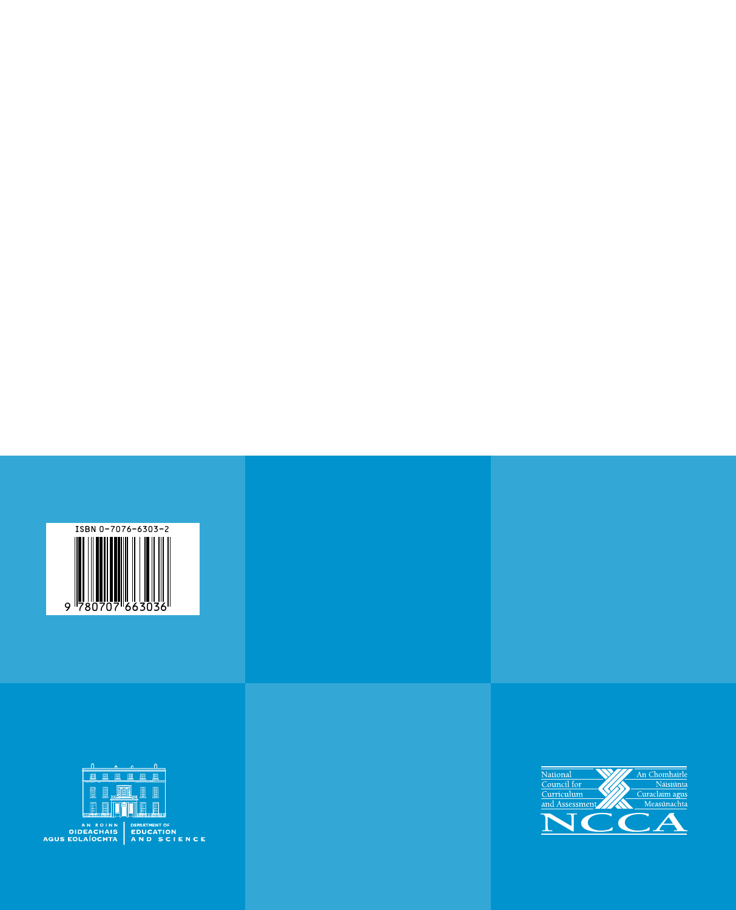ISBN 0-7076-6303-2

9 780707 663036

AN ROINN OIDEACHAIS AGUS EOLAÍOCHTA

DEPARTMENT OF EDUCATION AND SCIENCE

National Council for Curriculum and Assessment

An Chomhairle Náisiúnta Curaclaim agus Measúnachta

NCCA